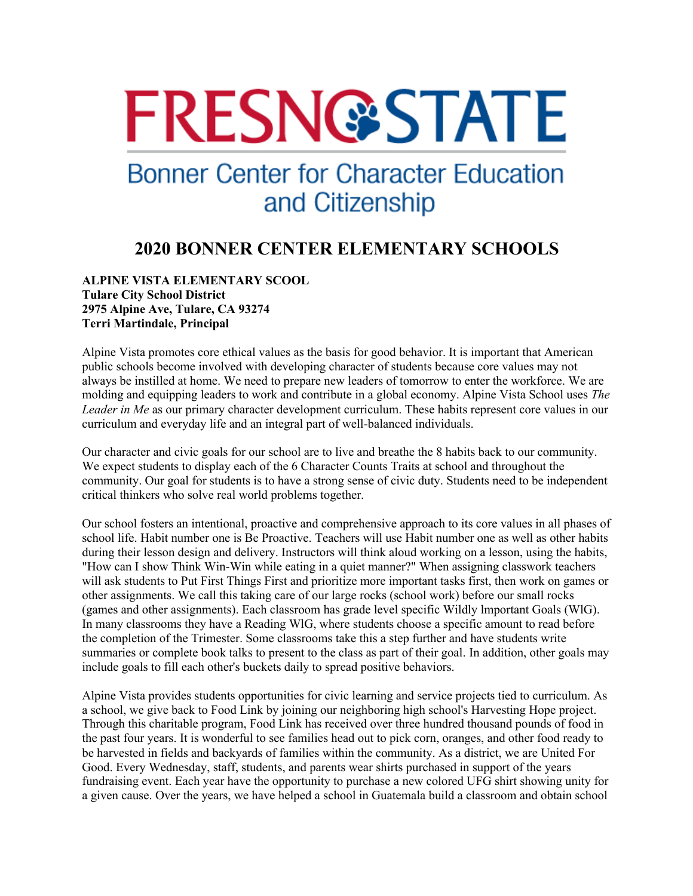# FRESNO STATE

## Bonner Center for Character Education and Citizenship

# 2020 BONNER CENTER ELEMENTARY SCHOOLS

**ALPINE VISTA ELEMENTARY SCOOL**
**Tulare City School District**
**2975 Alpine Ave, Tulare, CA 93274**
**Terri Martindale, Principal**

Alpine Vista promotes core ethical values as the basis for good behavior. It is important that American public schools become involved with developing character of students because core values may not always be instilled at home. We need to prepare new leaders of tomorrow to enter the workforce. We are molding and equipping leaders to work and contribute in a global economy. Alpine Vista School uses *The Leader in Me* as our primary character development curriculum. These habits represent core values in our curriculum and everyday life and an integral part of well-balanced individuals.

Our character and civic goals for our school are to live and breathe the 8 habits back to our community. We expect students to display each of the 6 Character Counts Traits at school and throughout the community. Our goal for students is to have a strong sense of civic duty. Students need to be independent critical thinkers who solve real world problems together.

Our school fosters an intentional, proactive and comprehensive approach to its core values in all phases of school life. Habit number one is Be Proactive. Teachers will use Habit number one as well as other habits during their lesson design and delivery. Instructors will think aloud working on a lesson, using the habits, "How can I show Think Win-Win while eating in a quiet manner?" When assigning classwork teachers will ask students to Put First Things First and prioritize more important tasks first, then work on games or other assignments. We call this taking care of our large rocks (school work) before our small rocks (games and other assignments). Each classroom has grade level specific Wildly lmportant Goals (WlG). In many classrooms they have a Reading WlG, where students choose a specific amount to read before the completion of the Trimester. Some classrooms take this a step further and have students write summaries or complete book talks to present to the class as part of their goal. In addition, other goals may include goals to fill each other's buckets daily to spread positive behaviors.

Alpine Vista provides students opportunities for civic learning and service projects tied to curriculum. As a school, we give back to Food Link by joining our neighboring high school's Harvesting Hope project. Through this charitable program, Food Link has received over three hundred thousand pounds of food in the past four years. It is wonderful to see families head out to pick corn, oranges, and other food ready to be harvested in fields and backyards of families within the community. As a district, we are United For Good. Every Wednesday, staff, students, and parents wear shirts purchased in support of the years fundraising event. Each year have the opportunity to purchase a new colored UFG shirt showing unity for a given cause. Over the years, we have helped a school in Guatemala build a classroom and obtain school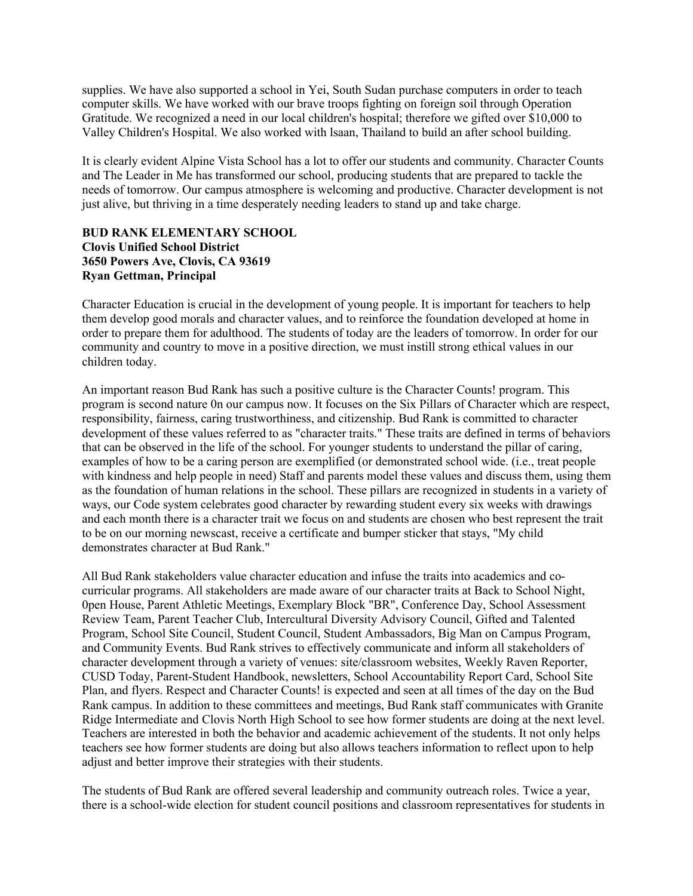supplies. We have also supported a school in Yei, South Sudan purchase computers in order to teach computer skills. We have worked with our brave troops fighting on foreign soil through Operation Gratitude. We recognized a need in our local children's hospital; therefore we gifted over $10,000 to Valley Children's Hospital. We also worked with lsaan, Thailand to build an after school building.

It is clearly evident Alpine Vista School has a lot to offer our students and community. Character Counts and The Leader in Me has transformed our school, producing students that are prepared to tackle the needs of tomorrow. Our campus atmosphere is welcoming and productive. Character development is not just alive, but thriving in a time desperately needing leaders to stand up and take charge.

**BUD RANK ELEMENTARY SCHOOL**
**Clovis Unified School District**
**3650 Powers Ave, Clovis, CA 93619**
**Ryan Gettman, Principal**

Character Education is crucial in the development of young people. It is important for teachers to help them develop good morals and character values, and to reinforce the foundation developed at home in order to prepare them for adulthood. The students of today are the leaders of tomorrow. In order for our community and country to move in a positive direction, we must instill strong ethical values in our children today.

An important reason Bud Rank has such a positive culture is the Character Counts! program. This program is second nature 0n our campus now. It focuses on the Six Pillars of Character which are respect, responsibility, fairness, caring trustworthiness, and citizenship. Bud Rank is committed to character development of these values referred to as "character traits." These traits are defined in terms of behaviors that can be observed in the life of the school. For younger students to understand the pillar of caring, examples of how to be a caring person are exemplified (or demonstrated school wide. (i.e., treat people with kindness and help people in need) Staff and parents model these values and discuss them, using them as the foundation of human relations in the school. These pillars are recognized in students in a variety of ways, our Code system celebrates good character by rewarding student every six weeks with drawings and each month there is a character trait we focus on and students are chosen who best represent the trait to be on our morning newscast, receive a certificate and bumper sticker that stays, "My child demonstrates character at Bud Rank."

All Bud Rank stakeholders value character education and infuse the traits into academics and co-curricular programs. All stakeholders are made aware of our character traits at Back to School Night, 0pen House, Parent Athletic Meetings, Exemplary Block "BR", Conference Day, School Assessment Review Team, Parent Teacher Club, Intercultural Diversity Advisory Council, Gifted and Talented Program, School Site Council, Student Council, Student Ambassadors, Big Man on Campus Program, and Community Events. Bud Rank strives to effectively communicate and inform all stakeholders of character development through a variety of venues: site/classroom websites, Weekly Raven Reporter, CUSD Today, Parent-Student Handbook, newsletters, School Accountability Report Card, School Site Plan, and flyers. Respect and Character Counts! is expected and seen at all times of the day on the Bud Rank campus. In addition to these committees and meetings, Bud Rank staff communicates with Granite Ridge Intermediate and Clovis North High School to see how former students are doing at the next level. Teachers are interested in both the behavior and academic achievement of the students. It not only helps teachers see how former students are doing but also allows teachers information to reflect upon to help adjust and better improve their strategies with their students.

The students of Bud Rank are offered several leadership and community outreach roles. Twice a year, there is a school-wide election for student council positions and classroom representatives for students in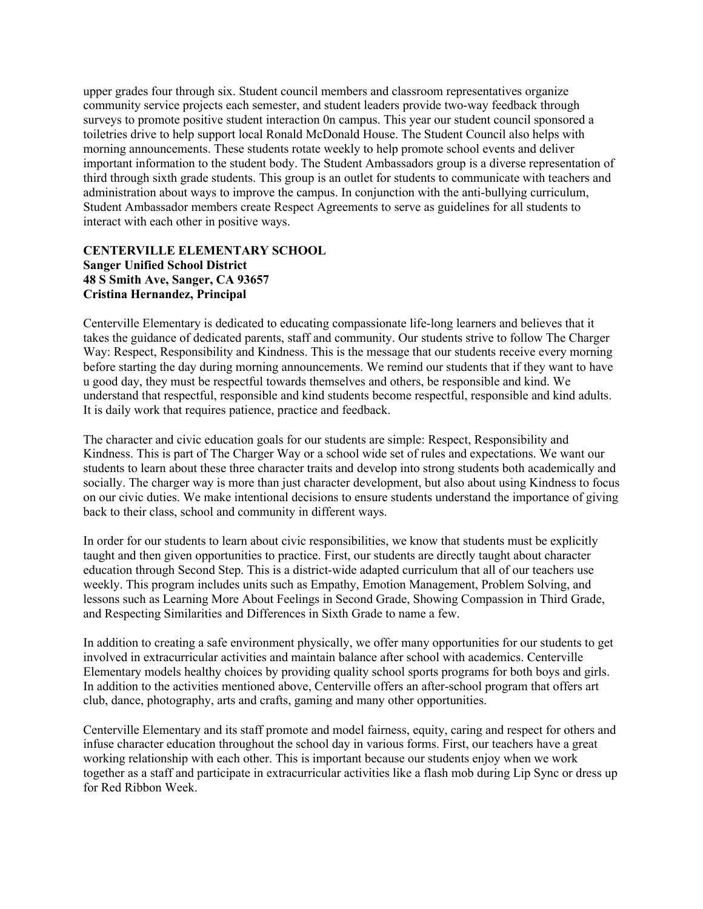upper grades four through six. Student council members and classroom representatives organize community service projects each semester, and student leaders provide two-way feedback through surveys to promote positive student interaction 0n campus. This year our student council sponsored a toiletries drive to help support local Ronald McDonald House. The Student Council also helps with morning announcements. These students rotate weekly to help promote school events and deliver important information to the student body. The Student Ambassadors group is a diverse representation of third through sixth grade students. This group is an outlet for students to communicate with teachers and administration about ways to improve the campus. In conjunction with the anti-bullying curriculum, Student Ambassador members create Respect Agreements to serve as guidelines for all students to interact with each other in positive ways.

**CENTERVILLE ELEMENTARY SCHOOL**
**Sanger Unified School District**
**48 S Smith Ave, Sanger, CA 93657**
**Cristina Hernandez, Principal**

Centerville Elementary is dedicated to educating compassionate life-long learners and believes that it takes the guidance of dedicated parents, staff and community. Our students strive to follow The Charger Way: Respect, Responsibility and Kindness. This is the message that our students receive every morning before starting the day during morning announcements. We remind our students that if they want to have u good day, they must be respectful towards themselves and others, be responsible and kind. We understand that respectful, responsible and kind students become respectful, responsible and kind adults. It is daily work that requires patience, practice and feedback.

The character and civic education goals for our students are simple: Respect, Responsibility and Kindness. This is part of The Charger Way or a school wide set of rules and expectations. We want our students to learn about these three character traits and develop into strong students both academically and socially. The charger way is more than just character development, but also about using Kindness to focus on our civic duties. We make intentional decisions to ensure students understand the importance of giving back to their class, school and community in different ways.

In order for our students to learn about civic responsibilities, we know that students must be explicitly taught and then given opportunities to practice. First, our students are directly taught about character education through Second Step. This is a district-wide adapted curriculum that all of our teachers use weekly. This program includes units such as Empathy, Emotion Management, Problem Solving, and lessons such as Learning More About Feelings in Second Grade, Showing Compassion in Third Grade, and Respecting Similarities and Differences in Sixth Grade to name a few.

In addition to creating a safe environment physically, we offer many opportunities for our students to get involved in extracurricular activities and maintain balance after school with academics. Centerville Elementary models healthy choices by providing quality school sports programs for both boys and girls. In addition to the activities mentioned above, Centerville offers an after-school program that offers art club, dance, photography, arts and crafts, gaming and many other opportunities.

Centerville Elementary and its staff promote and model fairness, equity, caring and respect for others and infuse character education throughout the school day in various forms. First, our teachers have a great working relationship with each other. This is important because our students enjoy when we work together as a staff and participate in extracurricular activities like a flash mob during Lip Sync or dress up for Red Ribbon Week.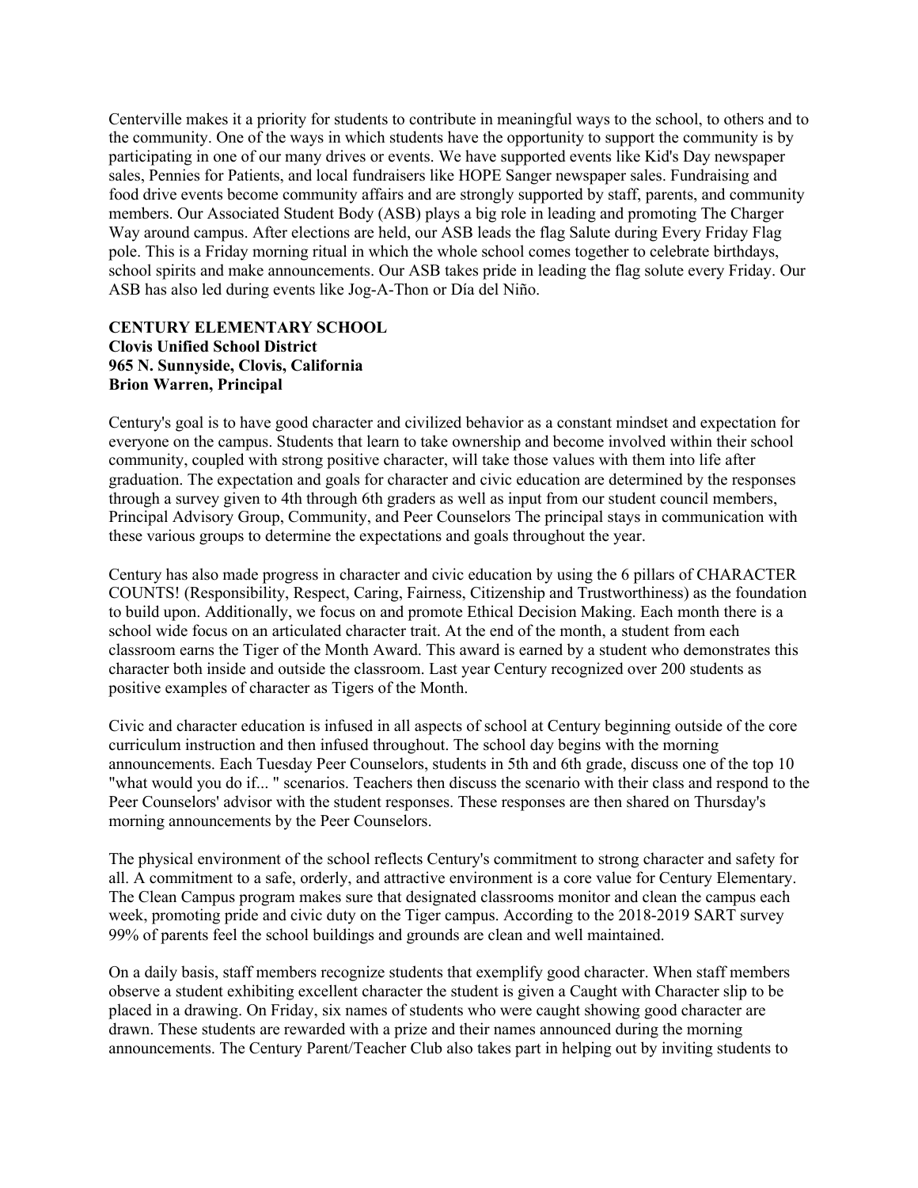Centerville makes it a priority for students to contribute in meaningful ways to the school, to others and to the community. One of the ways in which students have the opportunity to support the community is by participating in one of our many drives or events. We have supported events like Kid's Day newspaper sales, Pennies for Patients, and local fundraisers like HOPE Sanger newspaper sales. Fundraising and food drive events become community affairs and are strongly supported by staff, parents, and community members. Our Associated Student Body (ASB) plays a big role in leading and promoting The Charger Way around campus. After elections are held, our ASB leads the flag Salute during Every Friday Flag pole. This is a Friday morning ritual in which the whole school comes together to celebrate birthdays, school spirits and make announcements. Our ASB takes pride in leading the flag solute every Friday. Our ASB has also led during events like Jog-A-Thon or Día del Niño.

**CENTURY ELEMENTARY SCHOOL**
**Clovis Unified School District**
**965 N. Sunnyside, Clovis, California**
**Brion Warren, Principal**

Century's goal is to have good character and civilized behavior as a constant mindset and expectation for everyone on the campus. Students that learn to take ownership and become involved within their school community, coupled with strong positive character, will take those values with them into life after graduation. The expectation and goals for character and civic education are determined by the responses through a survey given to 4th through 6th graders as well as input from our student council members, Principal Advisory Group, Community, and Peer Counselors The principal stays in communication with these various groups to determine the expectations and goals throughout the year.

Century has also made progress in character and civic education by using the 6 pillars of CHARACTER COUNTS! (Responsibility, Respect, Caring, Fairness, Citizenship and Trustworthiness) as the foundation to build upon. Additionally, we focus on and promote Ethical Decision Making. Each month there is a school wide focus on an articulated character trait. At the end of the month, a student from each classroom earns the Tiger of the Month Award. This award is earned by a student who demonstrates this character both inside and outside the classroom. Last year Century recognized over 200 students as positive examples of character as Tigers of the Month.

Civic and character education is infused in all aspects of school at Century beginning outside of the core curriculum instruction and then infused throughout. The school day begins with the morning announcements. Each Tuesday Peer Counselors, students in 5th and 6th grade, discuss one of the top 10 "what would you do if... " scenarios. Teachers then discuss the scenario with their class and respond to the Peer Counselors' advisor with the student responses. These responses are then shared on Thursday's morning announcements by the Peer Counselors.

The physical environment of the school reflects Century's commitment to strong character and safety for all. A commitment to a safe, orderly, and attractive environment is a core value for Century Elementary. The Clean Campus program makes sure that designated classrooms monitor and clean the campus each week, promoting pride and civic duty on the Tiger campus. According to the 2018-2019 SART survey 99% of parents feel the school buildings and grounds are clean and well maintained.

On a daily basis, staff members recognize students that exemplify good character. When staff members observe a student exhibiting excellent character the student is given a Caught with Character slip to be placed in a drawing. On Friday, six names of students who were caught showing good character are drawn. These students are rewarded with a prize and their names announced during the morning announcements. The Century Parent/Teacher Club also takes part in helping out by inviting students to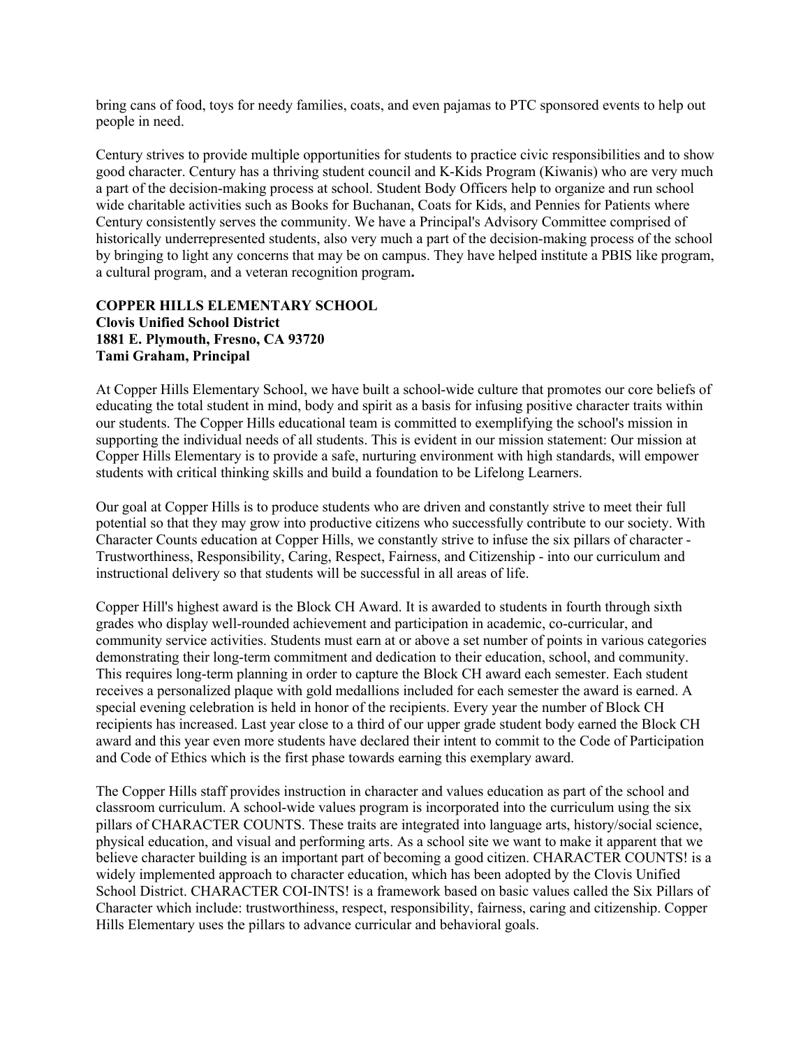bring cans of food, toys for needy families, coats, and even pajamas to PTC sponsored events to help out people in need.

Century strives to provide multiple opportunities for students to practice civic responsibilities and to show good character. Century has a thriving student council and K-Kids Program (Kiwanis) who are very much a part of the decision-making process at school. Student Body Officers help to organize and run school wide charitable activities such as Books for Buchanan, Coats for Kids, and Pennies for Patients where Century consistently serves the community. We have a Principal's Advisory Committee comprised of historically underrepresented students, also very much a part of the decision-making process of the school by bringing to light any concerns that may be on campus. They have helped institute a PBIS like program, a cultural program, and a veteran recognition program**.**

**COPPER HILLS ELEMENTARY SCHOOL**
**Clovis Unified School District**
**1881 E. Plymouth, Fresno, CA 93720**
**Tami Graham, Principal**

At Copper Hills Elementary School, we have built a school-wide culture that promotes our core beliefs of educating the total student in mind, body and spirit as a basis for infusing positive character traits within our students. The Copper Hills educational team is committed to exemplifying the school's mission in supporting the individual needs of all students. This is evident in our mission statement: Our mission at Copper Hills Elementary is to provide a safe, nurturing environment with high standards, will empower students with critical thinking skills and build a foundation to be Lifelong Learners.

Our goal at Copper Hills is to produce students who are driven and constantly strive to meet their full potential so that they may grow into productive citizens who successfully contribute to our society. With Character Counts education at Copper Hills, we constantly strive to infuse the six pillars of character - Trustworthiness, Responsibility, Caring, Respect, Fairness, and Citizenship - into our curriculum and instructional delivery so that students will be successful in all areas of life.

Copper Hill's highest award is the Block CH Award. It is awarded to students in fourth through sixth grades who display well-rounded achievement and participation in academic, co-curricular, and community service activities. Students must earn at or above a set number of points in various categories demonstrating their long-term commitment and dedication to their education, school, and community. This requires long-term planning in order to capture the Block CH award each semester. Each student receives a personalized plaque with gold medallions included for each semester the award is earned. A special evening celebration is held in honor of the recipients. Every year the number of Block CH recipients has increased. Last year close to a third of our upper grade student body earned the Block CH award and this year even more students have declared their intent to commit to the Code of Participation and Code of Ethics which is the first phase towards earning this exemplary award.

The Copper Hills staff provides instruction in character and values education as part of the school and classroom curriculum. A school-wide values program is incorporated into the curriculum using the six pillars of CHARACTER COUNTS. These traits are integrated into language arts, history/social science, physical education, and visual and performing arts. As a school site we want to make it apparent that we believe character building is an important part of becoming a good citizen. CHARACTER COUNTS! is a widely implemented approach to character education, which has been adopted by the Clovis Unified School District. CHARACTER COI-INTS! is a framework based on basic values called the Six Pillars of Character which include: trustworthiness, respect, responsibility, fairness, caring and citizenship. Copper Hills Elementary uses the pillars to advance curricular and behavioral goals.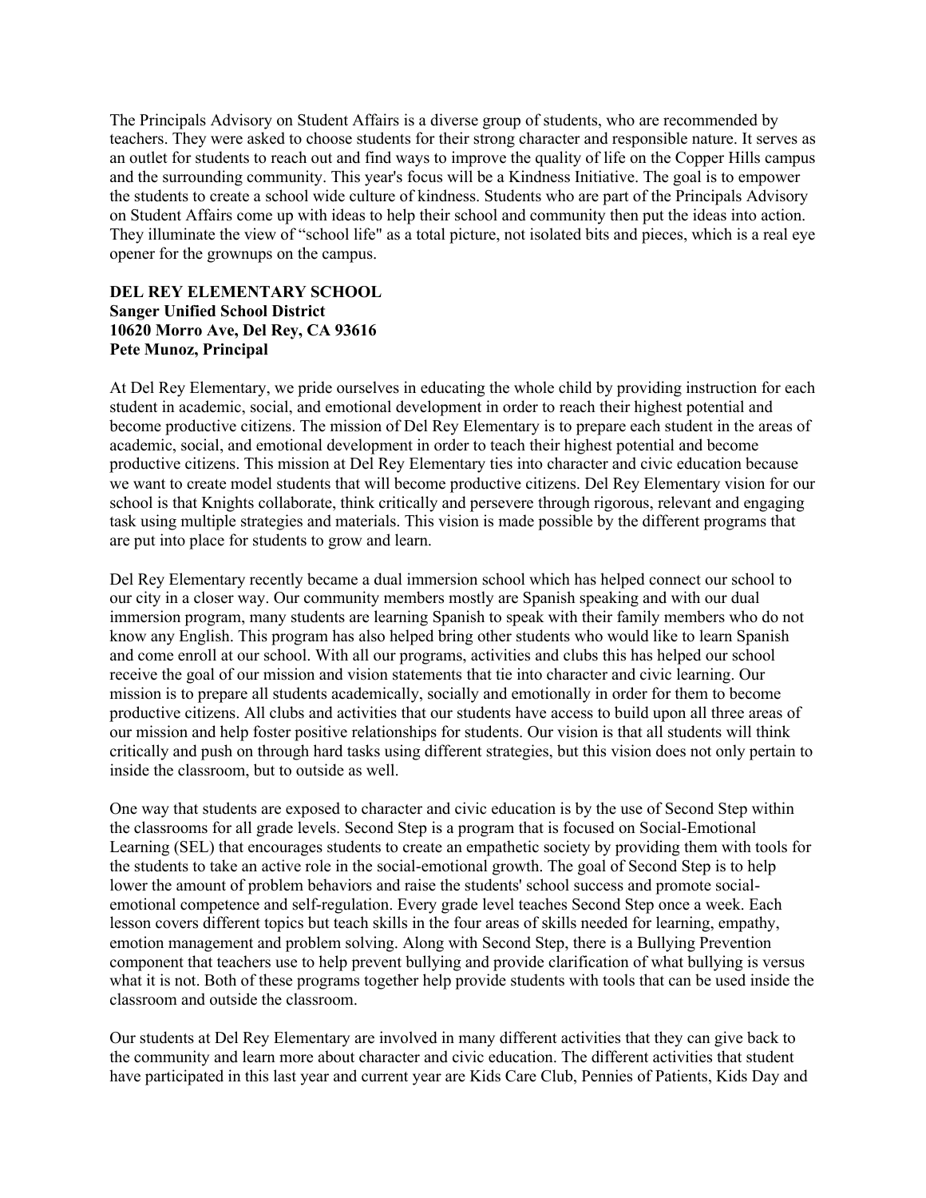The Principals Advisory on Student Affairs is a diverse group of students, who are recommended by teachers. They were asked to choose students for their strong character and responsible nature. It serves as an outlet for students to reach out and find ways to improve the quality of life on the Copper Hills campus and the surrounding community. This year's focus will be a Kindness Initiative. The goal is to empower the students to create a school wide culture of kindness. Students who are part of the Principals Advisory on Student Affairs come up with ideas to help their school and community then put the ideas into action. They illuminate the view of "school life" as a total picture, not isolated bits and pieces, which is a real eye opener for the grownups on the campus.

**DEL REY ELEMENTARY SCHOOL**
**Sanger Unified School District**
**10620 Morro Ave, Del Rey, CA 93616**
**Pete Munoz, Principal**

At Del Rey Elementary, we pride ourselves in educating the whole child by providing instruction for each student in academic, social, and emotional development in order to reach their highest potential and become productive citizens. The mission of Del Rey Elementary is to prepare each student in the areas of academic, social, and emotional development in order to teach their highest potential and become productive citizens. This mission at Del Rey Elementary ties into character and civic education because we want to create model students that will become productive citizens. Del Rey Elementary vision for our school is that Knights collaborate, think critically and persevere through rigorous, relevant and engaging task using multiple strategies and materials. This vision is made possible by the different programs that are put into place for students to grow and learn.

Del Rey Elementary recently became a dual immersion school which has helped connect our school to our city in a closer way. Our community members mostly are Spanish speaking and with our dual immersion program, many students are learning Spanish to speak with their family members who do not know any English. This program has also helped bring other students who would like to learn Spanish and come enroll at our school. With all our programs, activities and clubs this has helped our school receive the goal of our mission and vision statements that tie into character and civic learning. Our mission is to prepare all students academically, socially and emotionally in order for them to become productive citizens. All clubs and activities that our students have access to build upon all three areas of our mission and help foster positive relationships for students. Our vision is that all students will think critically and push on through hard tasks using different strategies, but this vision does not only pertain to inside the classroom, but to outside as well.

One way that students are exposed to character and civic education is by the use of Second Step within the classrooms for all grade levels. Second Step is a program that is focused on Social-Emotional Learning (SEL) that encourages students to create an empathetic society by providing them with tools for the students to take an active role in the social-emotional growth. The goal of Second Step is to help lower the amount of problem behaviors and raise the students' school success and promote social-emotional competence and self-regulation. Every grade level teaches Second Step once a week. Each lesson covers different topics but teach skills in the four areas of skills needed for learning, empathy, emotion management and problem solving. Along with Second Step, there is a Bullying Prevention component that teachers use to help prevent bullying and provide clarification of what bullying is versus what it is not. Both of these programs together help provide students with tools that can be used inside the classroom and outside the classroom.

Our students at Del Rey Elementary are involved in many different activities that they can give back to the community and learn more about character and civic education. The different activities that student have participated in this last year and current year are Kids Care Club, Pennies of Patients, Kids Day and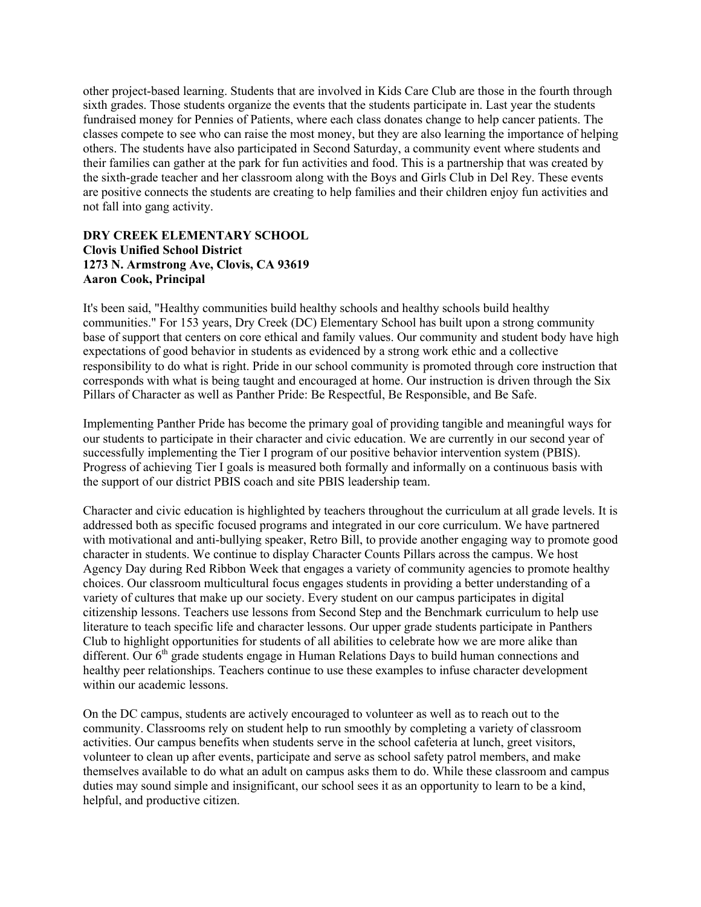other project-based learning. Students that are involved in Kids Care Club are those in the fourth through sixth grades. Those students organize the events that the students participate in. Last year the students fundraised money for Pennies of Patients, where each class donates change to help cancer patients. The classes compete to see who can raise the most money, but they are also learning the importance of helping others. The students have also participated in Second Saturday, a community event where students and their families can gather at the park for fun activities and food. This is a partnership that was created by the sixth-grade teacher and her classroom along with the Boys and Girls Club in Del Rey. These events are positive connects the students are creating to help families and their children enjoy fun activities and not fall into gang activity.

**DRY CREEK ELEMENTARY SCHOOL**
**Clovis Unified School District**
**1273 N. Armstrong Ave, Clovis, CA 93619**
**Aaron Cook, Principal**

It's been said, "Healthy communities build healthy schools and healthy schools build healthy communities." For 153 years, Dry Creek (DC) Elementary School has built upon a strong community base of support that centers on core ethical and family values. Our community and student body have high expectations of good behavior in students as evidenced by a strong work ethic and a collective responsibility to do what is right. Pride in our school community is promoted through core instruction that corresponds with what is being taught and encouraged at home. Our instruction is driven through the Six Pillars of Character as well as Panther Pride: Be Respectful, Be Responsible, and Be Safe.

Implementing Panther Pride has become the primary goal of providing tangible and meaningful ways for our students to participate in their character and civic education. We are currently in our second year of successfully implementing the Tier I program of our positive behavior intervention system (PBIS). Progress of achieving Tier I goals is measured both formally and informally on a continuous basis with the support of our district PBIS coach and site PBIS leadership team.

Character and civic education is highlighted by teachers throughout the curriculum at all grade levels. It is addressed both as specific focused programs and integrated in our core curriculum. We have partnered with motivational and anti-bullying speaker, Retro Bill, to provide another engaging way to promote good character in students. We continue to display Character Counts Pillars across the campus. We host Agency Day during Red Ribbon Week that engages a variety of community agencies to promote healthy choices. Our classroom multicultural focus engages students in providing a better understanding of a variety of cultures that make up our society. Every student on our campus participates in digital citizenship lessons. Teachers use lessons from Second Step and the Benchmark curriculum to help use literature to teach specific life and character lessons. Our upper grade students participate in Panthers Club to highlight opportunities for students of all abilities to celebrate how we are more alike than different. Our 6th grade students engage in Human Relations Days to build human connections and healthy peer relationships. Teachers continue to use these examples to infuse character development within our academic lessons.

On the DC campus, students are actively encouraged to volunteer as well as to reach out to the community. Classrooms rely on student help to run smoothly by completing a variety of classroom activities. Our campus benefits when students serve in the school cafeteria at lunch, greet visitors, volunteer to clean up after events, participate and serve as school safety patrol members, and make themselves available to do what an adult on campus asks them to do. While these classroom and campus duties may sound simple and insignificant, our school sees it as an opportunity to learn to be a kind, helpful, and productive citizen.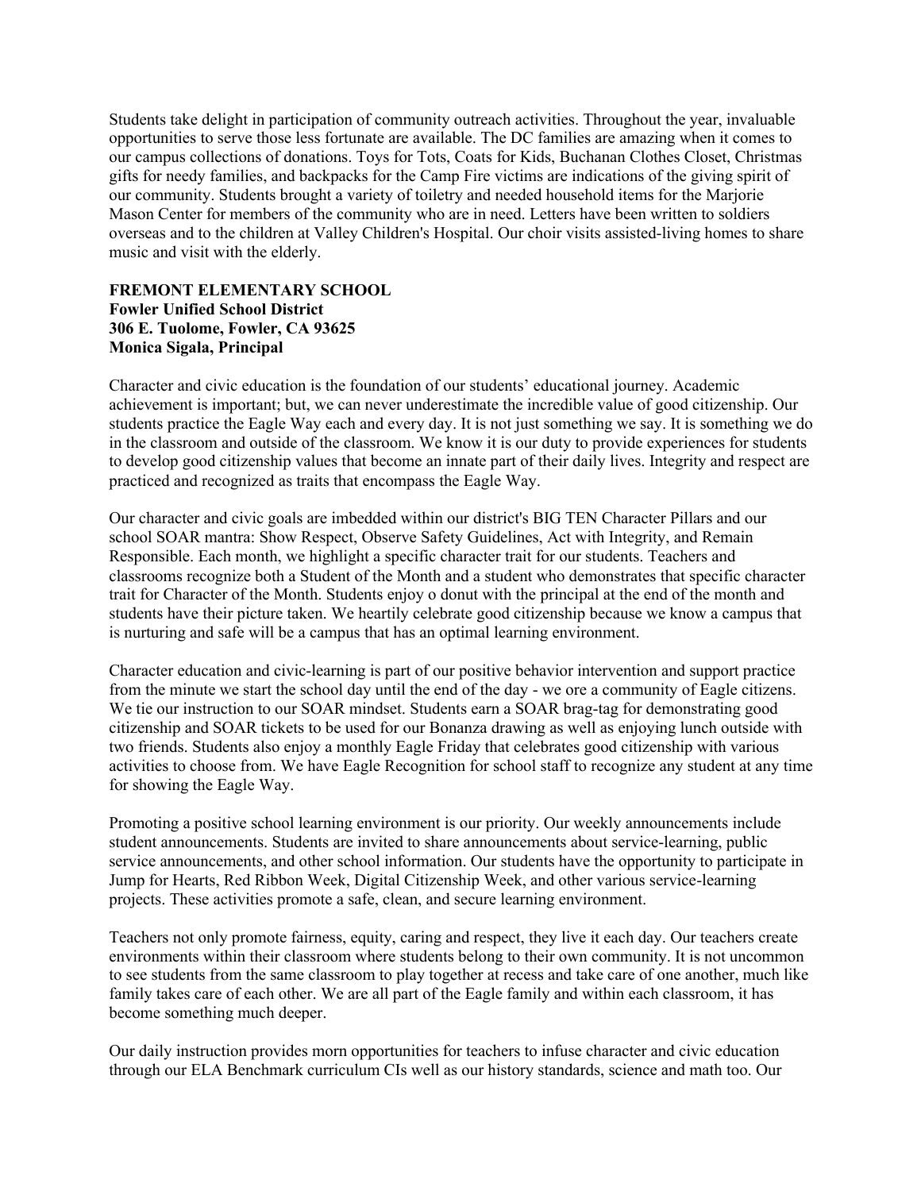Students take delight in participation of community outreach activities. Throughout the year, invaluable opportunities to serve those less fortunate are available. The DC families are amazing when it comes to our campus collections of donations. Toys for Tots, Coats for Kids, Buchanan Clothes Closet, Christmas gifts for needy families, and backpacks for the Camp Fire victims are indications of the giving spirit of our community. Students brought a variety of toiletry and needed household items for the Marjorie Mason Center for members of the community who are in need. Letters have been written to soldiers overseas and to the children at Valley Children's Hospital. Our choir visits assisted-living homes to share music and visit with the elderly.

**FREMONT ELEMENTARY SCHOOL**
**Fowler Unified School District**
**306 E. Tuolome, Fowler, CA 93625**
**Monica Sigala, Principal**

Character and civic education is the foundation of our students' educational journey. Academic achievement is important; but, we can never underestimate the incredible value of good citizenship. Our students practice the Eagle Way each and every day. It is not just something we say. It is something we do in the classroom and outside of the classroom. We know it is our duty to provide experiences for students to develop good citizenship values that become an innate part of their daily lives. Integrity and respect are practiced and recognized as traits that encompass the Eagle Way.

Our character and civic goals are imbedded within our district's BIG TEN Character Pillars and our school SOAR mantra: Show Respect, Observe Safety Guidelines, Act with Integrity, and Remain Responsible. Each month, we highlight a specific character trait for our students. Teachers and classrooms recognize both a Student of the Month and a student who demonstrates that specific character trait for Character of the Month. Students enjoy o donut with the principal at the end of the month and students have their picture taken. We heartily celebrate good citizenship because we know a campus that is nurturing and safe will be a campus that has an optimal learning environment.

Character education and civic-learning is part of our positive behavior intervention and support practice from the minute we start the school day until the end of the day - we ore a community of Eagle citizens. We tie our instruction to our SOAR mindset. Students earn a SOAR brag-tag for demonstrating good citizenship and SOAR tickets to be used for our Bonanza drawing as well as enjoying lunch outside with two friends. Students also enjoy a monthly Eagle Friday that celebrates good citizenship with various activities to choose from. We have Eagle Recognition for school staff to recognize any student at any time for showing the Eagle Way.

Promoting a positive school learning environment is our priority. Our weekly announcements include student announcements. Students are invited to share announcements about service-learning, public service announcements, and other school information. Our students have the opportunity to participate in Jump for Hearts, Red Ribbon Week, Digital Citizenship Week, and other various service-learning projects. These activities promote a safe, clean, and secure learning environment.

Teachers not only promote fairness, equity, caring and respect, they live it each day. Our teachers create environments within their classroom where students belong to their own community. It is not uncommon to see students from the same classroom to play together at recess and take care of one another, much like family takes care of each other. We are all part of the Eagle family and within each classroom, it has become something much deeper.

Our daily instruction provides morn opportunities for teachers to infuse character and civic education through our ELA Benchmark curriculum CIs well as our history standards, science and math too. Our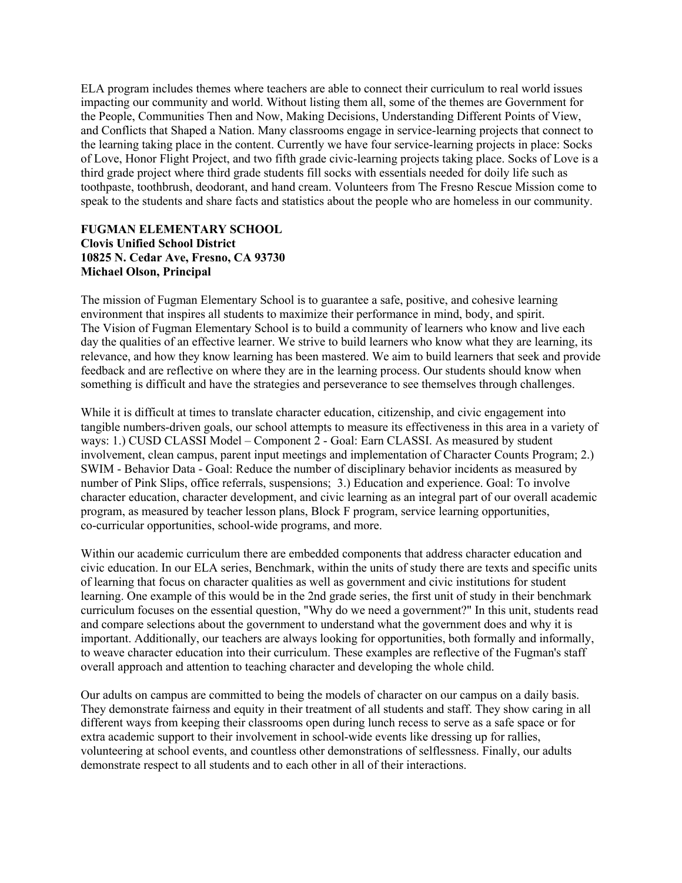ELA program includes themes where teachers are able to connect their curriculum to real world issues impacting our community and world. Without listing them all, some of the themes are Government for the People, Communities Then and Now, Making Decisions, Understanding Different Points of View, and Conflicts that Shaped a Nation. Many classrooms engage in service-learning projects that connect to the learning taking place in the content. Currently we have four service-learning projects in place: Socks of Love, Honor Flight Project, and two fifth grade civic-learning projects taking place. Socks of Love is a third grade project where third grade students fill socks with essentials needed for doily life such as toothpaste, toothbrush, deodorant, and hand cream. Volunteers from The Fresno Rescue Mission come to speak to the students and share facts and statistics about the people who are homeless in our community.

**FUGMAN ELEMENTARY SCHOOL**
**Clovis Unified School District**
**10825 N. Cedar Ave, Fresno, CA 93730**
**Michael Olson, Principal**

The mission of Fugman Elementary School is to guarantee a safe, positive, and cohesive learning environment that inspires all students to maximize their performance in mind, body, and spirit. The Vision of Fugman Elementary School is to build a community of learners who know and live each day the qualities of an effective learner. We strive to build learners who know what they are learning, its relevance, and how they know learning has been mastered. We aim to build learners that seek and provide feedback and are reflective on where they are in the learning process. Our students should know when something is difficult and have the strategies and perseverance to see themselves through challenges.

While it is difficult at times to translate character education, citizenship, and civic engagement into tangible numbers-driven goals, our school attempts to measure its effectiveness in this area in a variety of ways: 1.) CUSD CLASSI Model – Component 2 - Goal: Earn CLASSI. As measured by student involvement, clean campus, parent input meetings and implementation of Character Counts Program; 2.) SWIM - Behavior Data - Goal: Reduce the number of disciplinary behavior incidents as measured by number of Pink Slips, office referrals, suspensions; 3.) Education and experience. Goal: To involve character education, character development, and civic learning as an integral part of our overall academic program, as measured by teacher lesson plans, Block F program, service learning opportunities, co-curricular opportunities, school-wide programs, and more.

Within our academic curriculum there are embedded components that address character education and civic education. In our ELA series, Benchmark, within the units of study there are texts and specific units of learning that focus on character qualities as well as government and civic institutions for student learning. One example of this would be in the 2nd grade series, the first unit of study in their benchmark curriculum focuses on the essential question, "Why do we need a government?" In this unit, students read and compare selections about the government to understand what the government does and why it is important. Additionally, our teachers are always looking for opportunities, both formally and informally, to weave character education into their curriculum. These examples are reflective of the Fugman's staff overall approach and attention to teaching character and developing the whole child.

Our adults on campus are committed to being the models of character on our campus on a daily basis. They demonstrate fairness and equity in their treatment of all students and staff. They show caring in all different ways from keeping their classrooms open during lunch recess to serve as a safe space or for extra academic support to their involvement in school-wide events like dressing up for rallies, volunteering at school events, and countless other demonstrations of selflessness. Finally, our adults demonstrate respect to all students and to each other in all of their interactions.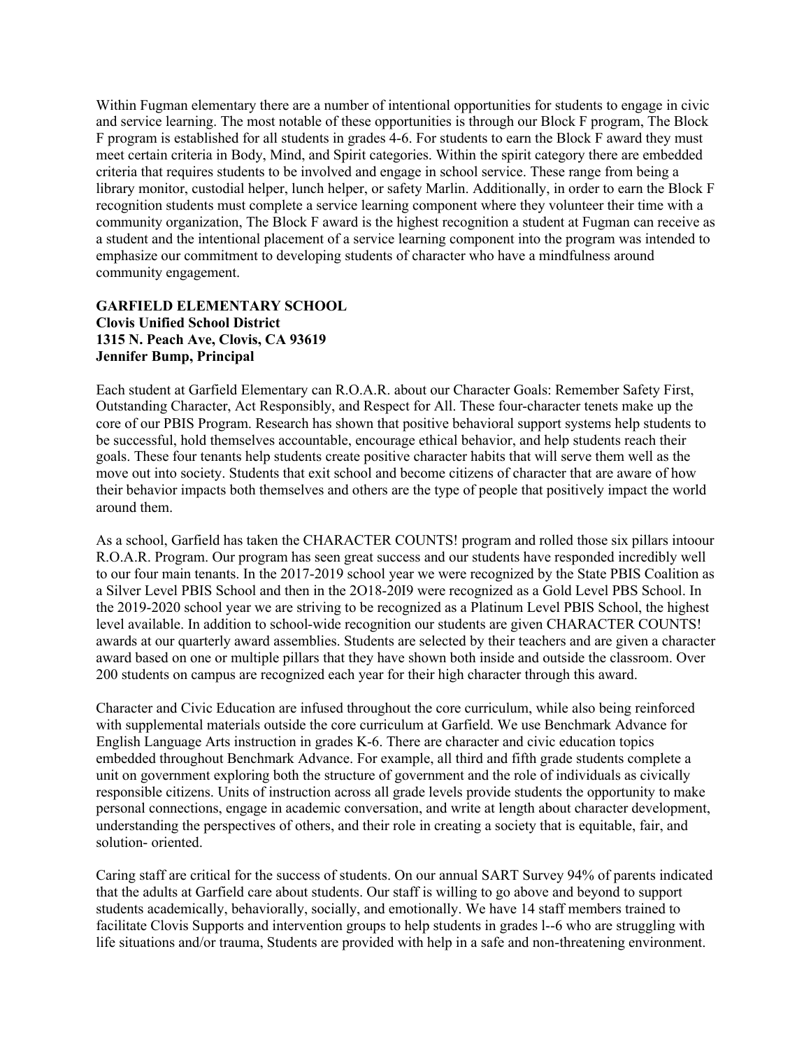Within Fugman elementary there are a number of intentional opportunities for students to engage in civic and service learning. The most notable of these opportunities is through our Block F program, The Block F program is established for all students in grades 4-6. For students to earn the Block F award they must meet certain criteria in Body, Mind, and Spirit categories. Within the spirit category there are embedded criteria that requires students to be involved and engage in school service. These range from being a library monitor, custodial helper, lunch helper, or safety Marlin. Additionally, in order to earn the Block F recognition students must complete a service learning component where they volunteer their time with a community organization, The Block F award is the highest recognition a student at Fugman can receive as a student and the intentional placement of a service learning component into the program was intended to emphasize our commitment to developing students of character who have a mindfulness around community engagement.

**GARFIELD ELEMENTARY SCHOOL**
**Clovis Unified School District**
**1315 N. Peach Ave, Clovis, CA 93619**
**Jennifer Bump, Principal**

Each student at Garfield Elementary can R.O.A.R. about our Character Goals: Remember Safety First, Outstanding Character, Act Responsibly, and Respect for All. These four-character tenets make up the core of our PBIS Program. Research has shown that positive behavioral support systems help students to be successful, hold themselves accountable, encourage ethical behavior, and help students reach their goals. These four tenants help students create positive character habits that will serve them well as the move out into society. Students that exit school and become citizens of character that are aware of how their behavior impacts both themselves and others are the type of people that positively impact the world around them.

As a school, Garfield has taken the CHARACTER COUNTS! program and rolled those six pillars intoour R.O.A.R. Program. Our program has seen great success and our students have responded incredibly well to our four main tenants. In the 2017-2019 school year we were recognized by the State PBIS Coalition as a Silver Level PBIS School and then in the 2O18-20I9 were recognized as a Gold Level PBS School. In the 2019-2020 school year we are striving to be recognized as a Platinum Level PBIS School, the highest level available. In addition to school-wide recognition our students are given CHARACTER COUNTS! awards at our quarterly award assemblies. Students are selected by their teachers and are given a character award based on one or multiple pillars that they have shown both inside and outside the classroom. Over 200 students on campus are recognized each year for their high character through this award.

Character and Civic Education are infused throughout the core curriculum, while also being reinforced with supplemental materials outside the core curriculum at Garfield. We use Benchmark Advance for English Language Arts instruction in grades K-6. There are character and civic education topics embedded throughout Benchmark Advance. For example, all third and fifth grade students complete a unit on government exploring both the structure of government and the role of individuals as civically responsible citizens. Units of instruction across all grade levels provide students the opportunity to make personal connections, engage in academic conversation, and write at length about character development, understanding the perspectives of others, and their role in creating a society that is equitable, fair, and solution- oriented.

Caring staff are critical for the success of students. On our annual SART Survey 94% of parents indicated that the adults at Garfield care about students. Our staff is willing to go above and beyond to support students academically, behaviorally, socially, and emotionally. We have 14 staff members trained to facilitate Clovis Supports and intervention groups to help students in grades l--6 who are struggling with life situations and/or trauma, Students are provided with help in a safe and non-threatening environment.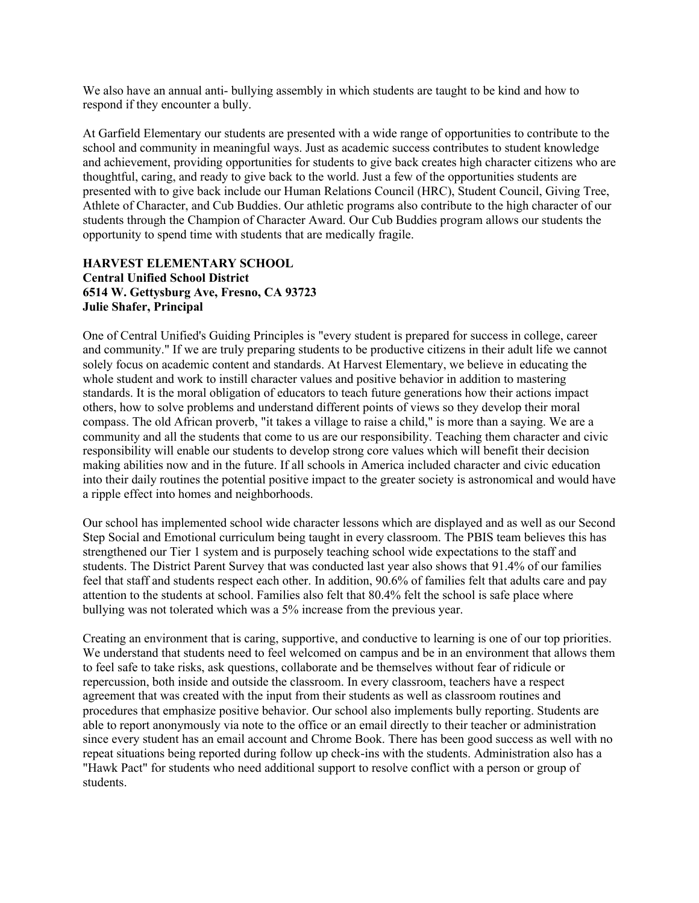We also have an annual anti- bullying assembly in which students are taught to be kind and how to respond if they encounter a bully.

At Garfield Elementary our students are presented with a wide range of opportunities to contribute to the school and community in meaningful ways. Just as academic success contributes to student knowledge and achievement, providing opportunities for students to give back creates high character citizens who are thoughtful, caring, and ready to give back to the world. Just a few of the opportunities students are presented with to give back include our Human Relations Council (HRC), Student Council, Giving Tree, Athlete of Character, and Cub Buddies. Our athletic programs also contribute to the high character of our students through the Champion of Character Award. Our Cub Buddies program allows our students the opportunity to spend time with students that are medically fragile.

**HARVEST ELEMENTARY SCHOOL**
**Central Unified School District**
**6514 W. Gettysburg Ave, Fresno, CA 93723**
**Julie Shafer, Principal**

One of Central Unified's Guiding Principles is "every student is prepared for success in college, career and community." If we are truly preparing students to be productive citizens in their adult life we cannot solely focus on academic content and standards. At Harvest Elementary, we believe in educating the whole student and work to instill character values and positive behavior in addition to mastering standards. It is the moral obligation of educators to teach future generations how their actions impact others, how to solve problems and understand different points of views so they develop their moral compass. The old African proverb, "it takes a village to raise a child," is more than a saying. We are a community and all the students that come to us are our responsibility. Teaching them character and civic responsibility will enable our students to develop strong core values which will benefit their decision making abilities now and in the future. If all schools in America included character and civic education into their daily routines the potential positive impact to the greater society is astronomical and would have a ripple effect into homes and neighborhoods.

Our school has implemented school wide character lessons which are displayed and as well as our Second Step Social and Emotional curriculum being taught in every classroom. The PBIS team believes this has strengthened our Tier 1 system and is purposely teaching school wide expectations to the staff and students. The District Parent Survey that was conducted last year also shows that 91.4% of our families feel that staff and students respect each other. In addition, 90.6% of families felt that adults care and pay attention to the students at school. Families also felt that 80.4% felt the school is safe place where bullying was not tolerated which was a 5% increase from the previous year.

Creating an environment that is caring, supportive, and conductive to learning is one of our top priorities. We understand that students need to feel welcomed on campus and be in an environment that allows them to feel safe to take risks, ask questions, collaborate and be themselves without fear of ridicule or repercussion, both inside and outside the classroom. In every classroom, teachers have a respect agreement that was created with the input from their students as well as classroom routines and procedures that emphasize positive behavior. Our school also implements bully reporting. Students are able to report anonymously via note to the office or an email directly to their teacher or administration since every student has an email account and Chrome Book. There has been good success as well with no repeat situations being reported during follow up check-ins with the students. Administration also has a "Hawk Pact" for students who need additional support to resolve conflict with a person or group of students.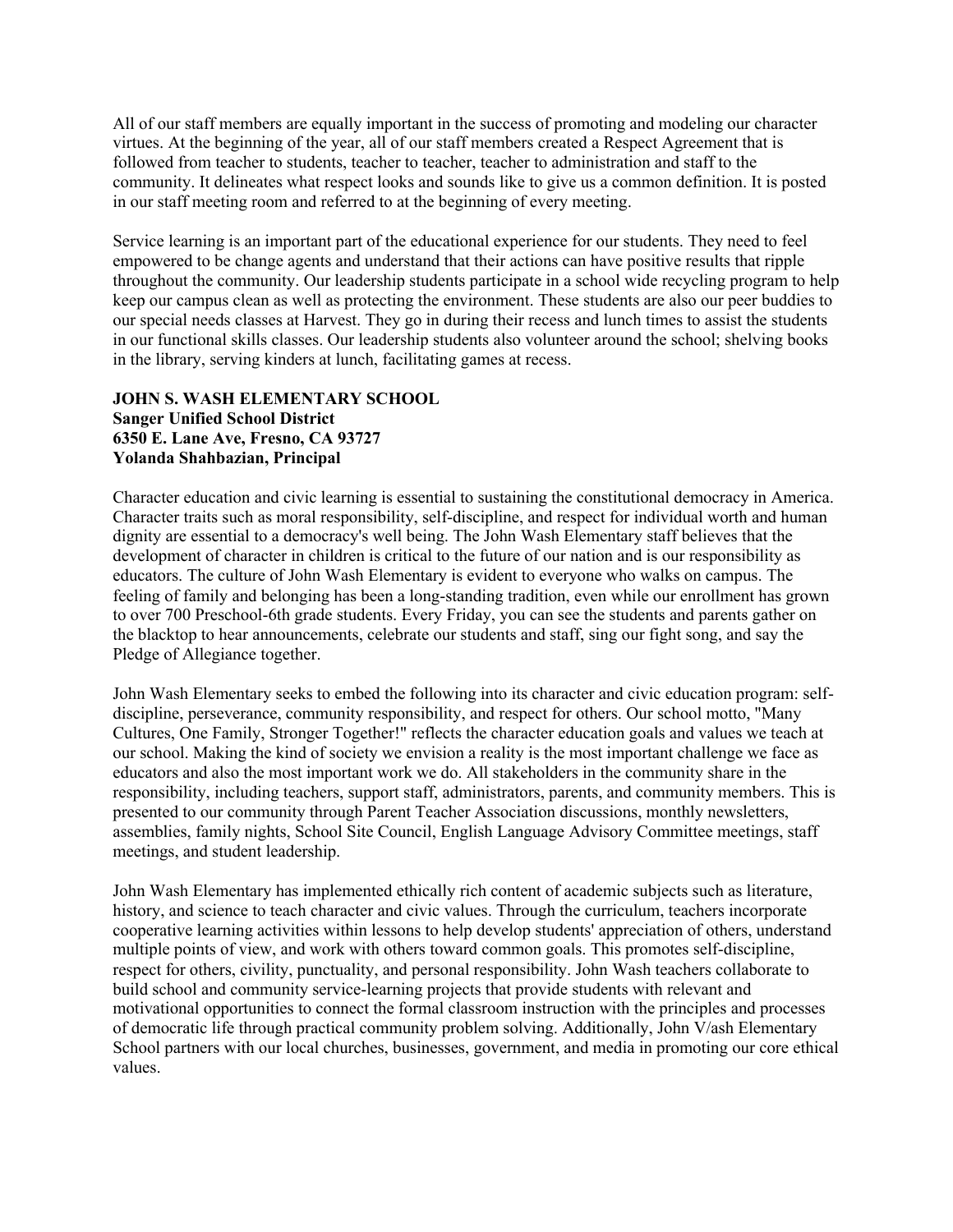All of our staff members are equally important in the success of promoting and modeling our character virtues. At the beginning of the year, all of our staff members created a Respect Agreement that is followed from teacher to students, teacher to teacher, teacher to administration and staff to the community. It delineates what respect looks and sounds like to give us a common definition. It is posted in our staff meeting room and referred to at the beginning of every meeting.

Service learning is an important part of the educational experience for our students. They need to feel empowered to be change agents and understand that their actions can have positive results that ripple throughout the community. Our leadership students participate in a school wide recycling program to help keep our campus clean as well as protecting the environment. These students are also our peer buddies to our special needs classes at Harvest. They go in during their recess and lunch times to assist the students in our functional skills classes. Our leadership students also volunteer around the school; shelving books in the library, serving kinders at lunch, facilitating games at recess.

**JOHN S. WASH ELEMENTARY SCHOOL**
**Sanger Unified School District**
**6350 E. Lane Ave, Fresno, CA 93727**
**Yolanda Shahbazian, Principal**

Character education and civic learning is essential to sustaining the constitutional democracy in America. Character traits such as moral responsibility, self-discipline, and respect for individual worth and human dignity are essential to a democracy's well being. The John Wash Elementary staff believes that the development of character in children is critical to the future of our nation and is our responsibility as educators. The culture of John Wash Elementary is evident to everyone who walks on campus. The feeling of family and belonging has been a long-standing tradition, even while our enrollment has grown to over 700 Preschool-6th grade students. Every Friday, you can see the students and parents gather on the blacktop to hear announcements, celebrate our students and staff, sing our fight song, and say the Pledge of Allegiance together.

John Wash Elementary seeks to embed the following into its character and civic education program: self-discipline, perseverance, community responsibility, and respect for others. Our school motto, "Many Cultures, One Family, Stronger Together!" reflects the character education goals and values we teach at our school. Making the kind of society we envision a reality is the most important challenge we face as educators and also the most important work we do. All stakeholders in the community share in the responsibility, including teachers, support staff, administrators, parents, and community members. This is presented to our community through Parent Teacher Association discussions, monthly newsletters, assemblies, family nights, School Site Council, English Language Advisory Committee meetings, staff meetings, and student leadership.

John Wash Elementary has implemented ethically rich content of academic subjects such as literature, history, and science to teach character and civic values. Through the curriculum, teachers incorporate cooperative learning activities within lessons to help develop students' appreciation of others, understand multiple points of view, and work with others toward common goals. This promotes self-discipline, respect for others, civility, punctuality, and personal responsibility. John Wash teachers collaborate to build school and community service-learning projects that provide students with relevant and motivational opportunities to connect the formal classroom instruction with the principles and processes of democratic life through practical community problem solving. Additionally, John V/ash Elementary School partners with our local churches, businesses, government, and media in promoting our core ethical values.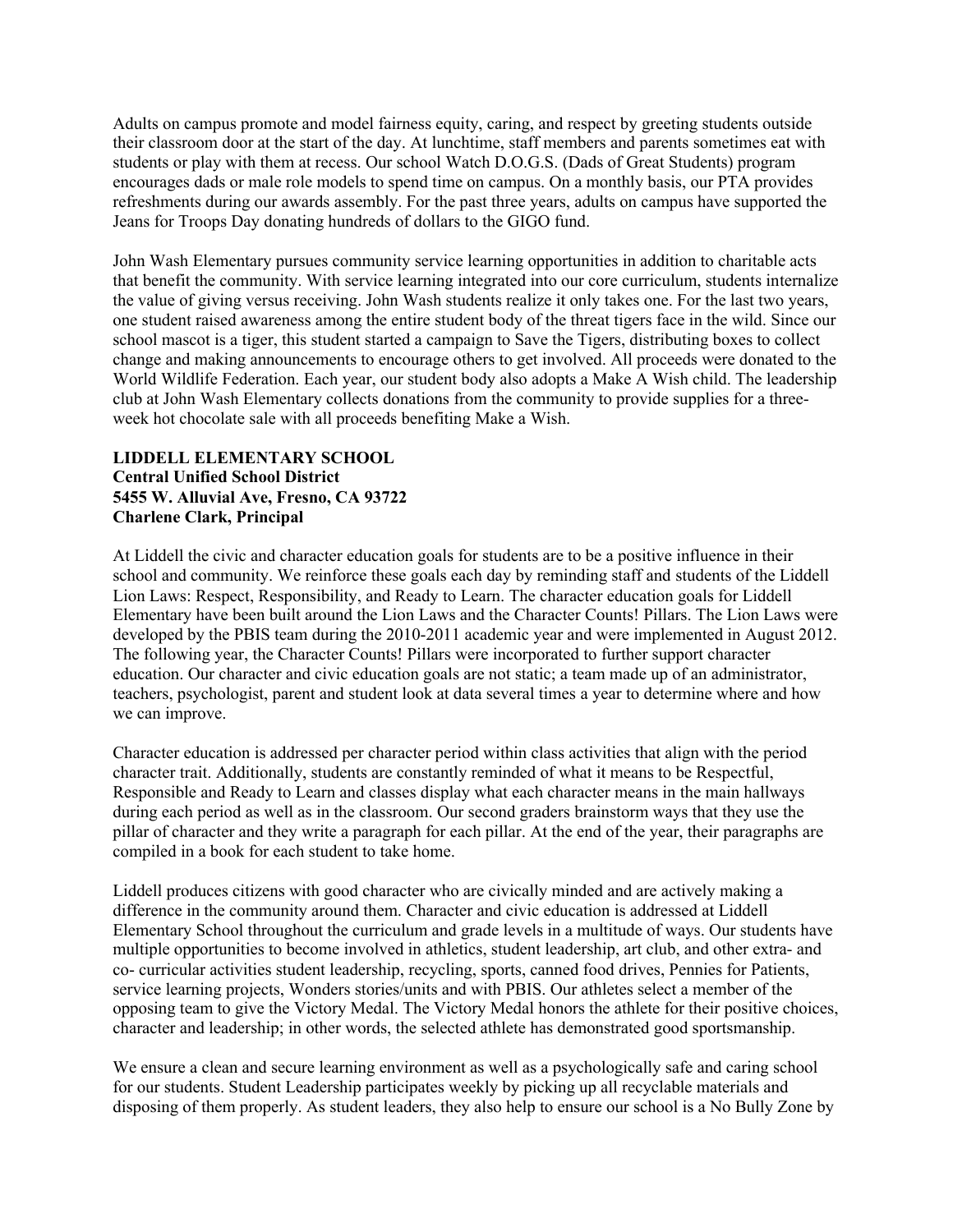Adults on campus promote and model fairness equity, caring, and respect by greeting students outside their classroom door at the start of the day. At lunchtime, staff members and parents sometimes eat with students or play with them at recess. Our school Watch D.O.G.S. (Dads of Great Students) program encourages dads or male role models to spend time on campus. On a monthly basis, our PTA provides refreshments during our awards assembly. For the past three years, adults on campus have supported the Jeans for Troops Day donating hundreds of dollars to the GIGO fund.

John Wash Elementary pursues community service learning opportunities in addition to charitable acts that benefit the community. With service learning integrated into our core curriculum, students internalize the value of giving versus receiving. John Wash students realize it only takes one. For the last two years, one student raised awareness among the entire student body of the threat tigers face in the wild. Since our school mascot is a tiger, this student started a campaign to Save the Tigers, distributing boxes to collect change and making announcements to encourage others to get involved. All proceeds were donated to the World Wildlife Federation. Each year, our student body also adopts a Make A Wish child. The leadership club at John Wash Elementary collects donations from the community to provide supplies for a three-week hot chocolate sale with all proceeds benefiting Make a Wish.

**LIDDELL ELEMENTARY SCHOOL**
**Central Unified School District**
**5455 W. Alluvial Ave, Fresno, CA 93722**
**Charlene Clark, Principal**

At Liddell the civic and character education goals for students are to be a positive influence in their school and community. We reinforce these goals each day by reminding staff and students of the Liddell Lion Laws: Respect, Responsibility, and Ready to Learn. The character education goals for Liddell Elementary have been built around the Lion Laws and the Character Counts! Pillars. The Lion Laws were developed by the PBIS team during the 2010-2011 academic year and were implemented in August 2012. The following year, the Character Counts! Pillars were incorporated to further support character education. Our character and civic education goals are not static; a team made up of an administrator, teachers, psychologist, parent and student look at data several times a year to determine where and how we can improve.

Character education is addressed per character period within class activities that align with the period character trait. Additionally, students are constantly reminded of what it means to be Respectful, Responsible and Ready to Learn and classes display what each character means in the main hallways during each period as well as in the classroom. Our second graders brainstorm ways that they use the pillar of character and they write a paragraph for each pillar. At the end of the year, their paragraphs are compiled in a book for each student to take home.

Liddell produces citizens with good character who are civically minded and are actively making a difference in the community around them. Character and civic education is addressed at Liddell Elementary School throughout the curriculum and grade levels in a multitude of ways. Our students have multiple opportunities to become involved in athletics, student leadership, art club, and other extra- and co- curricular activities student leadership, recycling, sports, canned food drives, Pennies for Patients, service learning projects, Wonders stories/units and with PBIS. Our athletes select a member of the opposing team to give the Victory Medal. The Victory Medal honors the athlete for their positive choices, character and leadership; in other words, the selected athlete has demonstrated good sportsmanship.

We ensure a clean and secure learning environment as well as a psychologically safe and caring school for our students. Student Leadership participates weekly by picking up all recyclable materials and disposing of them properly. As student leaders, they also help to ensure our school is a No Bully Zone by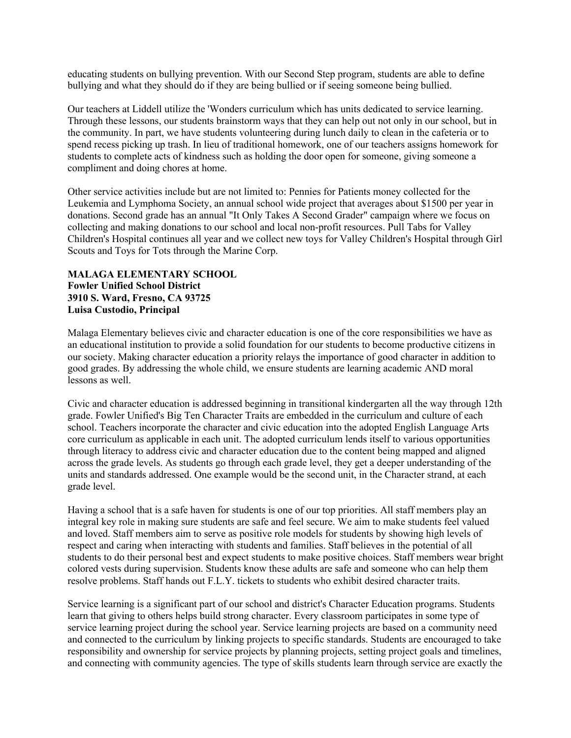educating students on bullying prevention. With our Second Step program, students are able to define bullying and what they should do if they are being bullied or if seeing someone being bullied.

Our teachers at Liddell utilize the 'Wonders curriculum which has units dedicated to service learning. Through these lessons, our students brainstorm ways that they can help out not only in our school, but in the community. In part, we have students volunteering during lunch daily to clean in the cafeteria or to spend recess picking up trash. In lieu of traditional homework, one of our teachers assigns homework for students to complete acts of kindness such as holding the door open for someone, giving someone a compliment and doing chores at home.

Other service activities include but are not limited to: Pennies for Patients money collected for the Leukemia and Lymphoma Society, an annual school wide project that averages about $1500 per year in donations. Second grade has an annual "It Only Takes A Second Grader" campaign where we focus on collecting and making donations to our school and local non-profit resources. Pull Tabs for Valley Children's Hospital continues all year and we collect new toys for Valley Children's Hospital through Girl Scouts and Toys for Tots through the Marine Corp.

**MALAGA ELEMENTARY SCHOOL**
**Fowler Unified School District**
**3910 S. Ward, Fresno, CA 93725**
**Luisa Custodio, Principal**

Malaga Elementary believes civic and character education is one of the core responsibilities we have as an educational institution to provide a solid foundation for our students to become productive citizens in our society. Making character education a priority relays the importance of good character in addition to good grades. By addressing the whole child, we ensure students are learning academic AND moral lessons as well.

Civic and character education is addressed beginning in transitional kindergarten all the way through 12th grade. Fowler Unified's Big Ten Character Traits are embedded in the curriculum and culture of each school. Teachers incorporate the character and civic education into the adopted English Language Arts core curriculum as applicable in each unit. The adopted curriculum lends itself to various opportunities through literacy to address civic and character education due to the content being mapped and aligned across the grade levels. As students go through each grade level, they get a deeper understanding of the units and standards addressed. One example would be the second unit, in the Character strand, at each grade level.

Having a school that is a safe haven for students is one of our top priorities. All staff members play an integral key role in making sure students are safe and feel secure. We aim to make students feel valued and loved. Staff members aim to serve as positive role models for students by showing high levels of respect and caring when interacting with students and families. Staff believes in the potential of all students to do their personal best and expect students to make positive choices. Staff members wear bright colored vests during supervision. Students know these adults are safe and someone who can help them resolve problems. Staff hands out F.L.Y. tickets to students who exhibit desired character traits.

Service learning is a significant part of our school and district's Character Education programs. Students learn that giving to others helps build strong character. Every classroom participates in some type of service learning project during the school year. Service learning projects are based on a community need and connected to the curriculum by linking projects to specific standards. Students are encouraged to take responsibility and ownership for service projects by planning projects, setting project goals and timelines, and connecting with community agencies. The type of skills students learn through service are exactly the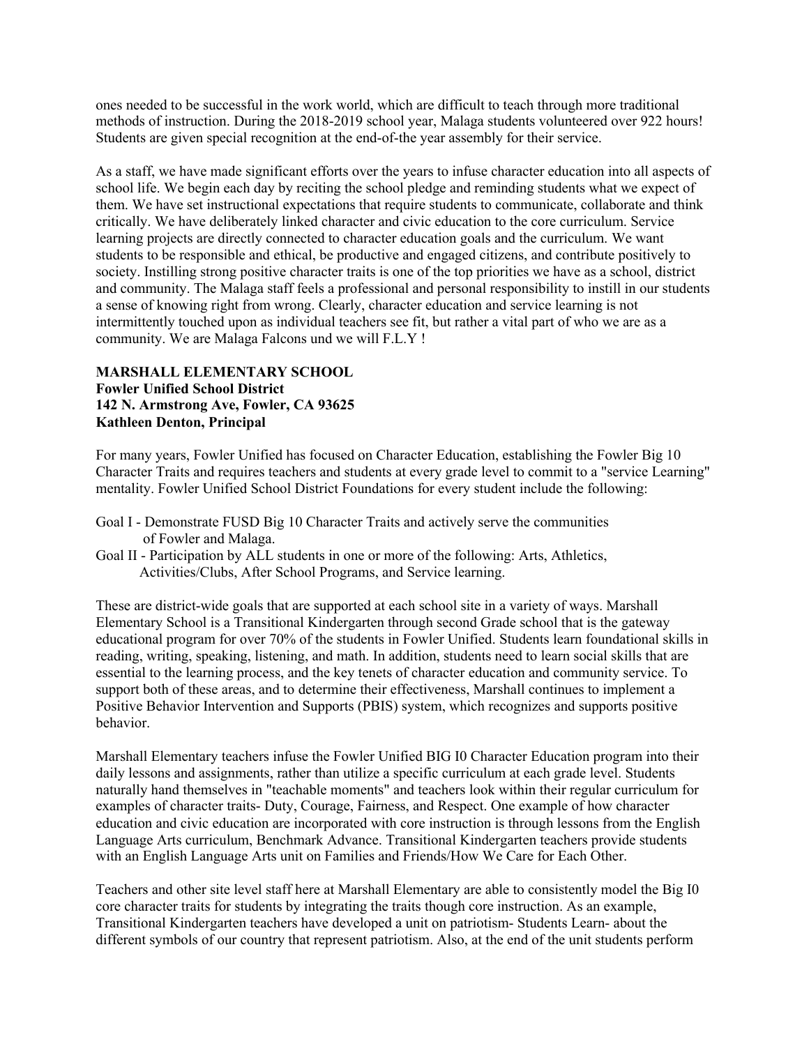ones needed to be successful in the work world, which are difficult to teach through more traditional methods of instruction. During the 2018-2019 school year, Malaga students volunteered over 922 hours! Students are given special recognition at the end-of-the year assembly for their service.

As a staff, we have made significant efforts over the years to infuse character education into all aspects of school life. We begin each day by reciting the school pledge and reminding students what we expect of them. We have set instructional expectations that require students to communicate, collaborate and think critically. We have deliberately linked character and civic education to the core curriculum. Service learning projects are directly connected to character education goals and the curriculum. We want students to be responsible and ethical, be productive and engaged citizens, and contribute positively to society. Instilling strong positive character traits is one of the top priorities we have as a school, district and community. The Malaga staff feels a professional and personal responsibility to instill in our students a sense of knowing right from wrong. Clearly, character education and service learning is not intermittently touched upon as individual teachers see fit, but rather a vital part of who we are as a community. We are Malaga Falcons und we will F.L.Y !

**MARSHALL ELEMENTARY SCHOOL**
**Fowler Unified School District**
**142 N. Armstrong Ave, Fowler, CA 93625**
**Kathleen Denton, Principal**

For many years, Fowler Unified has focused on Character Education, establishing the Fowler Big 10 Character Traits and requires teachers and students at every grade level to commit to a "service Learning" mentality. Fowler Unified School District Foundations for every student include the following:

Goal I - Demonstrate FUSD Big 10 Character Traits and actively serve the communities of Fowler and Malaga.
Goal II - Participation by ALL students in one or more of the following: Arts, Athletics, Activities/Clubs, After School Programs, and Service learning.

These are district-wide goals that are supported at each school site in a variety of ways. Marshall Elementary School is a Transitional Kindergarten through second Grade school that is the gateway educational program for over 70% of the students in Fowler Unified. Students learn foundational skills in reading, writing, speaking, listening, and math. In addition, students need to learn social skills that are essential to the learning process, and the key tenets of character education and community service. To support both of these areas, and to determine their effectiveness, Marshall continues to implement a Positive Behavior Intervention and Supports (PBIS) system, which recognizes and supports positive behavior.

Marshall Elementary teachers infuse the Fowler Unified BIG I0 Character Education program into their daily lessons and assignments, rather than utilize a specific curriculum at each grade level. Students naturally hand themselves in "teachable moments" and teachers look within their regular curriculum for examples of character traits- Duty, Courage, Fairness, and Respect. One example of how character education and civic education are incorporated with core instruction is through lessons from the English Language Arts curriculum, Benchmark Advance. Transitional Kindergarten teachers provide students with an English Language Arts unit on Families and Friends/How We Care for Each Other.

Teachers and other site level staff here at Marshall Elementary are able to consistently model the Big I0 core character traits for students by integrating the traits though core instruction. As an example, Transitional Kindergarten teachers have developed a unit on patriotism- Students Learn- about the different symbols of our country that represent patriotism. Also, at the end of the unit students perform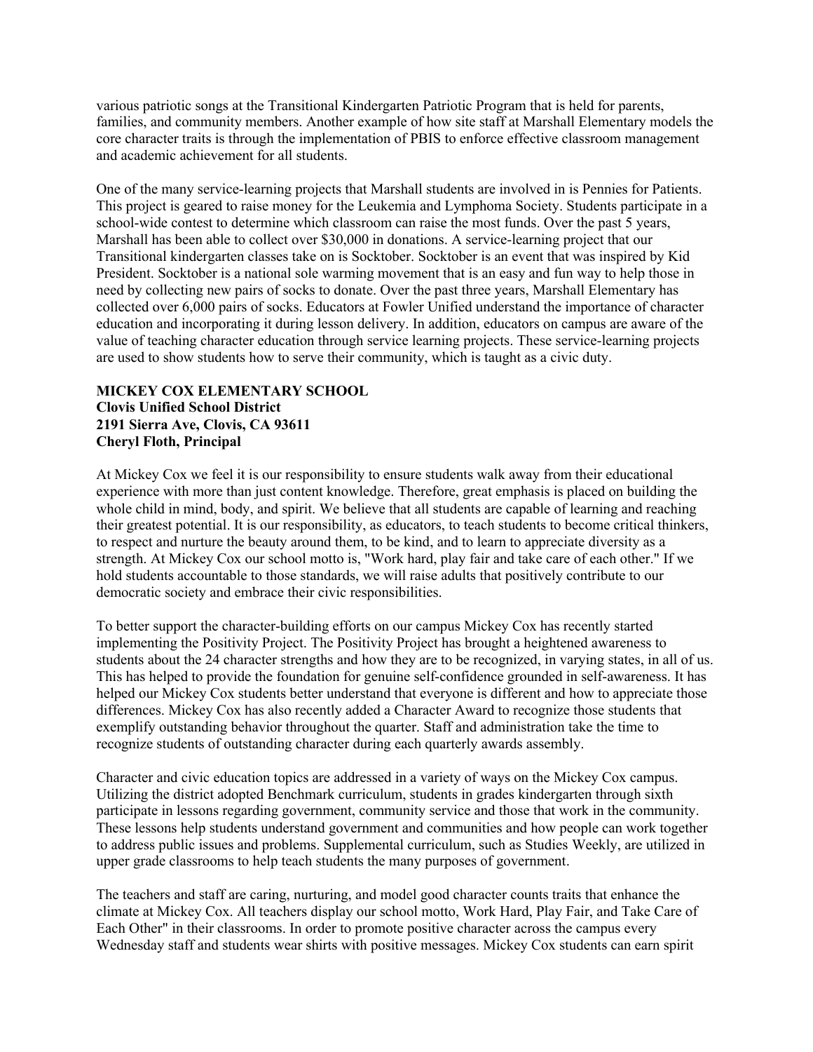various patriotic songs at the Transitional Kindergarten Patriotic Program that is held for parents, families, and community members. Another example of how site staff at Marshall Elementary models the core character traits is through the implementation of PBIS to enforce effective classroom management and academic achievement for all students.

One of the many service-learning projects that Marshall students are involved in is Pennies for Patients. This project is geared to raise money for the Leukemia and Lymphoma Society. Students participate in a school-wide contest to determine which classroom can raise the most funds. Over the past 5 years, Marshall has been able to collect over $30,000 in donations. A service-learning project that our Transitional kindergarten classes take on is Socktober. Socktober is an event that was inspired by Kid President. Socktober is a national sole warming movement that is an easy and fun way to help those in need by collecting new pairs of socks to donate. Over the past three years, Marshall Elementary has collected over 6,000 pairs of socks. Educators at Fowler Unified understand the importance of character education and incorporating it during lesson delivery. In addition, educators on campus are aware of the value of teaching character education through service learning projects. These service-learning projects are used to show students how to serve their community, which is taught as a civic duty.

**MICKEY COX ELEMENTARY SCHOOL**
**Clovis Unified School District**
**2191 Sierra Ave, Clovis, CA 93611**
**Cheryl Floth, Principal**

At Mickey Cox we feel it is our responsibility to ensure students walk away from their educational experience with more than just content knowledge. Therefore, great emphasis is placed on building the whole child in mind, body, and spirit. We believe that all students are capable of learning and reaching their greatest potential. It is our responsibility, as educators, to teach students to become critical thinkers, to respect and nurture the beauty around them, to be kind, and to learn to appreciate diversity as a strength. At Mickey Cox our school motto is, "Work hard, play fair and take care of each other." If we hold students accountable to those standards, we will raise adults that positively contribute to our democratic society and embrace their civic responsibilities.

To better support the character-building efforts on our campus Mickey Cox has recently started implementing the Positivity Project. The Positivity Project has brought a heightened awareness to students about the 24 character strengths and how they are to be recognized, in varying states, in all of us. This has helped to provide the foundation for genuine self-confidence grounded in self-awareness. It has helped our Mickey Cox students better understand that everyone is different and how to appreciate those differences. Mickey Cox has also recently added a Character Award to recognize those students that exemplify outstanding behavior throughout the quarter. Staff and administration take the time to recognize students of outstanding character during each quarterly awards assembly.

Character and civic education topics are addressed in a variety of ways on the Mickey Cox campus. Utilizing the district adopted Benchmark curriculum, students in grades kindergarten through sixth participate in lessons regarding government, community service and those that work in the community. These lessons help students understand government and communities and how people can work together to address public issues and problems. Supplemental curriculum, such as Studies Weekly, are utilized in upper grade classrooms to help teach students the many purposes of government.

The teachers and staff are caring, nurturing, and model good character counts traits that enhance the climate at Mickey Cox. All teachers display our school motto, Work Hard, Play Fair, and Take Care of Each Other" in their classrooms. In order to promote positive character across the campus every Wednesday staff and students wear shirts with positive messages. Mickey Cox students can earn spirit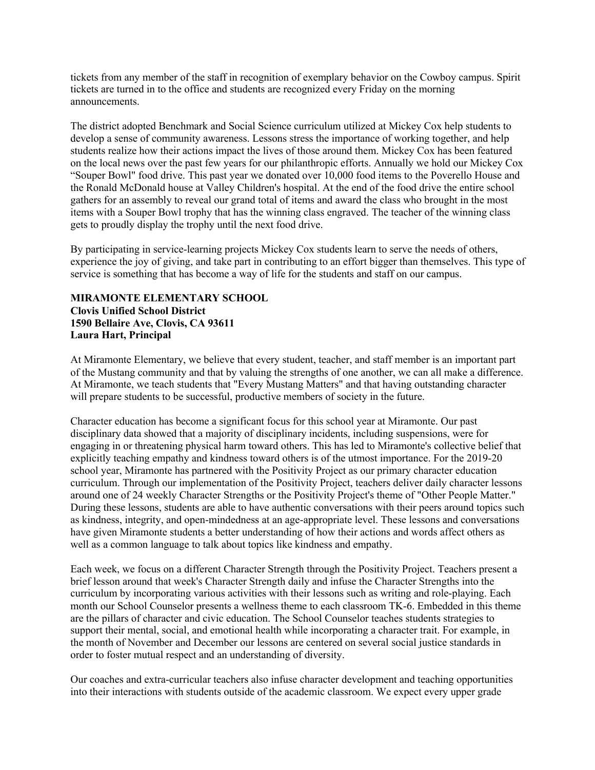tickets from any member of the staff in recognition of exemplary behavior on the Cowboy campus. Spirit tickets are turned in to the office and students are recognized every Friday on the morning announcements.

The district adopted Benchmark and Social Science curriculum utilized at Mickey Cox help students to develop a sense of community awareness. Lessons stress the importance of working together, and help students realize how their actions impact the lives of those around them. Mickey Cox has been featured on the local news over the past few years for our philanthropic efforts. Annually we hold our Mickey Cox "Souper Bowl" food drive. This past year we donated over 10,000 food items to the Poverello House and the Ronald McDonald house at Valley Children's hospital. At the end of the food drive the entire school gathers for an assembly to reveal our grand total of items and award the class who brought in the most items with a Souper Bowl trophy that has the winning class engraved. The teacher of the winning class gets to proudly display the trophy until the next food drive.

By participating in service-learning projects Mickey Cox students learn to serve the needs of others, experience the joy of giving, and take part in contributing to an effort bigger than themselves. This type of service is something that has become a way of life for the students and staff on our campus.

**MIRAMONTE ELEMENTARY SCHOOL**
**Clovis Unified School District**
**1590 Bellaire Ave, Clovis, CA 93611**
**Laura Hart, Principal**

At Miramonte Elementary, we believe that every student, teacher, and staff member is an important part of the Mustang community and that by valuing the strengths of one another, we can all make a difference. At Miramonte, we teach students that "Every Mustang Matters" and that having outstanding character will prepare students to be successful, productive members of society in the future.

Character education has become a significant focus for this school year at Miramonte. Our past disciplinary data showed that a majority of disciplinary incidents, including suspensions, were for engaging in or threatening physical harm toward others. This has led to Miramonte's collective belief that explicitly teaching empathy and kindness toward others is of the utmost importance. For the 2019-20 school year, Miramonte has partnered with the Positivity Project as our primary character education curriculum. Through our implementation of the Positivity Project, teachers deliver daily character lessons around one of 24 weekly Character Strengths or the Positivity Project's theme of "Other People Matter." During these lessons, students are able to have authentic conversations with their peers around topics such as kindness, integrity, and open-mindedness at an age-appropriate level. These lessons and conversations have given Miramonte students a better understanding of how their actions and words affect others as well as a common language to talk about topics like kindness and empathy.

Each week, we focus on a different Character Strength through the Positivity Project. Teachers present a brief lesson around that week's Character Strength daily and infuse the Character Strengths into the curriculum by incorporating various activities with their lessons such as writing and role-playing. Each month our School Counselor presents a wellness theme to each classroom TK-6. Embedded in this theme are the pillars of character and civic education. The School Counselor teaches students strategies to support their mental, social, and emotional health while incorporating a character trait. For example, in the month of November and December our lessons are centered on several social justice standards in order to foster mutual respect and an understanding of diversity.

Our coaches and extra-curricular teachers also infuse character development and teaching opportunities into their interactions with students outside of the academic classroom. We expect every upper grade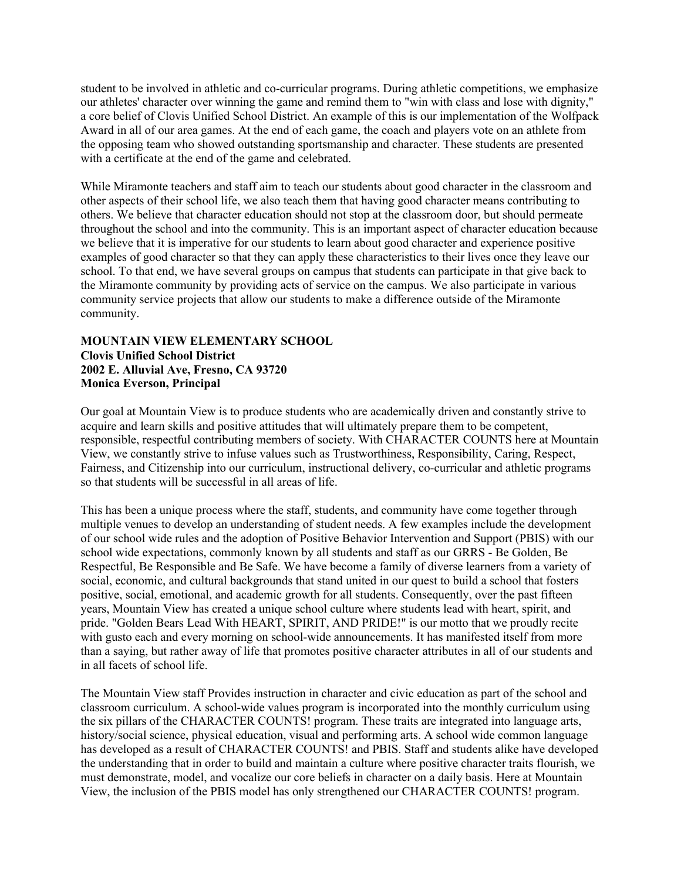student to be involved in athletic and co-curricular programs. During athletic competitions, we emphasize our athletes' character over winning the game and remind them to "win with class and lose with dignity," a core belief of Clovis Unified School District. An example of this is our implementation of the Wolfpack Award in all of our area games. At the end of each game, the coach and players vote on an athlete from the opposing team who showed outstanding sportsmanship and character. These students are presented with a certificate at the end of the game and celebrated.

While Miramonte teachers and staff aim to teach our students about good character in the classroom and other aspects of their school life, we also teach them that having good character means contributing to others. We believe that character education should not stop at the classroom door, but should permeate throughout the school and into the community. This is an important aspect of character education because we believe that it is imperative for our students to learn about good character and experience positive examples of good character so that they can apply these characteristics to their lives once they leave our school. To that end, we have several groups on campus that students can participate in that give back to the Miramonte community by providing acts of service on the campus. We also participate in various community service projects that allow our students to make a difference outside of the Miramonte community.

**MOUNTAIN VIEW ELEMENTARY SCHOOL**
**Clovis Unified School District**
**2002 E. Alluvial Ave, Fresno, CA 93720**
**Monica Everson, Principal**

Our goal at Mountain View is to produce students who are academically driven and constantly strive to acquire and learn skills and positive attitudes that will ultimately prepare them to be competent, responsible, respectful contributing members of society. With CHARACTER COUNTS here at Mountain View, we constantly strive to infuse values such as Trustworthiness, Responsibility, Caring, Respect, Fairness, and Citizenship into our curriculum, instructional delivery, co-curricular and athletic programs so that students will be successful in all areas of life.

This has been a unique process where the staff, students, and community have come together through multiple venues to develop an understanding of student needs. A few examples include the development of our school wide rules and the adoption of Positive Behavior Intervention and Support (PBIS) with our school wide expectations, commonly known by all students and staff as our GRRS - Be Golden, Be Respectful, Be Responsible and Be Safe. We have become a family of diverse learners from a variety of social, economic, and cultural backgrounds that stand united in our quest to build a school that fosters positive, social, emotional, and academic growth for all students. Consequently, over the past fifteen years, Mountain View has created a unique school culture where students lead with heart, spirit, and pride. "Golden Bears Lead With HEART, SPIRIT, AND PRIDE!" is our motto that we proudly recite with gusto each and every morning on school-wide announcements. It has manifested itself from more than a saying, but rather away of life that promotes positive character attributes in all of our students and in all facets of school life.

The Mountain View staff Provides instruction in character and civic education as part of the school and classroom curriculum. A school-wide values program is incorporated into the monthly curriculum using the six pillars of the CHARACTER COUNTS! program. These traits are integrated into language arts, history/social science, physical education, visual and performing arts. A school wide common language has developed as a result of CHARACTER COUNTS! and PBIS. Staff and students alike have developed the understanding that in order to build and maintain a culture where positive character traits flourish, we must demonstrate, model, and vocalize our core beliefs in character on a daily basis. Here at Mountain View, the inclusion of the PBIS model has only strengthened our CHARACTER COUNTS! program.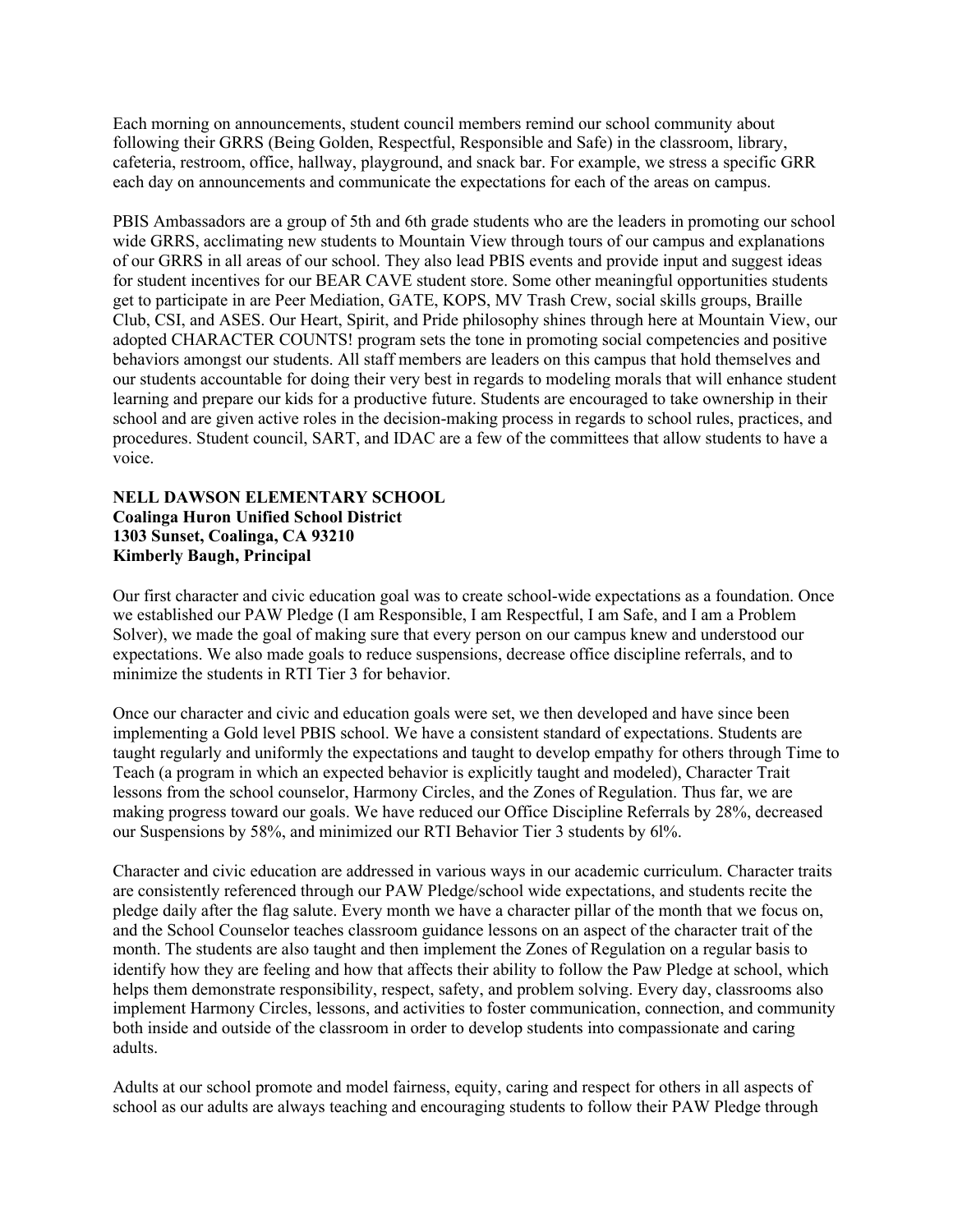Each morning on announcements, student council members remind our school community about following their GRRS (Being Golden, Respectful, Responsible and Safe) in the classroom, library, cafeteria, restroom, office, hallway, playground, and snack bar. For example, we stress a specific GRR each day on announcements and communicate the expectations for each of the areas on campus.

PBIS Ambassadors are a group of 5th and 6th grade students who are the leaders in promoting our school wide GRRS, acclimating new students to Mountain View through tours of our campus and explanations of our GRRS in all areas of our school. They also lead PBIS events and provide input and suggest ideas for student incentives for our BEAR CAVE student store. Some other meaningful opportunities students get to participate in are Peer Mediation, GATE, KOPS, MV Trash Crew, social skills groups, Braille Club, CSI, and ASES. Our Heart, Spirit, and Pride philosophy shines through here at Mountain View, our adopted CHARACTER COUNTS! program sets the tone in promoting social competencies and positive behaviors amongst our students. All staff members are leaders on this campus that hold themselves and our students accountable for doing their very best in regards to modeling morals that will enhance student learning and prepare our kids for a productive future. Students are encouraged to take ownership in their school and are given active roles in the decision-making process in regards to school rules, practices, and procedures. Student council, SART, and IDAC are a few of the committees that allow students to have a voice.

**NELL DAWSON ELEMENTARY SCHOOL**
**Coalinga Huron Unified School District**
**1303 Sunset, Coalinga, CA 93210**
**Kimberly Baugh, Principal**

Our first character and civic education goal was to create school-wide expectations as a foundation. Once we established our PAW Pledge (I am Responsible, I am Respectful, I am Safe, and I am a Problem Solver), we made the goal of making sure that every person on our campus knew and understood our expectations. We also made goals to reduce suspensions, decrease office discipline referrals, and to minimize the students in RTI Tier 3 for behavior.

Once our character and civic and education goals were set, we then developed and have since been implementing a Gold level PBIS school. We have a consistent standard of expectations. Students are taught regularly and uniformly the expectations and taught to develop empathy for others through Time to Teach (a program in which an expected behavior is explicitly taught and modeled), Character Trait lessons from the school counselor, Harmony Circles, and the Zones of Regulation. Thus far, we are making progress toward our goals. We have reduced our Office Discipline Referrals by 28%, decreased our Suspensions by 58%, and minimized our RTI Behavior Tier 3 students by 6l%.

Character and civic education are addressed in various ways in our academic curriculum. Character traits are consistently referenced through our PAW Pledge/school wide expectations, and students recite the pledge daily after the flag salute. Every month we have a character pillar of the month that we focus on, and the School Counselor teaches classroom guidance lessons on an aspect of the character trait of the month. The students are also taught and then implement the Zones of Regulation on a regular basis to identify how they are feeling and how that affects their ability to follow the Paw Pledge at school, which helps them demonstrate responsibility, respect, safety, and problem solving. Every day, classrooms also implement Harmony Circles, lessons, and activities to foster communication, connection, and community both inside and outside of the classroom in order to develop students into compassionate and caring adults.

Adults at our school promote and model fairness, equity, caring and respect for others in all aspects of school as our adults are always teaching and encouraging students to follow their PAW Pledge through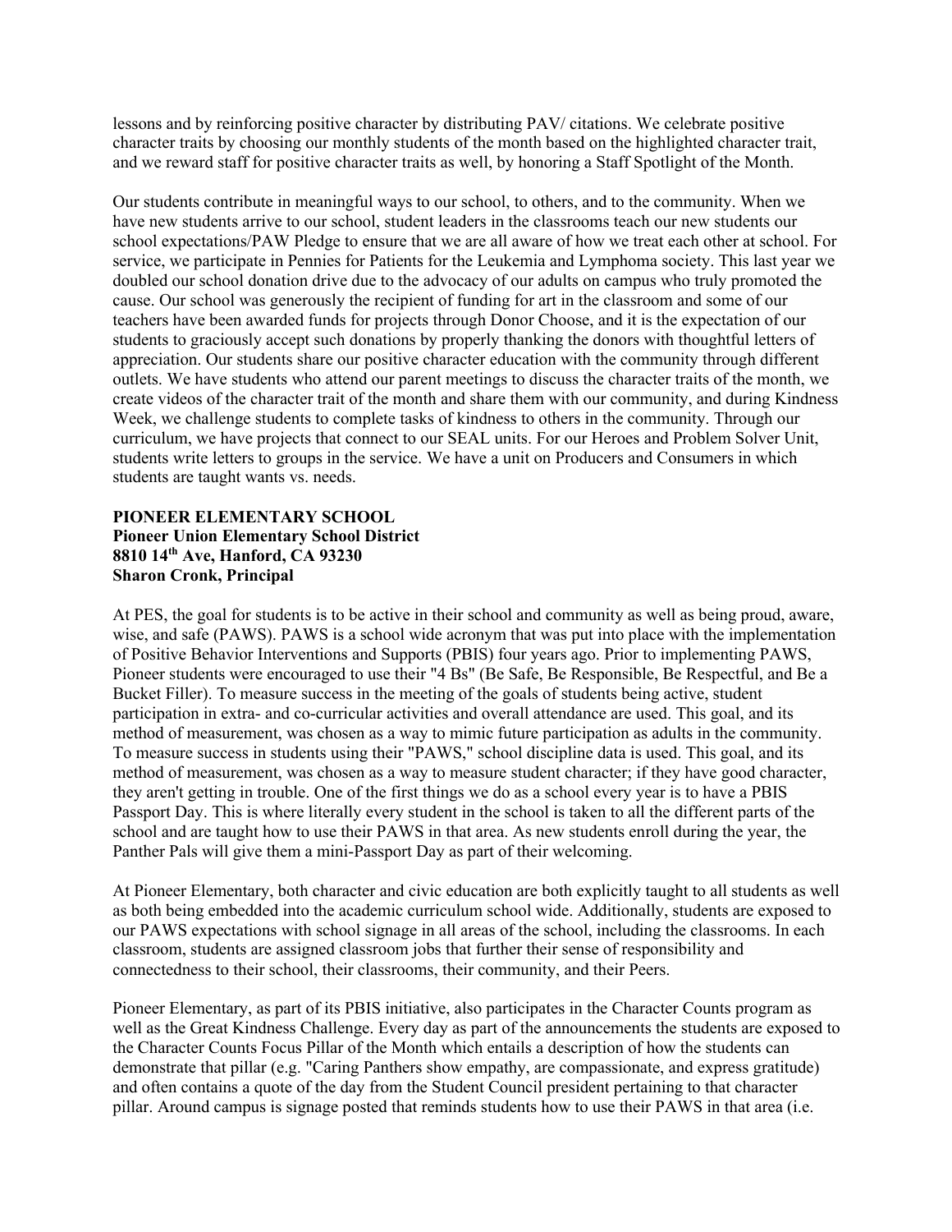lessons and by reinforcing positive character by distributing PAV/ citations. We celebrate positive character traits by choosing our monthly students of the month based on the highlighted character trait, and we reward staff for positive character traits as well, by honoring a Staff Spotlight of the Month.

Our students contribute in meaningful ways to our school, to others, and to the community. When we have new students arrive to our school, student leaders in the classrooms teach our new students our school expectations/PAW Pledge to ensure that we are all aware of how we treat each other at school. For service, we participate in Pennies for Patients for the Leukemia and Lymphoma society. This last year we doubled our school donation drive due to the advocacy of our adults on campus who truly promoted the cause. Our school was generously the recipient of funding for art in the classroom and some of our teachers have been awarded funds for projects through Donor Choose, and it is the expectation of our students to graciously accept such donations by properly thanking the donors with thoughtful letters of appreciation. Our students share our positive character education with the community through different outlets. We have students who attend our parent meetings to discuss the character traits of the month, we create videos of the character trait of the month and share them with our community, and during Kindness Week, we challenge students to complete tasks of kindness to others in the community. Through our curriculum, we have projects that connect to our SEAL units. For our Heroes and Problem Solver Unit, students write letters to groups in the service. We have a unit on Producers and Consumers in which students are taught wants vs. needs.

**PIONEER ELEMENTARY SCHOOL**
**Pioneer Union Elementary School District**
**8810 14th Ave, Hanford, CA 93230**
**Sharon Cronk, Principal**

At PES, the goal for students is to be active in their school and community as well as being proud, aware, wise, and safe (PAWS). PAWS is a school wide acronym that was put into place with the implementation of Positive Behavior Interventions and Supports (PBIS) four years ago. Prior to implementing PAWS, Pioneer students were encouraged to use their "4 Bs" (Be Safe, Be Responsible, Be Respectful, and Be a Bucket Filler). To measure success in the meeting of the goals of students being active, student participation in extra- and co-curricular activities and overall attendance are used. This goal, and its method of measurement, was chosen as a way to mimic future participation as adults in the community. To measure success in students using their "PAWS," school discipline data is used. This goal, and its method of measurement, was chosen as a way to measure student character; if they have good character, they aren't getting in trouble. One of the first things we do as a school every year is to have a PBIS Passport Day. This is where literally every student in the school is taken to all the different parts of the school and are taught how to use their PAWS in that area. As new students enroll during the year, the Panther Pals will give them a mini-Passport Day as part of their welcoming.

At Pioneer Elementary, both character and civic education are both explicitly taught to all students as well as both being embedded into the academic curriculum school wide. Additionally, students are exposed to our PAWS expectations with school signage in all areas of the school, including the classrooms. In each classroom, students are assigned classroom jobs that further their sense of responsibility and connectedness to their school, their classrooms, their community, and their Peers.

Pioneer Elementary, as part of its PBIS initiative, also participates in the Character Counts program as well as the Great Kindness Challenge. Every day as part of the announcements the students are exposed to the Character Counts Focus Pillar of the Month which entails a description of how the students can demonstrate that pillar (e.g. "Caring Panthers show empathy, are compassionate, and express gratitude) and often contains a quote of the day from the Student Council president pertaining to that character pillar. Around campus is signage posted that reminds students how to use their PAWS in that area (i.e.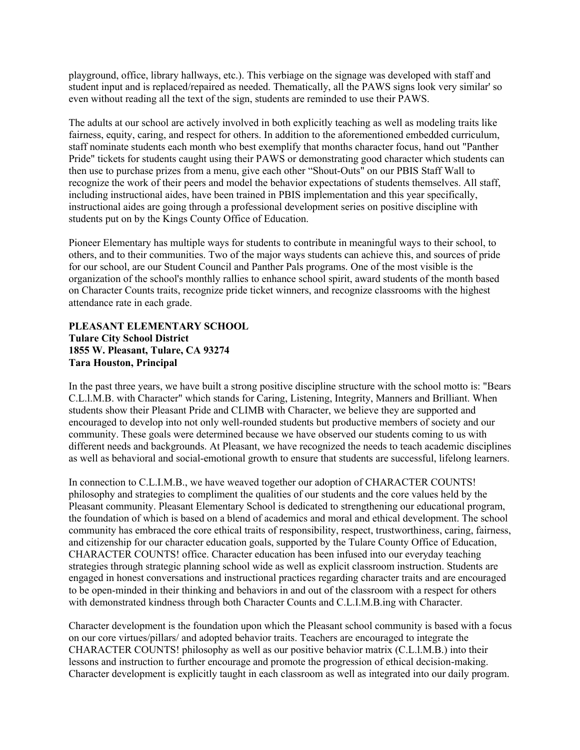playground, office, library hallways, etc.). This verbiage on the signage was developed with staff and student input and is replaced/repaired as needed. Thematically, all the PAWS signs look very similar' so even without reading all the text of the sign, students are reminded to use their PAWS.

The adults at our school are actively involved in both explicitly teaching as well as modeling traits like fairness, equity, caring, and respect for others. In addition to the aforementioned embedded curriculum, staff nominate students each month who best exemplify that months character focus, hand out "Panther Pride" tickets for students caught using their PAWS or demonstrating good character which students can then use to purchase prizes from a menu, give each other "Shout-Outs" on our PBIS Staff Wall to recognize the work of their peers and model the behavior expectations of students themselves. All staff, including instructional aides, have been trained in PBIS implementation and this year specifically, instructional aides are going through a professional development series on positive discipline with students put on by the Kings County Office of Education.

Pioneer Elementary has multiple ways for students to contribute in meaningful ways to their school, to others, and to their communities. Two of the major ways students can achieve this, and sources of pride for our school, are our Student Council and Panther Pals programs. One of the most visible is the organization of the school's monthly rallies to enhance school spirit, award students of the month based on Character Counts traits, recognize pride ticket winners, and recognize classrooms with the highest attendance rate in each grade.

**PLEASANT ELEMENTARY SCHOOL**
**Tulare City School District**
**1855 W. Pleasant, Tulare, CA 93274**
**Tara Houston, Principal**

In the past three years, we have built a strong positive discipline structure with the school motto is: "Bears C.L.l.M.B. with Character" which stands for Caring, Listening, Integrity, Manners and Brilliant. When students show their Pleasant Pride and CLIMB with Character, we believe they are supported and encouraged to develop into not only well-rounded students but productive members of society and our community. These goals were determined because we have observed our students coming to us with different needs and backgrounds. At Pleasant, we have recognized the needs to teach academic disciplines as well as behavioral and social-emotional growth to ensure that students are successful, lifelong learners.

In connection to C.L.I.M.B., we have weaved together our adoption of CHARACTER COUNTS! philosophy and strategies to compliment the qualities of our students and the core values held by the Pleasant community. Pleasant Elementary School is dedicated to strengthening our educational program, the foundation of which is based on a blend of academics and moral and ethical development. The school community has embraced the core ethical traits of responsibility, respect, trustworthiness, caring, fairness, and citizenship for our character education goals, supported by the Tulare County Office of Education, CHARACTER COUNTS! office. Character education has been infused into our everyday teaching strategies through strategic planning school wide as well as explicit classroom instruction. Students are engaged in honest conversations and instructional practices regarding character traits and are encouraged to be open-minded in their thinking and behaviors in and out of the classroom with a respect for others with demonstrated kindness through both Character Counts and C.L.I.M.B.ing with Character.

Character development is the foundation upon which the Pleasant school community is based with a focus on our core virtues/pillars/ and adopted behavior traits. Teachers are encouraged to integrate the CHARACTER COUNTS! philosophy as well as our positive behavior matrix (C.L.l.M.B.) into their lessons and instruction to further encourage and promote the progression of ethical decision-making. Character development is explicitly taught in each classroom as well as integrated into our daily program.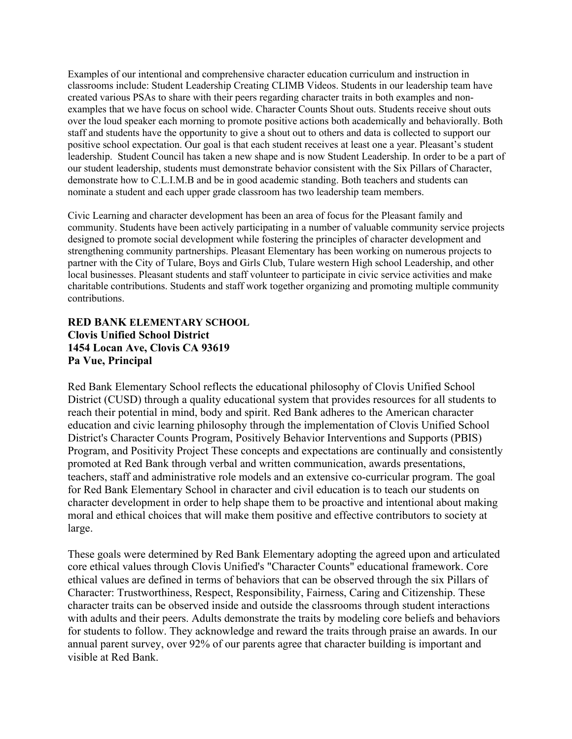Examples of our intentional and comprehensive character education curriculum and instruction in classrooms include: Student Leadership Creating CLIMB Videos. Students in our leadership team have created various PSAs to share with their peers regarding character traits in both examples and non-examples that we have focus on school wide. Character Counts Shout outs. Students receive shout outs over the loud speaker each morning to promote positive actions both academically and behaviorally. Both staff and students have the opportunity to give a shout out to others and data is collected to support our positive school expectation. Our goal is that each student receives at least one a year. Pleasant's student leadership. Student Council has taken a new shape and is now Student Leadership. In order to be a part of our student leadership, students must demonstrate behavior consistent with the Six Pillars of Character, demonstrate how to C.L.I.M.B and be in good academic standing. Both teachers and students can nominate a student and each upper grade classroom has two leadership team members.

Civic Learning and character development has been an area of focus for the Pleasant family and community. Students have been actively participating in a number of valuable community service projects designed to promote social development while fostering the principles of character development and strengthening community partnerships. Pleasant Elementary has been working on numerous projects to partner with the City of Tulare, Boys and Girls Club, Tulare western High school Leadership, and other local businesses. Pleasant students and staff volunteer to participate in civic service activities and make charitable contributions. Students and staff work together organizing and promoting multiple community contributions.

**RED BANK ELEMENTARY SCHOOL**
**Clovis Unified School District**
**1454 Locan Ave, Clovis CA 93619**
**Pa Vue, Principal**

Red Bank Elementary School reflects the educational philosophy of Clovis Unified School District (CUSD) through a quality educational system that provides resources for all students to reach their potential in mind, body and spirit. Red Bank adheres to the American character education and civic learning philosophy through the implementation of Clovis Unified School District's Character Counts Program, Positively Behavior Interventions and Supports (PBIS) Program, and Positivity Project These concepts and expectations are continually and consistently promoted at Red Bank through verbal and written communication, awards presentations, teachers, staff and administrative role models and an extensive co-curricular program. The goal for Red Bank Elementary School in character and civil education is to teach our students on character development in order to help shape them to be proactive and intentional about making moral and ethical choices that will make them positive and effective contributors to society at large.

These goals were determined by Red Bank Elementary adopting the agreed upon and articulated core ethical values through Clovis Unified's "Character Counts" educational framework. Core ethical values are defined in terms of behaviors that can be observed through the six Pillars of Character: Trustworthiness, Respect, Responsibility, Fairness, Caring and Citizenship. These character traits can be observed inside and outside the classrooms through student interactions with adults and their peers. Adults demonstrate the traits by modeling core beliefs and behaviors for students to follow. They acknowledge and reward the traits through praise an awards. In our annual parent survey, over 92% of our parents agree that character building is important and visible at Red Bank.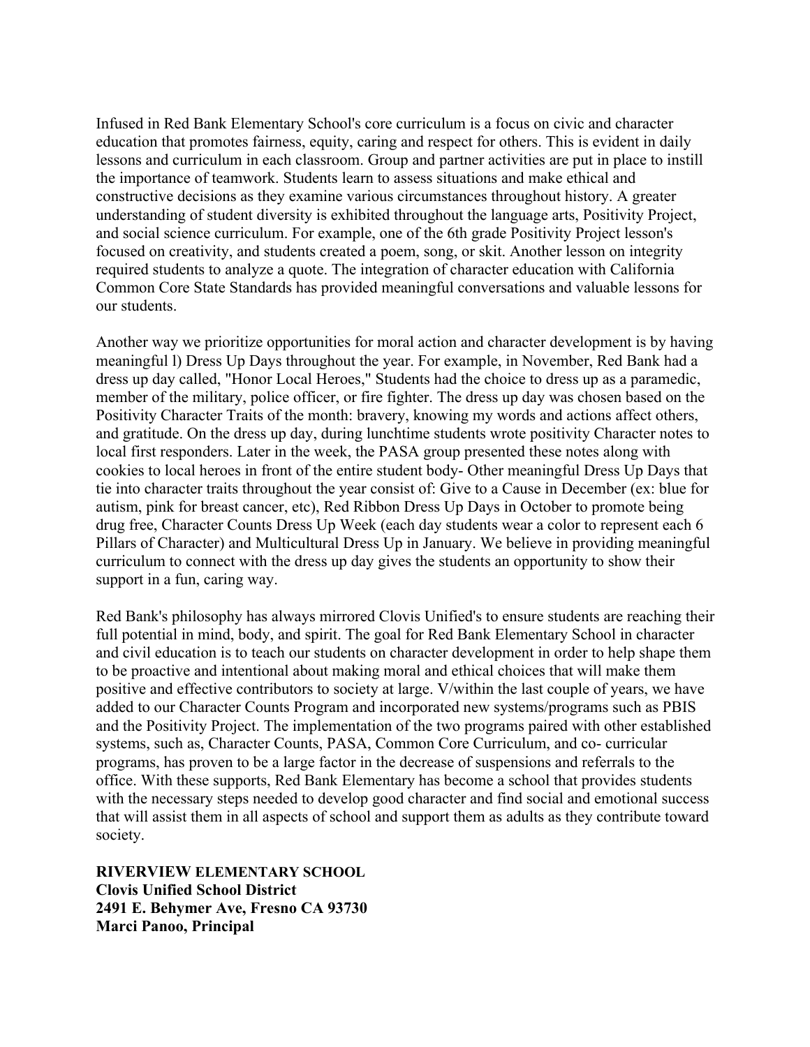Infused in Red Bank Elementary School's core curriculum is a focus on civic and character education that promotes fairness, equity, caring and respect for others. This is evident in daily lessons and curriculum in each classroom. Group and partner activities are put in place to instill the importance of teamwork. Students learn to assess situations and make ethical and constructive decisions as they examine various circumstances throughout history. A greater understanding of student diversity is exhibited throughout the language arts, Positivity Project, and social science curriculum. For example, one of the 6th grade Positivity Project lesson's focused on creativity, and students created a poem, song, or skit. Another lesson on integrity required students to analyze a quote. The integration of character education with California Common Core State Standards has provided meaningful conversations and valuable lessons for our students.

Another way we prioritize opportunities for moral action and character development is by having meaningful l) Dress Up Days throughout the year. For example, in November, Red Bank had a dress up day called, "Honor Local Heroes," Students had the choice to dress up as a paramedic, member of the military, police officer, or fire fighter. The dress up day was chosen based on the Positivity Character Traits of the month: bravery, knowing my words and actions affect others, and gratitude. On the dress up day, during lunchtime students wrote positivity Character notes to local first responders. Later in the week, the PASA group presented these notes along with cookies to local heroes in front of the entire student body- Other meaningful Dress Up Days that tie into character traits throughout the year consist of: Give to a Cause in December (ex: blue for autism, pink for breast cancer, etc), Red Ribbon Dress Up Days in October to promote being drug free, Character Counts Dress Up Week (each day students wear a color to represent each 6 Pillars of Character) and Multicultural Dress Up in January. We believe in providing meaningful curriculum to connect with the dress up day gives the students an opportunity to show their support in a fun, caring way.

Red Bank's philosophy has always mirrored Clovis Unified's to ensure students are reaching their full potential in mind, body, and spirit. The goal for Red Bank Elementary School in character and civil education is to teach our students on character development in order to help shape them to be proactive and intentional about making moral and ethical choices that will make them positive and effective contributors to society at large. V/within the last couple of years, we have added to our Character Counts Program and incorporated new systems/programs such as PBIS and the Positivity Project. The implementation of the two programs paired with other established systems, such as, Character Counts, PASA, Common Core Curriculum, and co- curricular programs, has proven to be a large factor in the decrease of suspensions and referrals to the office. With these supports, Red Bank Elementary has become a school that provides students with the necessary steps needed to develop good character and find social and emotional success that will assist them in all aspects of school and support them as adults as they contribute toward society.

**RIVERVIEW ELEMENTARY SCHOOL**
**Clovis Unified School District**
**2491 E. Behymer Ave, Fresno CA 93730**
**Marci Panoo, Principal**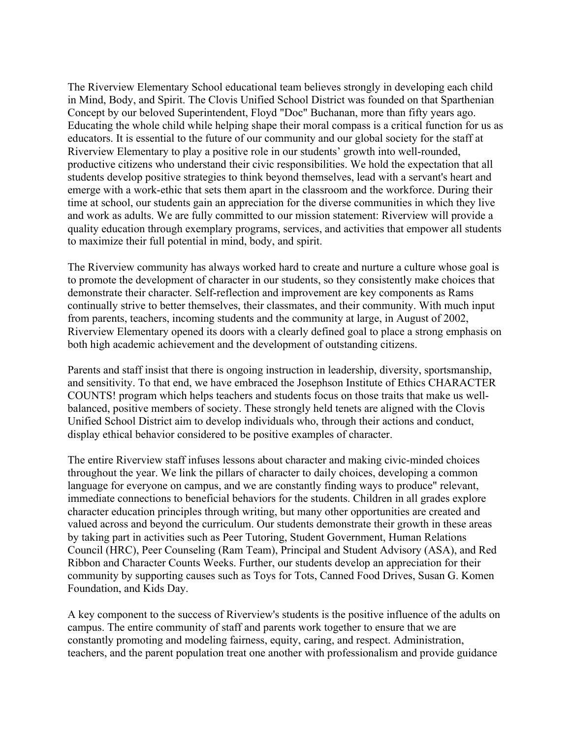The Riverview Elementary School educational team believes strongly in developing each child in Mind, Body, and Spirit. The Clovis Unified School District was founded on that Sparthenian Concept by our beloved Superintendent, Floyd "Doc" Buchanan, more than fifty years ago. Educating the whole child while helping shape their moral compass is a critical function for us as educators. It is essential to the future of our community and our global society for the staff at Riverview Elementary to play a positive role in our students' growth into well-rounded, productive citizens who understand their civic responsibilities. We hold the expectation that all students develop positive strategies to think beyond themselves, lead with a servant's heart and emerge with a work-ethic that sets them apart in the classroom and the workforce. During their time at school, our students gain an appreciation for the diverse communities in which they live and work as adults. We are fully committed to our mission statement: Riverview will provide a quality education through exemplary programs, services, and activities that empower all students to maximize their full potential in mind, body, and spirit.

The Riverview community has always worked hard to create and nurture a culture whose goal is to promote the development of character in our students, so they consistently make choices that demonstrate their character. Self-reflection and improvement are key components as Rams continually strive to better themselves, their classmates, and their community. With much input from parents, teachers, incoming students and the community at large, in August of 2002, Riverview Elementary opened its doors with a clearly defined goal to place a strong emphasis on both high academic achievement and the development of outstanding citizens.

Parents and staff insist that there is ongoing instruction in leadership, diversity, sportsmanship, and sensitivity. To that end, we have embraced the Josephson Institute of Ethics CHARACTER COUNTS! program which helps teachers and students focus on those traits that make us well-balanced, positive members of society. These strongly held tenets are aligned with the Clovis Unified School District aim to develop individuals who, through their actions and conduct, display ethical behavior considered to be positive examples of character.

The entire Riverview staff infuses lessons about character and making civic-minded choices throughout the year. We link the pillars of character to daily choices, developing a common language for everyone on campus, and we are constantly finding ways to produce" relevant, immediate connections to beneficial behaviors for the students. Children in all grades explore character education principles through writing, but many other opportunities are created and valued across and beyond the curriculum. Our students demonstrate their growth in these areas by taking part in activities such as Peer Tutoring, Student Government, Human Relations Council (HRC), Peer Counseling (Ram Team), Principal and Student Advisory (ASA), and Red Ribbon and Character Counts Weeks. Further, our students develop an appreciation for their community by supporting causes such as Toys for Tots, Canned Food Drives, Susan G. Komen Foundation, and Kids Day.

A key component to the success of Riverview's students is the positive influence of the adults on campus. The entire community of staff and parents work together to ensure that we are constantly promoting and modeling fairness, equity, caring, and respect. Administration, teachers, and the parent population treat one another with professionalism and provide guidance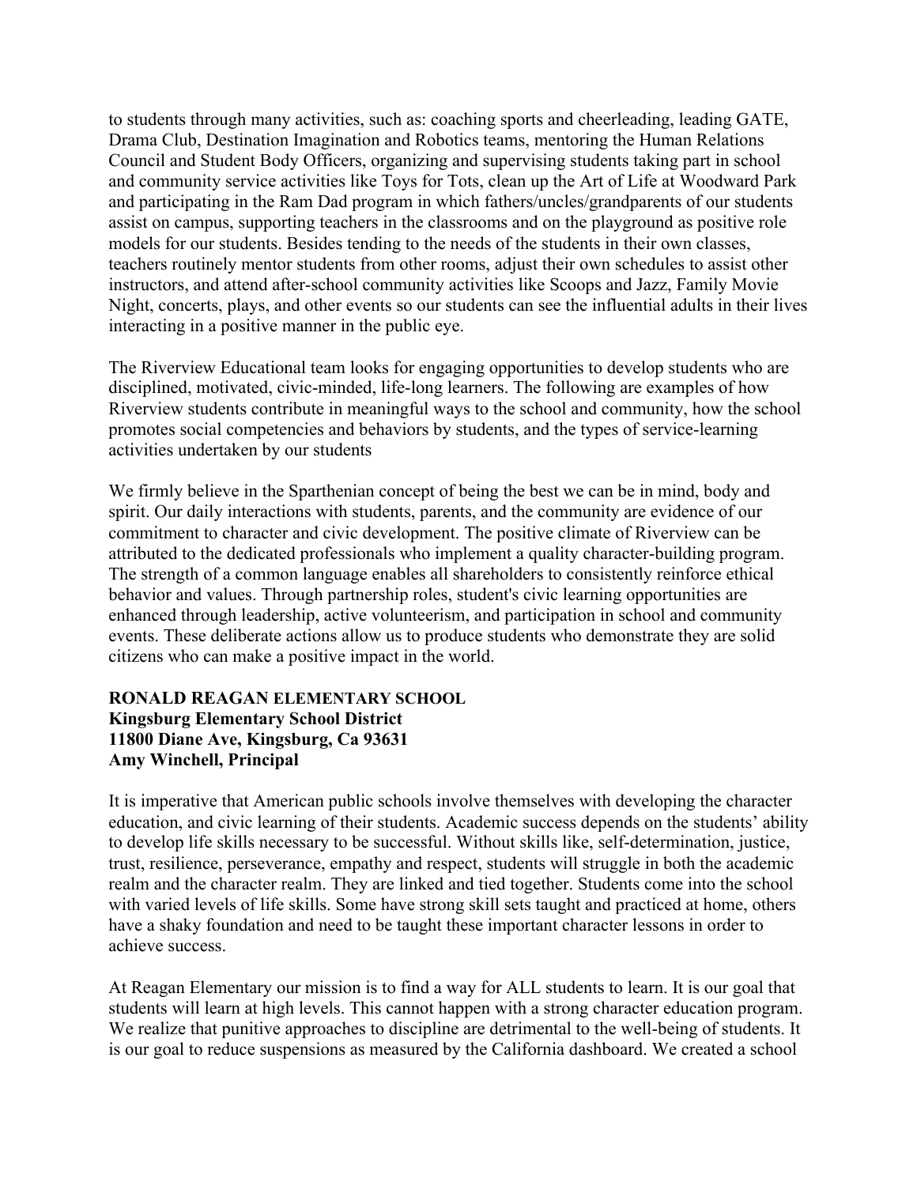to students through many activities, such as: coaching sports and cheerleading, leading GATE, Drama Club, Destination Imagination and Robotics teams, mentoring the Human Relations Council and Student Body Officers, organizing and supervising students taking part in school and community service activities like Toys for Tots, clean up the Art of Life at Woodward Park and participating in the Ram Dad program in which fathers/uncles/grandparents of our students assist on campus, supporting teachers in the classrooms and on the playground as positive role models for our students. Besides tending to the needs of the students in their own classes, teachers routinely mentor students from other rooms, adjust their own schedules to assist other instructors, and attend after-school community activities like Scoops and Jazz, Family Movie Night, concerts, plays, and other events so our students can see the influential adults in their lives interacting in a positive manner in the public eye.

The Riverview Educational team looks for engaging opportunities to develop students who are disciplined, motivated, civic-minded, life-long learners. The following are examples of how Riverview students contribute in meaningful ways to the school and community, how the school promotes social competencies and behaviors by students, and the types of service-learning activities undertaken by our students

We firmly believe in the Sparthenian concept of being the best we can be in mind, body and spirit. Our daily interactions with students, parents, and the community are evidence of our commitment to character and civic development. The positive climate of Riverview can be attributed to the dedicated professionals who implement a quality character-building program. The strength of a common language enables all shareholders to consistently reinforce ethical behavior and values. Through partnership roles, student's civic learning opportunities are enhanced through leadership, active volunteerism, and participation in school and community events. These deliberate actions allow us to produce students who demonstrate they are solid citizens who can make a positive impact in the world.

**RONALD REAGAN ELEMENTARY SCHOOL**
**Kingsburg Elementary School District**
**11800 Diane Ave, Kingsburg, Ca 93631**
**Amy Winchell, Principal**

It is imperative that American public schools involve themselves with developing the character education, and civic learning of their students. Academic success depends on the students' ability to develop life skills necessary to be successful. Without skills like, self-determination, justice, trust, resilience, perseverance, empathy and respect, students will struggle in both the academic realm and the character realm. They are linked and tied together. Students come into the school with varied levels of life skills. Some have strong skill sets taught and practiced at home, others have a shaky foundation and need to be taught these important character lessons in order to achieve success.

At Reagan Elementary our mission is to find a way for ALL students to learn. It is our goal that students will learn at high levels. This cannot happen with a strong character education program. We realize that punitive approaches to discipline are detrimental to the well-being of students. It is our goal to reduce suspensions as measured by the California dashboard. We created a school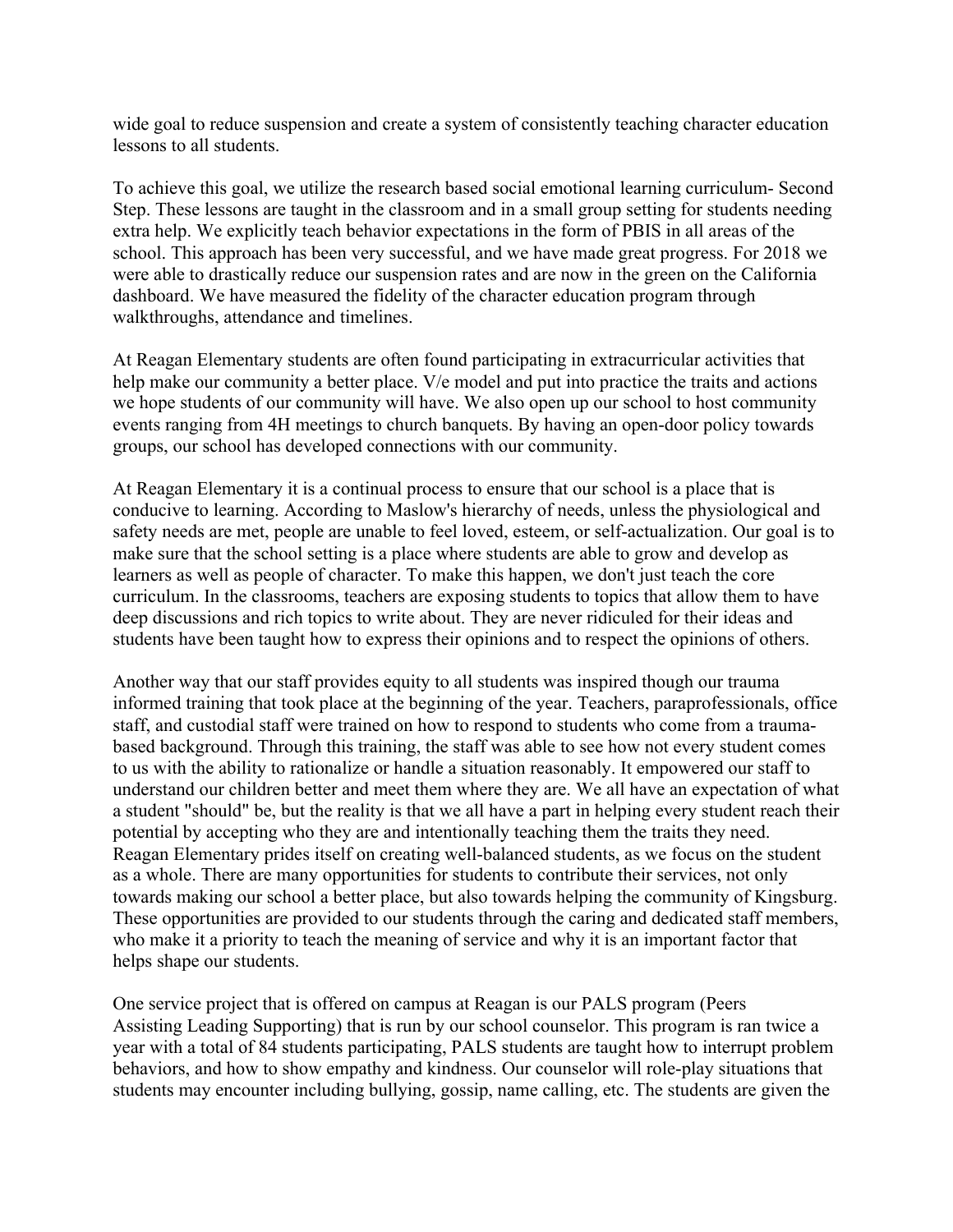wide goal to reduce suspension and create a system of consistently teaching character education lessons to all students.

To achieve this goal, we utilize the research based social emotional learning curriculum- Second Step. These lessons are taught in the classroom and in a small group setting for students needing extra help. We explicitly teach behavior expectations in the form of PBIS in all areas of the school. This approach has been very successful, and we have made great progress. For 2018 we were able to drastically reduce our suspension rates and are now in the green on the California dashboard. We have measured the fidelity of the character education program through walkthroughs, attendance and timelines.

At Reagan Elementary students are often found participating in extracurricular activities that help make our community a better place. V/e model and put into practice the traits and actions we hope students of our community will have. We also open up our school to host community events ranging from 4H meetings to church banquets. By having an open-door policy towards groups, our school has developed connections with our community.

At Reagan Elementary it is a continual process to ensure that our school is a place that is conducive to learning. According to Maslow's hierarchy of needs, unless the physiological and safety needs are met, people are unable to feel loved, esteem, or self-actualization. Our goal is to make sure that the school setting is a place where students are able to grow and develop as learners as well as people of character. To make this happen, we don't just teach the core curriculum. In the classrooms, teachers are exposing students to topics that allow them to have deep discussions and rich topics to write about. They are never ridiculed for their ideas and students have been taught how to express their opinions and to respect the opinions of others.

Another way that our staff provides equity to all students was inspired though our trauma informed training that took place at the beginning of the year. Teachers, paraprofessionals, office staff, and custodial staff were trained on how to respond to students who come from a trauma-based background. Through this training, the staff was able to see how not every student comes to us with the ability to rationalize or handle a situation reasonably. It empowered our staff to understand our children better and meet them where they are. We all have an expectation of what a student "should" be, but the reality is that we all have a part in helping every student reach their potential by accepting who they are and intentionally teaching them the traits they need. Reagan Elementary prides itself on creating well-balanced students, as we focus on the student as a whole. There are many opportunities for students to contribute their services, not only towards making our school a better place, but also towards helping the community of Kingsburg. These opportunities are provided to our students through the caring and dedicated staff members, who make it a priority to teach the meaning of service and why it is an important factor that helps shape our students.

One service project that is offered on campus at Reagan is our PALS program (Peers Assisting Leading Supporting) that is run by our school counselor. This program is ran twice a year with a total of 84 students participating, PALS students are taught how to interrupt problem behaviors, and how to show empathy and kindness. Our counselor will role-play situations that students may encounter including bullying, gossip, name calling, etc. The students are given the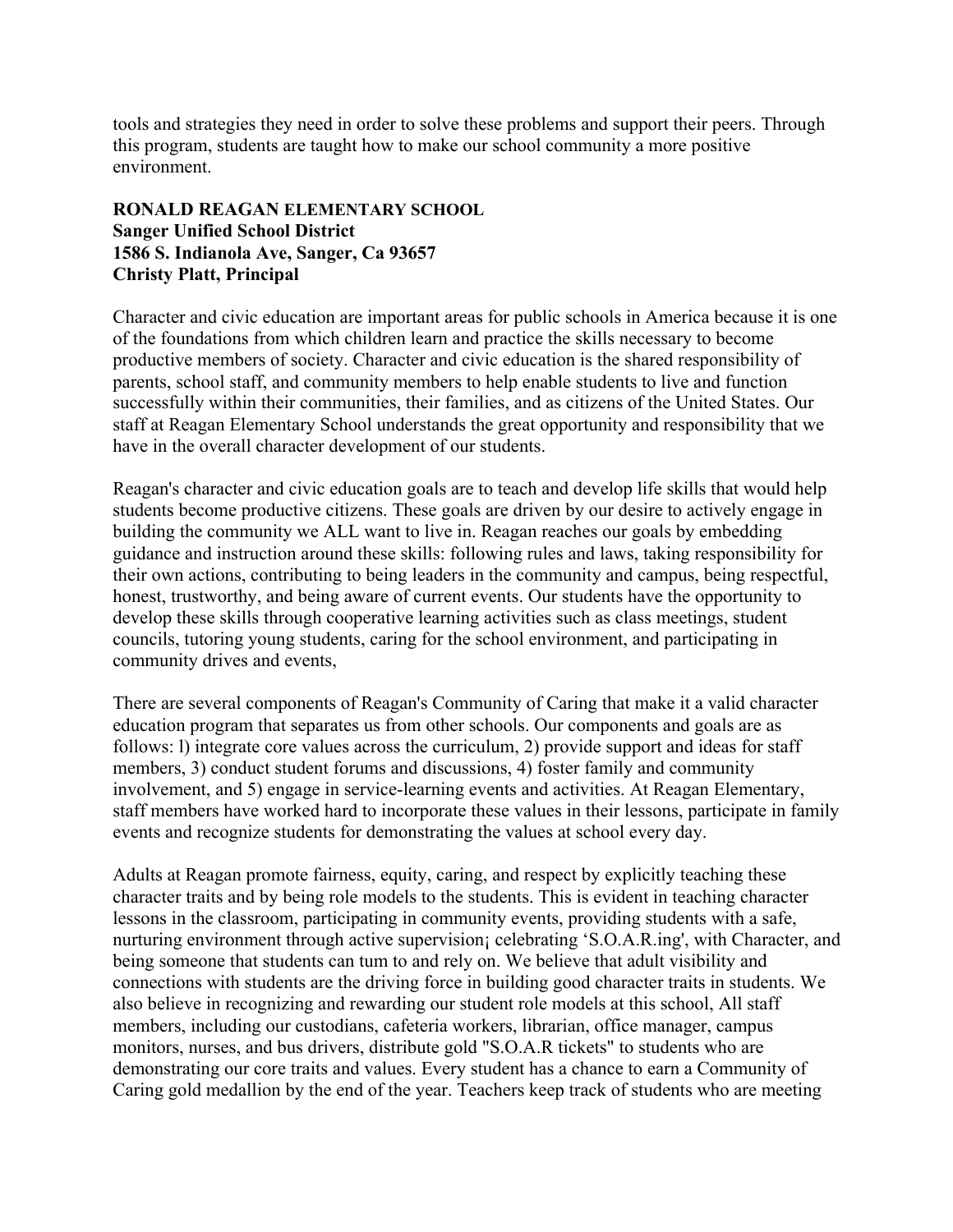tools and strategies they need in order to solve these problems and support their peers. Through this program, students are taught how to make our school community a more positive environment.

**RONALD REAGAN ELEMENTARY SCHOOL**
**Sanger Unified School District**
**1586 S. Indianola Ave, Sanger, Ca 93657**
**Christy Platt, Principal**

Character and civic education are important areas for public schools in America because it is one of the foundations from which children learn and practice the skills necessary to become productive members of society. Character and civic education is the shared responsibility of parents, school staff, and community members to help enable students to live and function successfully within their communities, their families, and as citizens of the United States. Our staff at Reagan Elementary School understands the great opportunity and responsibility that we have in the overall character development of our students.

Reagan's character and civic education goals are to teach and develop life skills that would help students become productive citizens. These goals are driven by our desire to actively engage in building the community we ALL want to live in. Reagan reaches our goals by embedding guidance and instruction around these skills: following rules and laws, taking responsibility for their own actions, contributing to being leaders in the community and campus, being respectful, honest, trustworthy, and being aware of current events. Our students have the opportunity to develop these skills through cooperative learning activities such as class meetings, student councils, tutoring young students, caring for the school environment, and participating in community drives and events,

There are several components of Reagan's Community of Caring that make it a valid character education program that separates us from other schools. Our components and goals are as follows: l) integrate core values across the curriculum, 2) provide support and ideas for staff members, 3) conduct student forums and discussions, 4) foster family and community involvement, and 5) engage in service-learning events and activities. At Reagan Elementary, staff members have worked hard to incorporate these values in their lessons, participate in family events and recognize students for demonstrating the values at school every day.

Adults at Reagan promote fairness, equity, caring, and respect by explicitly teaching these character traits and by being role models to the students. This is evident in teaching character lessons in the classroom, participating in community events, providing students with a safe, nurturing environment through active supervision¡ celebrating 'S.O.A.R.ing', with Character, and being someone that students can tum to and rely on. We believe that adult visibility and connections with students are the driving force in building good character traits in students. We also believe in recognizing and rewarding our student role models at this school, All staff members, including our custodians, cafeteria workers, librarian, office manager, campus monitors, nurses, and bus drivers, distribute gold "S.O.A.R tickets" to students who are demonstrating our core traits and values. Every student has a chance to earn a Community of Caring gold medallion by the end of the year. Teachers keep track of students who are meeting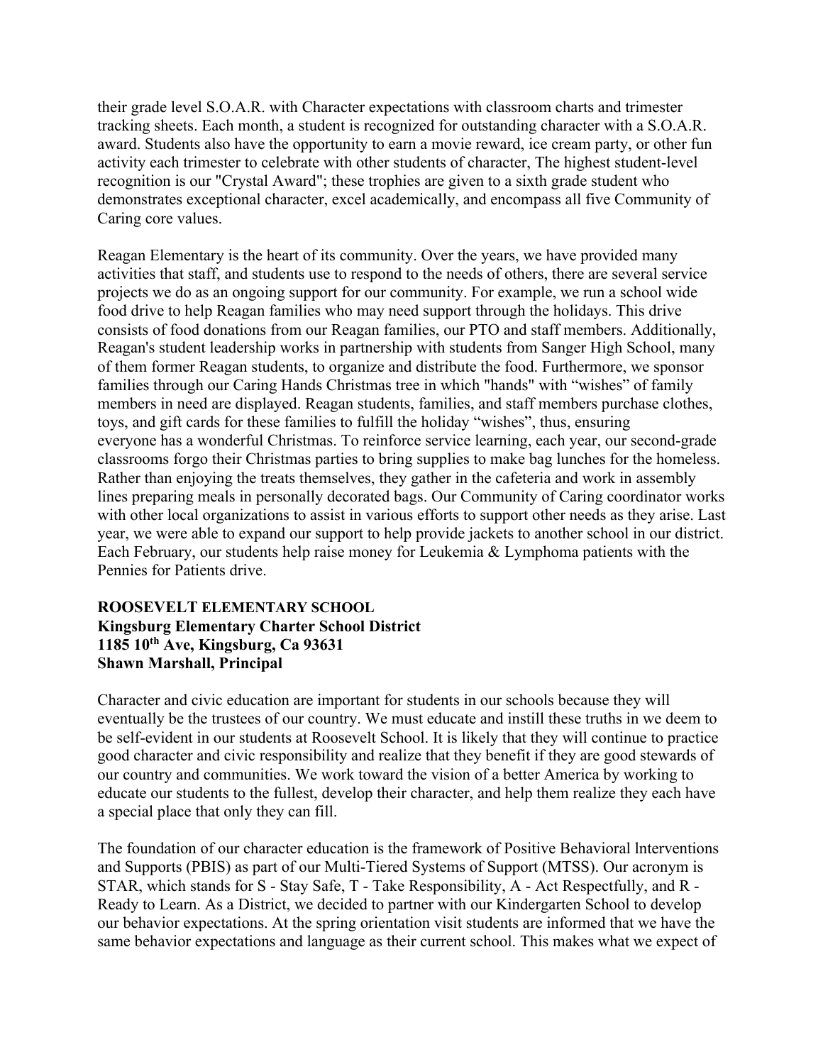their grade level S.O.A.R. with Character expectations with classroom charts and trimester tracking sheets. Each month, a student is recognized for outstanding character with a S.O.A.R. award. Students also have the opportunity to earn a movie reward, ice cream party, or other fun activity each trimester to celebrate with other students of character, The highest student-level recognition is our "Crystal Award"; these trophies are given to a sixth grade student who demonstrates exceptional character, excel academically, and encompass all five Community of Caring core values.

Reagan Elementary is the heart of its community. Over the years, we have provided many activities that staff, and students use to respond to the needs of others, there are several service projects we do as an ongoing support for our community. For example, we run a school wide food drive to help Reagan families who may need support through the holidays. This drive consists of food donations from our Reagan families, our PTO and staff members. Additionally, Reagan's student leadership works in partnership with students from Sanger High School, many of them former Reagan students, to organize and distribute the food. Furthermore, we sponsor families through our Caring Hands Christmas tree in which "hands" with "wishes" of family members in need are displayed. Reagan students, families, and staff members purchase clothes, toys, and gift cards for these families to fulfill the holiday "wishes", thus, ensuring everyone has a wonderful Christmas. To reinforce service learning, each year, our second-grade classrooms forgo their Christmas parties to bring supplies to make bag lunches for the homeless. Rather than enjoying the treats themselves, they gather in the cafeteria and work in assembly lines preparing meals in personally decorated bags. Our Community of Caring coordinator works with other local organizations to assist in various efforts to support other needs as they arise. Last year, we were able to expand our support to help provide jackets to another school in our district. Each February, our students help raise money for Leukemia & Lymphoma patients with the Pennies for Patients drive.

**ROOSEVELT ELEMENTARY SCHOOL**
**Kingsburg Elementary Charter School District**
**1185 10th Ave, Kingsburg, Ca 93631**
**Shawn Marshall, Principal**

Character and civic education are important for students in our schools because they will eventually be the trustees of our country. We must educate and instill these truths in we deem to be self-evident in our students at Roosevelt School. It is likely that they will continue to practice good character and civic responsibility and realize that they benefit if they are good stewards of our country and communities. We work toward the vision of a better America by working to educate our students to the fullest, develop their character, and help them realize they each have a special place that only they can fill.

The foundation of our character education is the framework of Positive Behavioral lnterventions and Supports (PBIS) as part of our Multi-Tiered Systems of Support (MTSS). Our acronym is STAR, which stands for S - Stay Safe, T - Take Responsibility, A - Act Respectfully, and R - Ready to Learn. As a District, we decided to partner with our Kindergarten School to develop our behavior expectations. At the spring orientation visit students are informed that we have the same behavior expectations and language as their current school. This makes what we expect of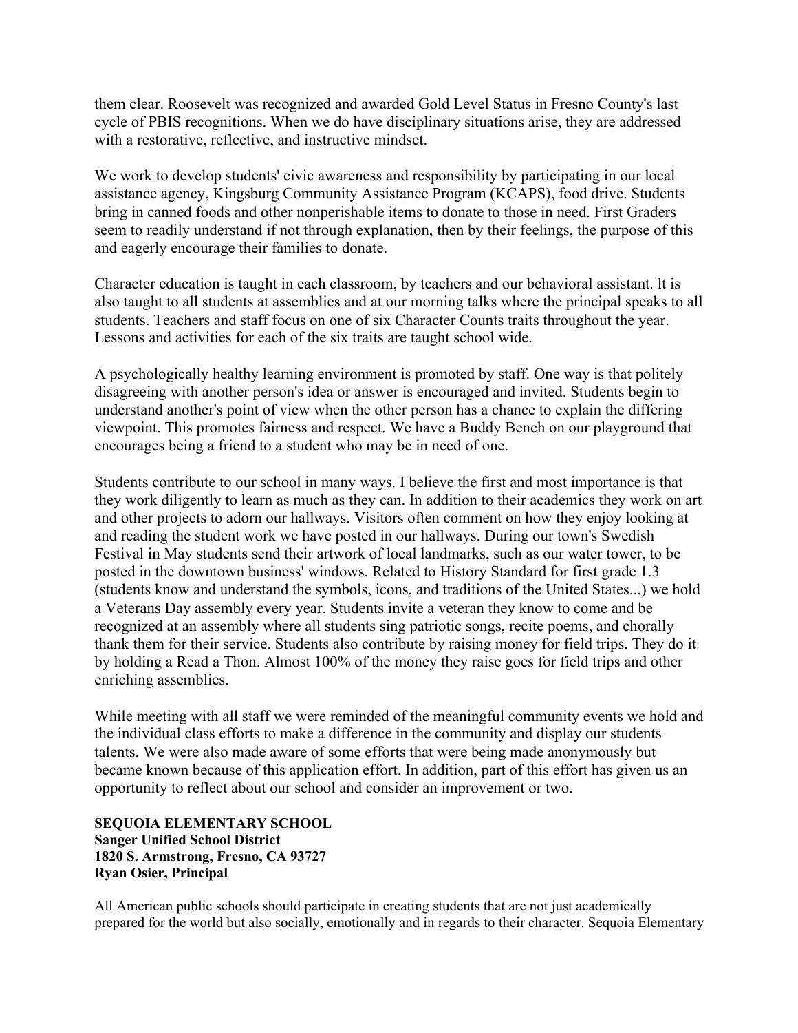them clear. Roosevelt was recognized and awarded Gold Level Status in Fresno County's last cycle of PBIS recognitions. When we do have disciplinary situations arise, they are addressed with a restorative, reflective, and instructive mindset.

We work to develop students' civic awareness and responsibility by participating in our local assistance agency, Kingsburg Community Assistance Program (KCAPS), food drive. Students bring in canned foods and other nonperishable items to donate to those in need. First Graders seem to readily understand if not through explanation, then by their feelings, the purpose of this and eagerly encourage their families to donate.

Character education is taught in each classroom, by teachers and our behavioral assistant. lt is also taught to all students at assemblies and at our morning talks where the principal speaks to all students. Teachers and staff focus on one of six Character Counts traits throughout the year. Lessons and activities for each of the six traits are taught school wide.

A psychologically healthy learning environment is promoted by staff. One way is that politely disagreeing with another person's idea or answer is encouraged and invited. Students begin to understand another's point of view when the other person has a chance to explain the differing viewpoint. This promotes fairness and respect. We have a Buddy Bench on our playground that encourages being a friend to a student who may be in need of one.

Students contribute to our school in many ways. I believe the first and most importance is that they work diligently to learn as much as they can. In addition to their academics they work on art and other projects to adorn our hallways. Visitors often comment on how they enjoy looking at and reading the student work we have posted in our hallways. During our town's Swedish Festival in May students send their artwork of local landmarks, such as our water tower, to be posted in the downtown business' windows. Related to History Standard for first grade 1.3 (students know and understand the symbols, icons, and traditions of the United States...) we hold a Veterans Day assembly every year. Students invite a veteran they know to come and be recognized at an assembly where all students sing patriotic songs, recite poems, and chorally thank them for their service. Students also contribute by raising money for field trips. They do it by holding a Read a Thon. Almost 100% of the money they raise goes for field trips and other enriching assemblies.

While meeting with all staff we were reminded of the meaningful community events we hold and the individual class efforts to make a difference in the community and display our students talents. We were also made aware of some efforts that were being made anonymously but became known because of this application effort. In addition, part of this effort has given us an opportunity to reflect about our school and consider an improvement or two.

**SEQUOIA ELEMENTARY SCHOOL**
**Sanger Unified School District**
**1820 S. Armstrong, Fresno, CA 93727**
**Ryan Osier, Principal**

All American public schools should participate in creating students that are not just academically prepared for the world but also socially, emotionally and in regards to their character. Sequoia Elementary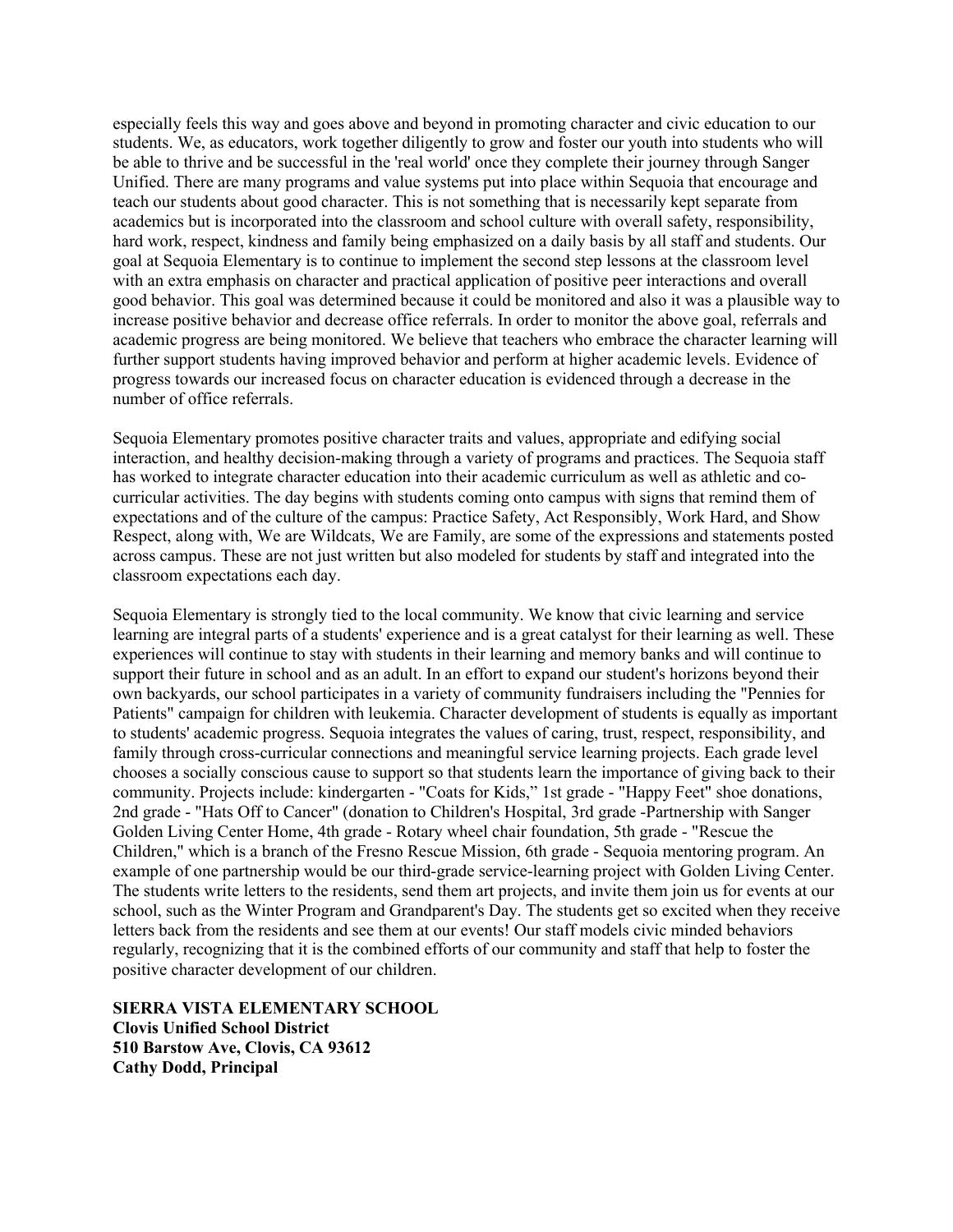especially feels this way and goes above and beyond in promoting character and civic education to our students. We, as educators, work together diligently to grow and foster our youth into students who will be able to thrive and be successful in the 'real world' once they complete their journey through Sanger Unified. There are many programs and value systems put into place within Sequoia that encourage and teach our students about good character. This is not something that is necessarily kept separate from academics but is incorporated into the classroom and school culture with overall safety, responsibility, hard work, respect, kindness and family being emphasized on a daily basis by all staff and students. Our goal at Sequoia Elementary is to continue to implement the second step lessons at the classroom level with an extra emphasis on character and practical application of positive peer interactions and overall good behavior. This goal was determined because it could be monitored and also it was a plausible way to increase positive behavior and decrease office referrals. In order to monitor the above goal, referrals and academic progress are being monitored. We believe that teachers who embrace the character learning will further support students having improved behavior and perform at higher academic levels. Evidence of progress towards our increased focus on character education is evidenced through a decrease in the number of office referrals.

Sequoia Elementary promotes positive character traits and values, appropriate and edifying social interaction, and healthy decision-making through a variety of programs and practices. The Sequoia staff has worked to integrate character education into their academic curriculum as well as athletic and co-curricular activities. The day begins with students coming onto campus with signs that remind them of expectations and of the culture of the campus: Practice Safety, Act Responsibly, Work Hard, and Show Respect, along with, We are Wildcats, We are Family, are some of the expressions and statements posted across campus. These are not just written but also modeled for students by staff and integrated into the classroom expectations each day.

Sequoia Elementary is strongly tied to the local community. We know that civic learning and service learning are integral parts of a students' experience and is a great catalyst for their learning as well. These experiences will continue to stay with students in their learning and memory banks and will continue to support their future in school and as an adult. In an effort to expand our student's horizons beyond their own backyards, our school participates in a variety of community fundraisers including the "Pennies for Patients" campaign for children with leukemia. Character development of students is equally as important to students' academic progress. Sequoia integrates the values of caring, trust, respect, responsibility, and family through cross-curricular connections and meaningful service learning projects. Each grade level chooses a socially conscious cause to support so that students learn the importance of giving back to their community. Projects include: kindergarten - "Coats for Kids," 1st grade - "Happy Feet" shoe donations, 2nd grade - "Hats Off to Cancer" (donation to Children's Hospital, 3rd grade -Partnership with Sanger Golden Living Center Home, 4th grade - Rotary wheel chair foundation, 5th grade - "Rescue the Children," which is a branch of the Fresno Rescue Mission, 6th grade - Sequoia mentoring program. An example of one partnership would be our third-grade service-learning project with Golden Living Center. The students write letters to the residents, send them art projects, and invite them join us for events at our school, such as the Winter Program and Grandparent's Day. The students get so excited when they receive letters back from the residents and see them at our events! Our staff models civic minded behaviors regularly, recognizing that it is the combined efforts of our community and staff that help to foster the positive character development of our children.

**SIERRA VISTA ELEMENTARY SCHOOL**
**Clovis Unified School District**
**510 Barstow Ave, Clovis, CA 93612**
**Cathy Dodd, Principal**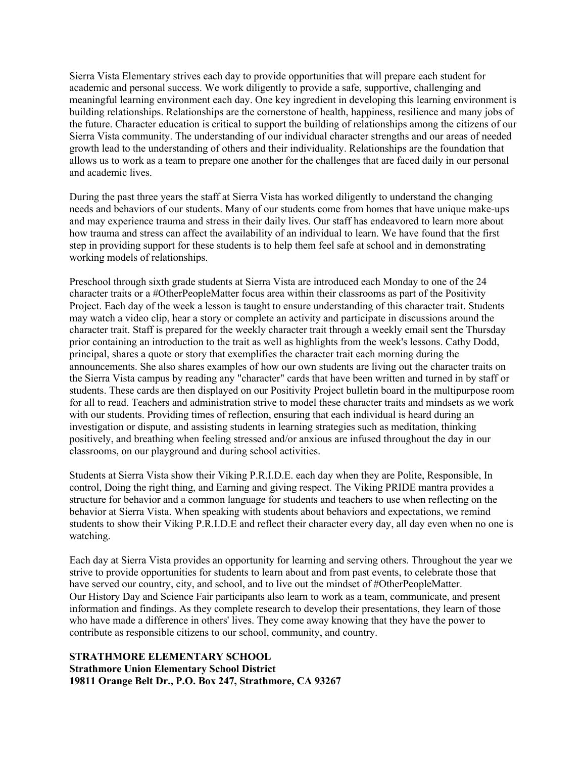Sierra Vista Elementary strives each day to provide opportunities that will prepare each student for academic and personal success. We work diligently to provide a safe, supportive, challenging and meaningful learning environment each day. One key ingredient in developing this learning environment is building relationships. Relationships are the cornerstone of health, happiness, resilience and many jobs of the future. Character education is critical to support the building of relationships among the citizens of our Sierra Vista community. The understanding of our individual character strengths and our areas of needed growth lead to the understanding of others and their individuality. Relationships are the foundation that allows us to work as a team to prepare one another for the challenges that are faced daily in our personal and academic lives.

During the past three years the staff at Sierra Vista has worked diligently to understand the changing needs and behaviors of our students. Many of our students come from homes that have unique make-ups and may experience trauma and stress in their daily lives. Our staff has endeavored to learn more about how trauma and stress can affect the availability of an individual to learn. We have found that the first step in providing support for these students is to help them feel safe at school and in demonstrating working models of relationships.

Preschool through sixth grade students at Sierra Vista are introduced each Monday to one of the 24 character traits or a #OtherPeopleMatter focus area within their classrooms as part of the Positivity Project. Each day of the week a lesson is taught to ensure understanding of this character trait. Students may watch a video clip, hear a story or complete an activity and participate in discussions around the character trait. Staff is prepared for the weekly character trait through a weekly email sent the Thursday prior containing an introduction to the trait as well as highlights from the week's lessons. Cathy Dodd, principal, shares a quote or story that exemplifies the character trait each morning during the announcements. She also shares examples of how our own students are living out the character traits on the Sierra Vista campus by reading any "character" cards that have been written and turned in by staff or students. These cards are then displayed on our Positivity Project bulletin board in the multipurpose room for all to read. Teachers and administration strive to model these character traits and mindsets as we work with our students. Providing times of reflection, ensuring that each individual is heard during an investigation or dispute, and assisting students in learning strategies such as meditation, thinking positively, and breathing when feeling stressed and/or anxious are infused throughout the day in our classrooms, on our playground and during school activities.

Students at Sierra Vista show their Viking P.R.I.D.E. each day when they are Polite, Responsible, In control, Doing the right thing, and Earning and giving respect. The Viking PRIDE mantra provides a structure for behavior and a common language for students and teachers to use when reflecting on the behavior at Sierra Vista. When speaking with students about behaviors and expectations, we remind students to show their Viking P.R.I.D.E and reflect their character every day, all day even when no one is watching.

Each day at Sierra Vista provides an opportunity for learning and serving others. Throughout the year we strive to provide opportunities for students to learn about and from past events, to celebrate those that have served our country, city, and school, and to live out the mindset of #OtherPeopleMatter.
Our History Day and Science Fair participants also learn to work as a team, communicate, and present information and findings. As they complete research to develop their presentations, they learn of those who have made a difference in others' lives. They come away knowing that they have the power to contribute as responsible citizens to our school, community, and country.

**STRATHMORE ELEMENTARY SCHOOL**
**Strathmore Union Elementary School District**
**19811 Orange Belt Dr., P.O. Box 247, Strathmore, CA 93267**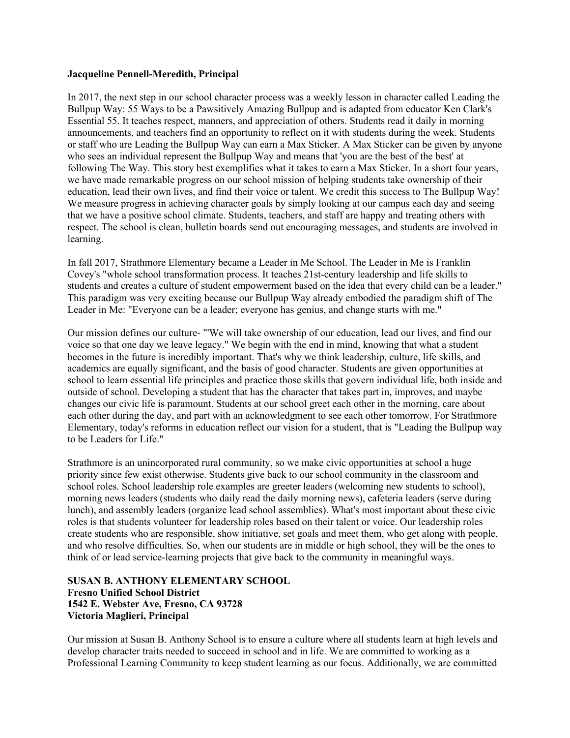**Jacqueline Pennell-Meredith, Principal**

In 2017, the next step in our school character process was a weekly lesson in character called Leading the Bullpup Way: 55 Ways to be a Pawsitively Amazing Bullpup and is adapted from educator Ken Clark's Essential 55. It teaches respect, manners, and appreciation of others. Students read it daily in morning announcements, and teachers find an opportunity to reflect on it with students during the week. Students or staff who are Leading the Bullpup Way can earn a Max Sticker. A Max Sticker can be given by anyone who sees an individual represent the Bullpup Way and means that 'you are the best of the best' at following The Way. This story best exemplifies what it takes to earn a Max Sticker. In a short four years, we have made remarkable progress on our school mission of helping students take ownership of their education, lead their own lives, and find their voice or talent. We credit this success to The Bullpup Way! We measure progress in achieving character goals by simply looking at our campus each day and seeing that we have a positive school climate. Students, teachers, and staff are happy and treating others with respect. The school is clean, bulletin boards send out encouraging messages, and students are involved in learning.

In fall 2017, Strathmore Elementary became a Leader in Me School. The Leader in Me is Franklin Covey's "whole school transformation process. It teaches 21st-century leadership and life skills to students and creates a culture of student empowerment based on the idea that every child can be a leader." This paradigm was very exciting because our Bullpup Way already embodied the paradigm shift of The Leader in Me: "Everyone can be a leader; everyone has genius, and change starts with me."

Our mission defines our culture- "'We will take ownership of our education, lead our lives, and find our voice so that one day we leave legacy." We begin with the end in mind, knowing that what a student becomes in the future is incredibly important. That's why we think leadership, culture, life skills, and academics are equally significant, and the basis of good character. Students are given opportunities at school to learn essential life principles and practice those skills that govern individual life, both inside and outside of school. Developing a student that has the character that takes part in, improves, and maybe changes our civic life is paramount. Students at our school greet each other in the morning, care about each other during the day, and part with an acknowledgment to see each other tomorrow. For Strathmore Elementary, today's reforms in education reflect our vision for a student, that is "Leading the Bullpup way to be Leaders for Life."

Strathmore is an unincorporated rural community, so we make civic opportunities at school a huge priority since few exist otherwise. Students give back to our school community in the classroom and school roles. School leadership role examples are greeter leaders (welcoming new students to school), morning news leaders (students who daily read the daily morning news), cafeteria leaders (serve during lunch), and assembly leaders (organize lead school assemblies). What's most important about these civic roles is that students volunteer for leadership roles based on their talent or voice. Our leadership roles create students who are responsible, show initiative, set goals and meet them, who get along with people, and who resolve difficulties. So, when our students are in middle or high school, they will be the ones to think of or lead service-learning projects that give back to the community in meaningful ways.

**SUSAN B. ANTHONY ELEMENTARY SCHOOL**
**Fresno Unified School District**
**1542 E. Webster Ave, Fresno, CA 93728**
**Victoria Maglieri, Principal**

Our mission at Susan B. Anthony School is to ensure a culture where all students learn at high levels and develop character traits needed to succeed in school and in life. We are committed to working as a Professional Learning Community to keep student learning as our focus. Additionally, we are committed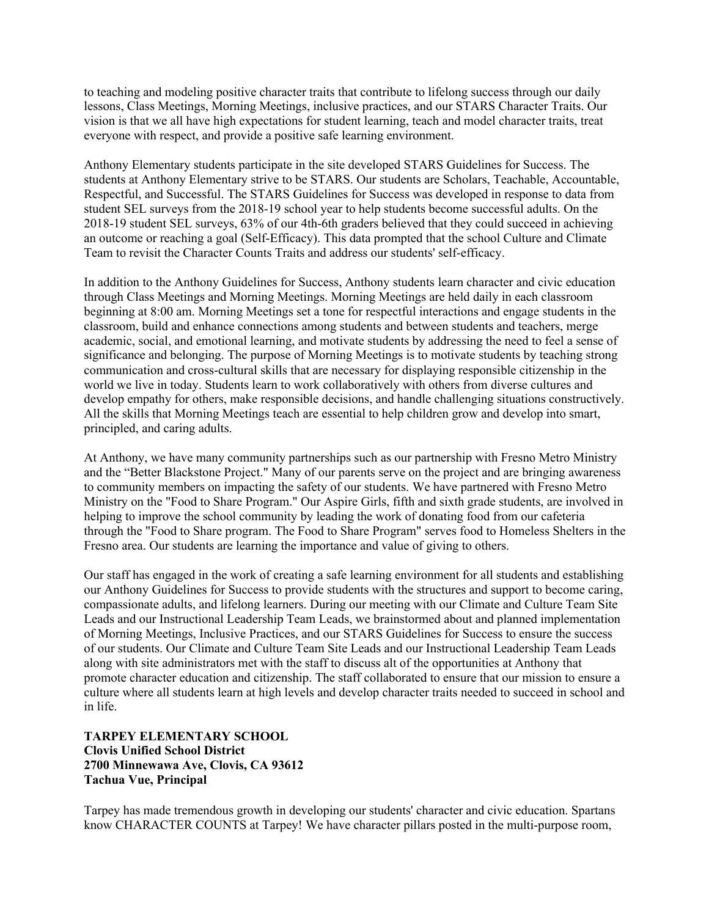to teaching and modeling positive character traits that contribute to lifelong success through our daily lessons, Class Meetings, Morning Meetings, inclusive practices, and our STARS Character Traits. Our vision is that we all have high expectations for student learning, teach and model character traits, treat everyone with respect, and provide a positive safe learning environment.

Anthony Elementary students participate in the site developed STARS Guidelines for Success. The students at Anthony Elementary strive to be STARS. Our students are Scholars, Teachable, Accountable, Respectful, and Successful. The STARS Guidelines for Success was developed in response to data from student SEL surveys from the 2018-19 school year to help students become successful adults. On the 2018-19 student SEL surveys, 63% of our 4th-6th graders believed that they could succeed in achieving an outcome or reaching a goal (Self-Efficacy). This data prompted that the school Culture and Climate Team to revisit the Character Counts Traits and address our students' self-efficacy.

In addition to the Anthony Guidelines for Success, Anthony students learn character and civic education through Class Meetings and Morning Meetings. Morning Meetings are held daily in each classroom beginning at 8:00 am. Morning Meetings set a tone for respectful interactions and engage students in the classroom, build and enhance connections among students and between students and teachers, merge academic, social, and emotional learning, and motivate students by addressing the need to feel a sense of significance and belonging. The purpose of Morning Meetings is to motivate students by teaching strong communication and cross-cultural skills that are necessary for displaying responsible citizenship in the world we live in today. Students learn to work collaboratively with others from diverse cultures and develop empathy for others, make responsible decisions, and handle challenging situations constructively. All the skills that Morning Meetings teach are essential to help children grow and develop into smart, principled, and caring adults.

At Anthony, we have many community partnerships such as our partnership with Fresno Metro Ministry and the "Better Blackstone Project." Many of our parents serve on the project and are bringing awareness to community members on impacting the safety of our students. We have partnered with Fresno Metro Ministry on the "Food to Share Program." Our Aspire Girls, fifth and sixth grade students, are involved in helping to improve the school community by leading the work of donating food from our cafeteria through the "Food to Share program. The Food to Share Program" serves food to Homeless Shelters in the Fresno area. Our students are learning the importance and value of giving to others.

Our staff has engaged in the work of creating a safe learning environment for all students and establishing our Anthony Guidelines for Success to provide students with the structures and support to become caring, compassionate adults, and lifelong learners. During our meeting with our Climate and Culture Team Site Leads and our Instructional Leadership Team Leads, we brainstormed about and planned implementation of Morning Meetings, Inclusive Practices, and our STARS Guidelines for Success to ensure the success of our students. Our Climate and Culture Team Site Leads and our Instructional Leadership Team Leads along with site administrators met with the staff to discuss alt of the opportunities at Anthony that promote character education and citizenship. The staff collaborated to ensure that our mission to ensure a culture where all students learn at high levels and develop character traits needed to succeed in school and in life.

**TARPEY ELEMENTARY SCHOOL**
**Clovis Unified School District**
**2700 Minnewawa Ave, Clovis, CA 93612**
**Tachua Vue, Principal**

Tarpey has made tremendous growth in developing our students' character and civic education. Spartans know CHARACTER COUNTS at Tarpey! We have character pillars posted in the multi-purpose room,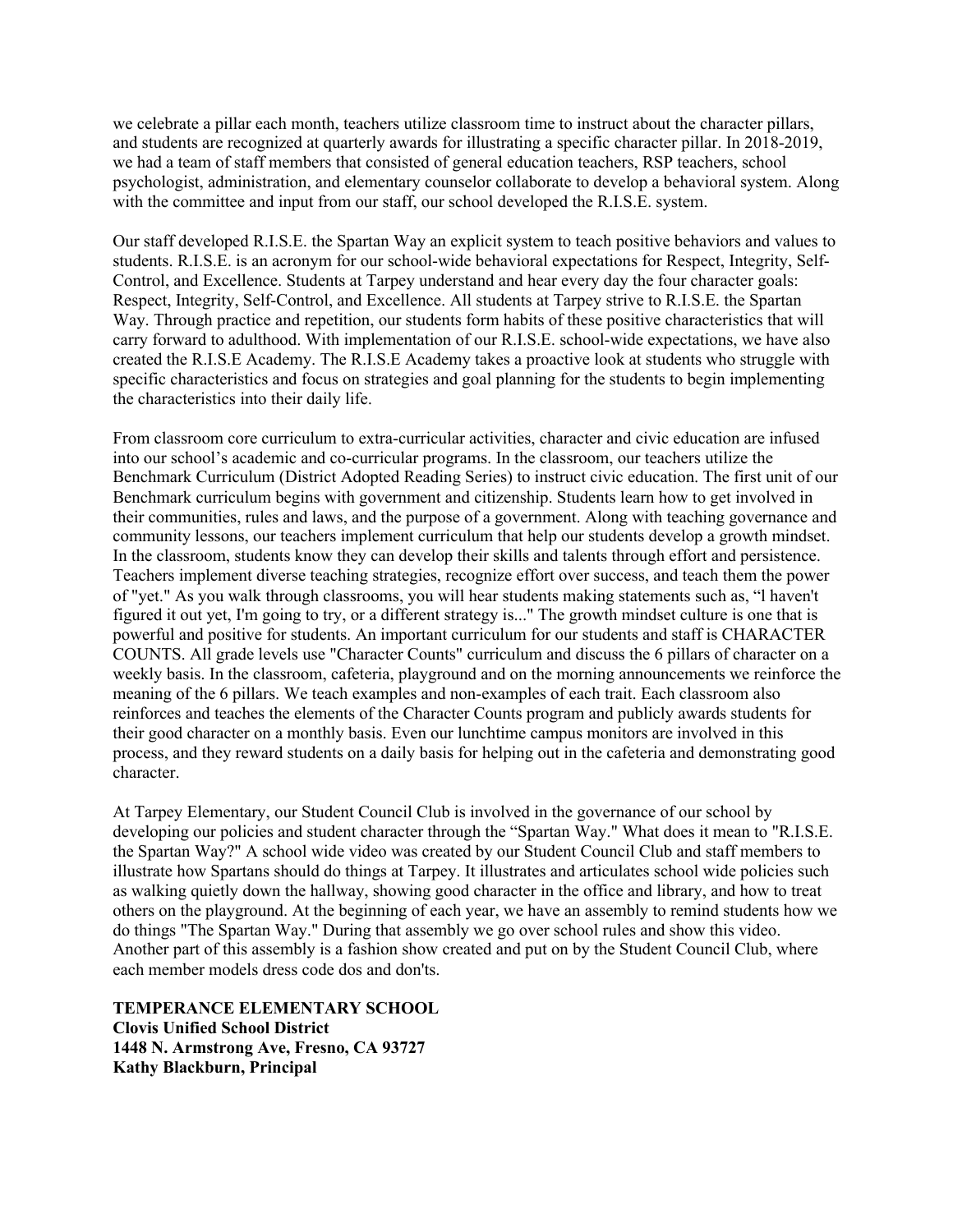we celebrate a pillar each month, teachers utilize classroom time to instruct about the character pillars, and students are recognized at quarterly awards for illustrating a specific character pillar. In 2018-2019, we had a team of staff members that consisted of general education teachers, RSP teachers, school psychologist, administration, and elementary counselor collaborate to develop a behavioral system. Along with the committee and input from our staff, our school developed the R.I.S.E. system.

Our staff developed R.I.S.E. the Spartan Way an explicit system to teach positive behaviors and values to students. R.I.S.E. is an acronym for our school-wide behavioral expectations for Respect, Integrity, Self-Control, and Excellence. Students at Tarpey understand and hear every day the four character goals: Respect, Integrity, Self-Control, and Excellence. All students at Tarpey strive to R.I.S.E. the Spartan Way. Through practice and repetition, our students form habits of these positive characteristics that will carry forward to adulthood. With implementation of our R.I.S.E. school-wide expectations, we have also created the R.I.S.E Academy. The R.I.S.E Academy takes a proactive look at students who struggle with specific characteristics and focus on strategies and goal planning for the students to begin implementing the characteristics into their daily life.

From classroom core curriculum to extra-curricular activities, character and civic education are infused into our school's academic and co-curricular programs. In the classroom, our teachers utilize the Benchmark Curriculum (District Adopted Reading Series) to instruct civic education. The first unit of our Benchmark curriculum begins with government and citizenship. Students learn how to get involved in their communities, rules and laws, and the purpose of a government. Along with teaching governance and community lessons, our teachers implement curriculum that help our students develop a growth mindset. In the classroom, students know they can develop their skills and talents through effort and persistence. Teachers implement diverse teaching strategies, recognize effort over success, and teach them the power of "yet." As you walk through classrooms, you will hear students making statements such as, "l haven't figured it out yet, I'm going to try, or a different strategy is..." The growth mindset culture is one that is powerful and positive for students. An important curriculum for our students and staff is CHARACTER COUNTS. All grade levels use "Character Counts" curriculum and discuss the 6 pillars of character on a weekly basis. In the classroom, cafeteria, playground and on the morning announcements we reinforce the meaning of the 6 pillars. We teach examples and non-examples of each trait. Each classroom also reinforces and teaches the elements of the Character Counts program and publicly awards students for their good character on a monthly basis. Even our lunchtime campus monitors are involved in this process, and they reward students on a daily basis for helping out in the cafeteria and demonstrating good character.

At Tarpey Elementary, our Student Council Club is involved in the governance of our school by developing our policies and student character through the "Spartan Way." What does it mean to "R.I.S.E. the Spartan Way?" A school wide video was created by our Student Council Club and staff members to illustrate how Spartans should do things at Tarpey. It illustrates and articulates school wide policies such as walking quietly down the hallway, showing good character in the office and library, and how to treat others on the playground. At the beginning of each year, we have an assembly to remind students how we do things "The Spartan Way." During that assembly we go over school rules and show this video. Another part of this assembly is a fashion show created and put on by the Student Council Club, where each member models dress code dos and don'ts.

**TEMPERANCE ELEMENTARY SCHOOL**
**Clovis Unified School District**
**1448 N. Armstrong Ave, Fresno, CA 93727**
**Kathy Blackburn, Principal**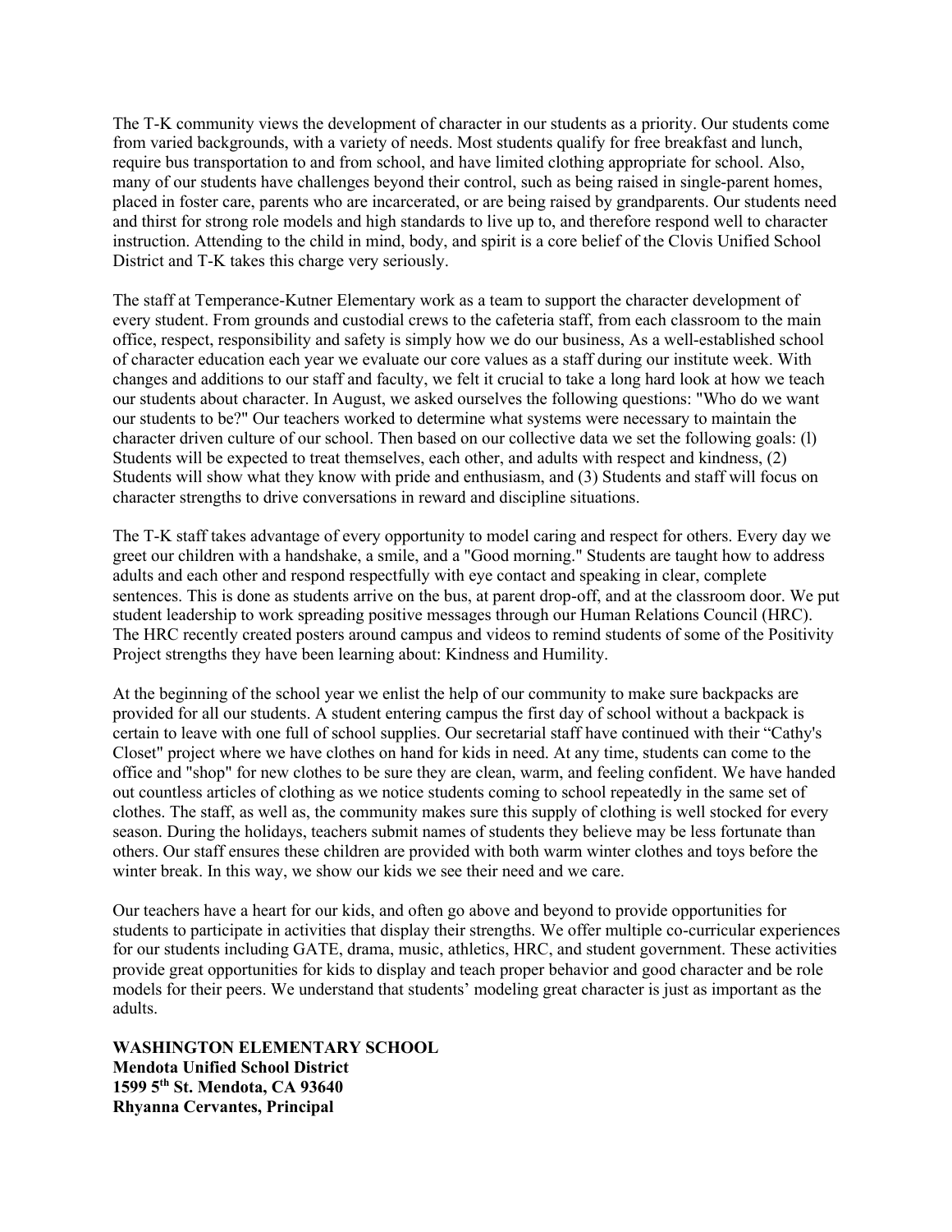The T-K community views the development of character in our students as a priority. Our students come from varied backgrounds, with a variety of needs. Most students qualify for free breakfast and lunch, require bus transportation to and from school, and have limited clothing appropriate for school. Also, many of our students have challenges beyond their control, such as being raised in single-parent homes, placed in foster care, parents who are incarcerated, or are being raised by grandparents. Our students need and thirst for strong role models and high standards to live up to, and therefore respond well to character instruction. Attending to the child in mind, body, and spirit is a core belief of the Clovis Unified School District and T-K takes this charge very seriously.

The staff at Temperance-Kutner Elementary work as a team to support the character development of every student. From grounds and custodial crews to the cafeteria staff, from each classroom to the main office, respect, responsibility and safety is simply how we do our business, As a well-established school of character education each year we evaluate our core values as a staff during our institute week. With changes and additions to our staff and faculty, we felt it crucial to take a long hard look at how we teach our students about character. In August, we asked ourselves the following questions: "Who do we want our students to be?" Our teachers worked to determine what systems were necessary to maintain the character driven culture of our school. Then based on our collective data we set the following goals: (l) Students will be expected to treat themselves, each other, and adults with respect and kindness, (2) Students will show what they know with pride and enthusiasm, and (3) Students and staff will focus on character strengths to drive conversations in reward and discipline situations.

The T-K staff takes advantage of every opportunity to model caring and respect for others. Every day we greet our children with a handshake, a smile, and a "Good morning." Students are taught how to address adults and each other and respond respectfully with eye contact and speaking in clear, complete sentences. This is done as students arrive on the bus, at parent drop-off, and at the classroom door. We put student leadership to work spreading positive messages through our Human Relations Council (HRC). The HRC recently created posters around campus and videos to remind students of some of the Positivity Project strengths they have been learning about: Kindness and Humility.

At the beginning of the school year we enlist the help of our community to make sure backpacks are provided for all our students. A student entering campus the first day of school without a backpack is certain to leave with one full of school supplies. Our secretarial staff have continued with their "Cathy's Closet" project where we have clothes on hand for kids in need. At any time, students can come to the office and "shop" for new clothes to be sure they are clean, warm, and feeling confident. We have handed out countless articles of clothing as we notice students coming to school repeatedly in the same set of clothes. The staff, as well as, the community makes sure this supply of clothing is well stocked for every season. During the holidays, teachers submit names of students they believe may be less fortunate than others. Our staff ensures these children are provided with both warm winter clothes and toys before the winter break. In this way, we show our kids we see their need and we care.

Our teachers have a heart for our kids, and often go above and beyond to provide opportunities for students to participate in activities that display their strengths. We offer multiple co-curricular experiences for our students including GATE, drama, music, athletics, HRC, and student government. These activities provide great opportunities for kids to display and teach proper behavior and good character and be role models for their peers. We understand that students' modeling great character is just as important as the adults.

**WASHINGTON ELEMENTARY SCHOOL**
**Mendota Unified School District**
**1599 5th St. Mendota, CA 93640**
**Rhyanna Cervantes, Principal**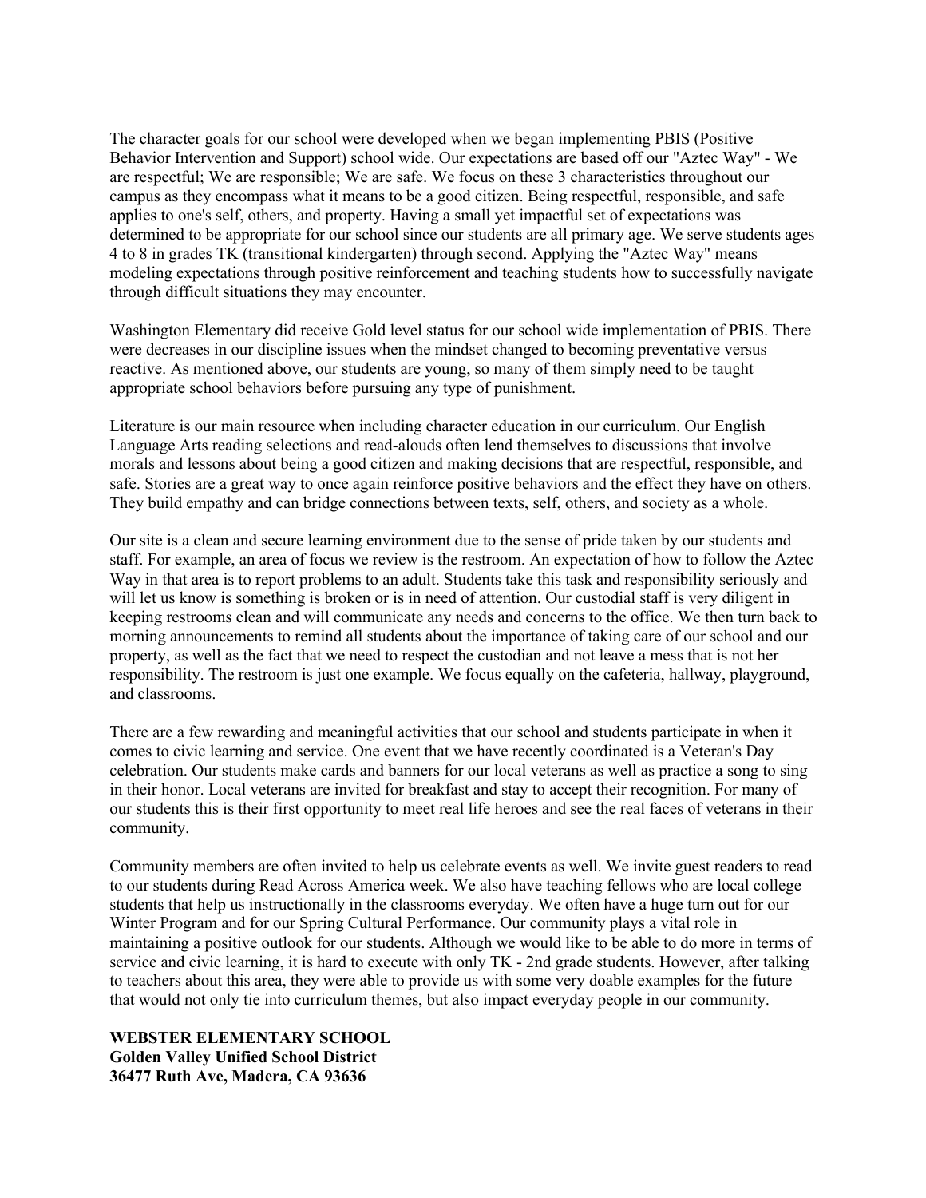The character goals for our school were developed when we began implementing PBIS (Positive Behavior Intervention and Support) school wide. Our expectations are based off our "Aztec Way" - We are respectful; We are responsible; We are safe. We focus on these 3 characteristics throughout our campus as they encompass what it means to be a good citizen. Being respectful, responsible, and safe applies to one's self, others, and property. Having a small yet impactful set of expectations was determined to be appropriate for our school since our students are all primary age. We serve students ages 4 to 8 in grades TK (transitional kindergarten) through second. Applying the "Aztec Way" means modeling expectations through positive reinforcement and teaching students how to successfully navigate through difficult situations they may encounter.

Washington Elementary did receive Gold level status for our school wide implementation of PBIS. There were decreases in our discipline issues when the mindset changed to becoming preventative versus reactive. As mentioned above, our students are young, so many of them simply need to be taught appropriate school behaviors before pursuing any type of punishment.

Literature is our main resource when including character education in our curriculum. Our English Language Arts reading selections and read-alouds often lend themselves to discussions that involve morals and lessons about being a good citizen and making decisions that are respectful, responsible, and safe. Stories are a great way to once again reinforce positive behaviors and the effect they have on others. They build empathy and can bridge connections between texts, self, others, and society as a whole.

Our site is a clean and secure learning environment due to the sense of pride taken by our students and staff. For example, an area of focus we review is the restroom. An expectation of how to follow the Aztec Way in that area is to report problems to an adult. Students take this task and responsibility seriously and will let us know is something is broken or is in need of attention. Our custodial staff is very diligent in keeping restrooms clean and will communicate any needs and concerns to the office. We then turn back to morning announcements to remind all students about the importance of taking care of our school and our property, as well as the fact that we need to respect the custodian and not leave a mess that is not her responsibility. The restroom is just one example. We focus equally on the cafeteria, hallway, playground, and classrooms.

There are a few rewarding and meaningful activities that our school and students participate in when it comes to civic learning and service. One event that we have recently coordinated is a Veteran's Day celebration. Our students make cards and banners for our local veterans as well as practice a song to sing in their honor. Local veterans are invited for breakfast and stay to accept their recognition. For many of our students this is their first opportunity to meet real life heroes and see the real faces of veterans in their community.

Community members are often invited to help us celebrate events as well. We invite guest readers to read to our students during Read Across America week. We also have teaching fellows who are local college students that help us instructionally in the classrooms everyday. We often have a huge turn out for our Winter Program and for our Spring Cultural Performance. Our community plays a vital role in maintaining a positive outlook for our students. Although we would like to be able to do more in terms of service and civic learning, it is hard to execute with only TK - 2nd grade students. However, after talking to teachers about this area, they were able to provide us with some very doable examples for the future that would not only tie into curriculum themes, but also impact everyday people in our community.

**WEBSTER ELEMENTARY SCHOOL**
**Golden Valley Unified School District**
**36477 Ruth Ave, Madera, CA 93636**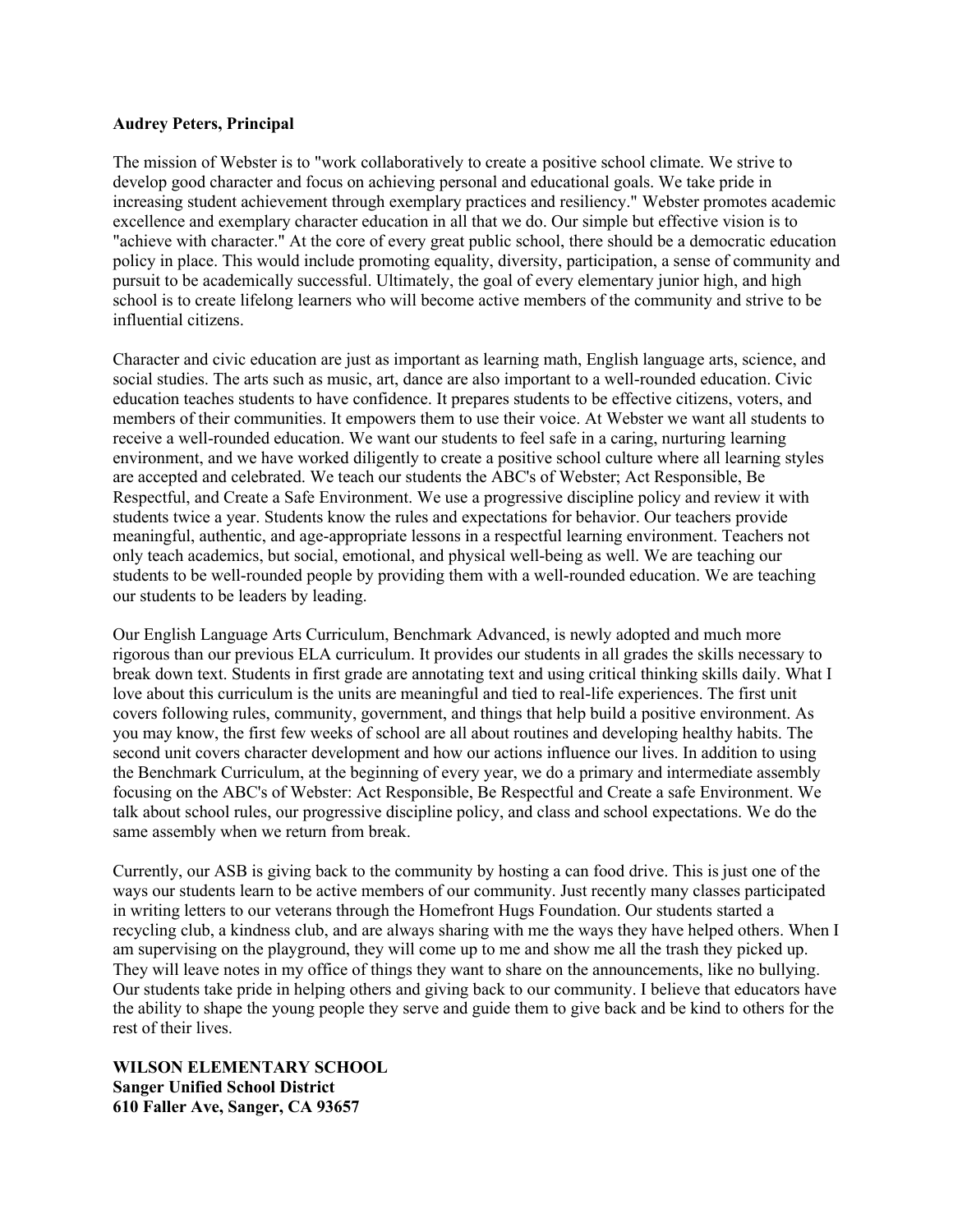**Audrey Peters, Principal**

The mission of Webster is to "work collaboratively to create a positive school climate. We strive to develop good character and focus on achieving personal and educational goals. We take pride in increasing student achievement through exemplary practices and resiliency." Webster promotes academic excellence and exemplary character education in all that we do. Our simple but effective vision is to "achieve with character." At the core of every great public school, there should be a democratic education policy in place. This would include promoting equality, diversity, participation, a sense of community and pursuit to be academically successful. Ultimately, the goal of every elementary junior high, and high school is to create lifelong learners who will become active members of the community and strive to be influential citizens.

Character and civic education are just as important as learning math, English language arts, science, and social studies. The arts such as music, art, dance are also important to a well-rounded education. Civic education teaches students to have confidence. It prepares students to be effective citizens, voters, and members of their communities. It empowers them to use their voice. At Webster we want all students to receive a well-rounded education. We want our students to feel safe in a caring, nurturing learning environment, and we have worked diligently to create a positive school culture where all learning styles are accepted and celebrated. We teach our students the ABC's of Webster; Act Responsible, Be Respectful, and Create a Safe Environment. We use a progressive discipline policy and review it with students twice a year. Students know the rules and expectations for behavior. Our teachers provide meaningful, authentic, and age-appropriate lessons in a respectful learning environment. Teachers not only teach academics, but social, emotional, and physical well-being as well. We are teaching our students to be well-rounded people by providing them with a well-rounded education. We are teaching our students to be leaders by leading.

Our English Language Arts Curriculum, Benchmark Advanced, is newly adopted and much more rigorous than our previous ELA curriculum. It provides our students in all grades the skills necessary to break down text. Students in first grade are annotating text and using critical thinking skills daily. What I love about this curriculum is the units are meaningful and tied to real-life experiences. The first unit covers following rules, community, government, and things that help build a positive environment. As you may know, the first few weeks of school are all about routines and developing healthy habits. The second unit covers character development and how our actions influence our lives. In addition to using the Benchmark Curriculum, at the beginning of every year, we do a primary and intermediate assembly focusing on the ABC's of Webster: Act Responsible, Be Respectful and Create a safe Environment. We talk about school rules, our progressive discipline policy, and class and school expectations. We do the same assembly when we return from break.

Currently, our ASB is giving back to the community by hosting a can food drive. This is just one of the ways our students learn to be active members of our community. Just recently many classes participated in writing letters to our veterans through the Homefront Hugs Foundation. Our students started a recycling club, a kindness club, and are always sharing with me the ways they have helped others. When I am supervising on the playground, they will come up to me and show me all the trash they picked up. They will leave notes in my office of things they want to share on the announcements, like no bullying. Our students take pride in helping others and giving back to our community. I believe that educators have the ability to shape the young people they serve and guide them to give back and be kind to others for the rest of their lives.

**WILSON ELEMENTARY SCHOOL**
**Sanger Unified School District**
**610 Faller Ave, Sanger, CA 93657**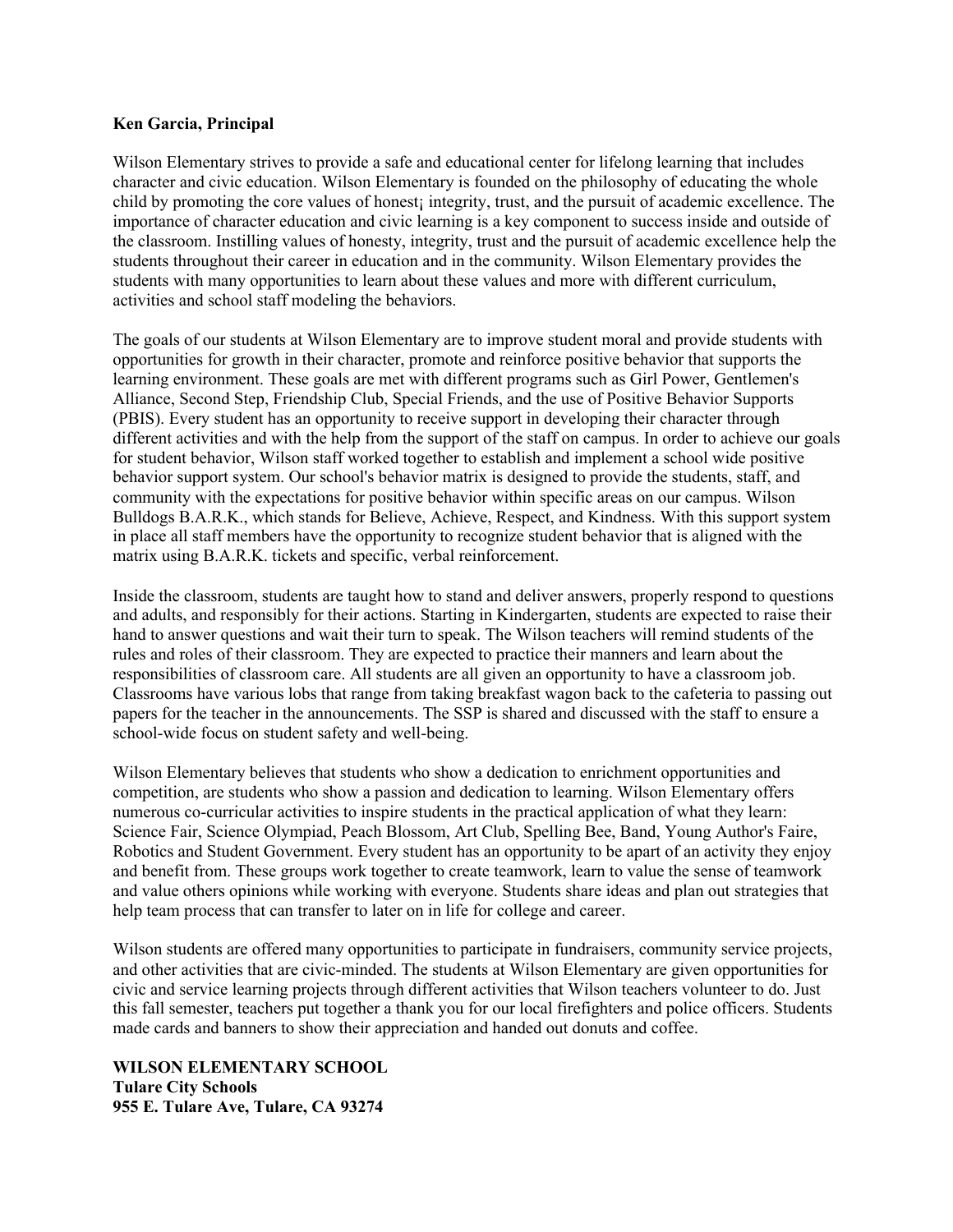**Ken Garcia, Principal**

Wilson Elementary strives to provide a safe and educational center for lifelong learning that includes character and civic education. Wilson Elementary is founded on the philosophy of educating the whole child by promoting the core values of honest¡ integrity, trust, and the pursuit of academic excellence. The importance of character education and civic learning is a key component to success inside and outside of the classroom. Instilling values of honesty, integrity, trust and the pursuit of academic excellence help the students throughout their career in education and in the community. Wilson Elementary provides the students with many opportunities to learn about these values and more with different curriculum, activities and school staff modeling the behaviors.

The goals of our students at Wilson Elementary are to improve student moral and provide students with opportunities for growth in their character, promote and reinforce positive behavior that supports the learning environment. These goals are met with different programs such as Girl Power, Gentlemen's Alliance, Second Step, Friendship Club, Special Friends, and the use of Positive Behavior Supports (PBIS). Every student has an opportunity to receive support in developing their character through different activities and with the help from the support of the staff on campus. In order to achieve our goals for student behavior, Wilson staff worked together to establish and implement a school wide positive behavior support system. Our school's behavior matrix is designed to provide the students, staff, and community with the expectations for positive behavior within specific areas on our campus. Wilson Bulldogs B.A.R.K., which stands for Believe, Achieve, Respect, and Kindness. With this support system in place all staff members have the opportunity to recognize student behavior that is aligned with the matrix using B.A.R.K. tickets and specific, verbal reinforcement.

Inside the classroom, students are taught how to stand and deliver answers, properly respond to questions and adults, and responsibly for their actions. Starting in Kindergarten, students are expected to raise their hand to answer questions and wait their turn to speak. The Wilson teachers will remind students of the rules and roles of their classroom. They are expected to practice their manners and learn about the responsibilities of classroom care. All students are all given an opportunity to have a classroom job. Classrooms have various lobs that range from taking breakfast wagon back to the cafeteria to passing out papers for the teacher in the announcements. The SSP is shared and discussed with the staff to ensure a school-wide focus on student safety and well-being.

Wilson Elementary believes that students who show a dedication to enrichment opportunities and competition, are students who show a passion and dedication to learning. Wilson Elementary offers numerous co-curricular activities to inspire students in the practical application of what they learn: Science Fair, Science Olympiad, Peach Blossom, Art Club, Spelling Bee, Band, Young Author's Faire, Robotics and Student Government. Every student has an opportunity to be apart of an activity they enjoy and benefit from. These groups work together to create teamwork, learn to value the sense of teamwork and value others opinions while working with everyone. Students share ideas and plan out strategies that help team process that can transfer to later on in life for college and career.

Wilson students are offered many opportunities to participate in fundraisers, community service projects, and other activities that are civic-minded. The students at Wilson Elementary are given opportunities for civic and service learning projects through different activities that Wilson teachers volunteer to do. Just this fall semester, teachers put together a thank you for our local firefighters and police officers. Students made cards and banners to show their appreciation and handed out donuts and coffee.

**WILSON ELEMENTARY SCHOOL**
**Tulare City Schools**
**955 E. Tulare Ave, Tulare, CA 93274**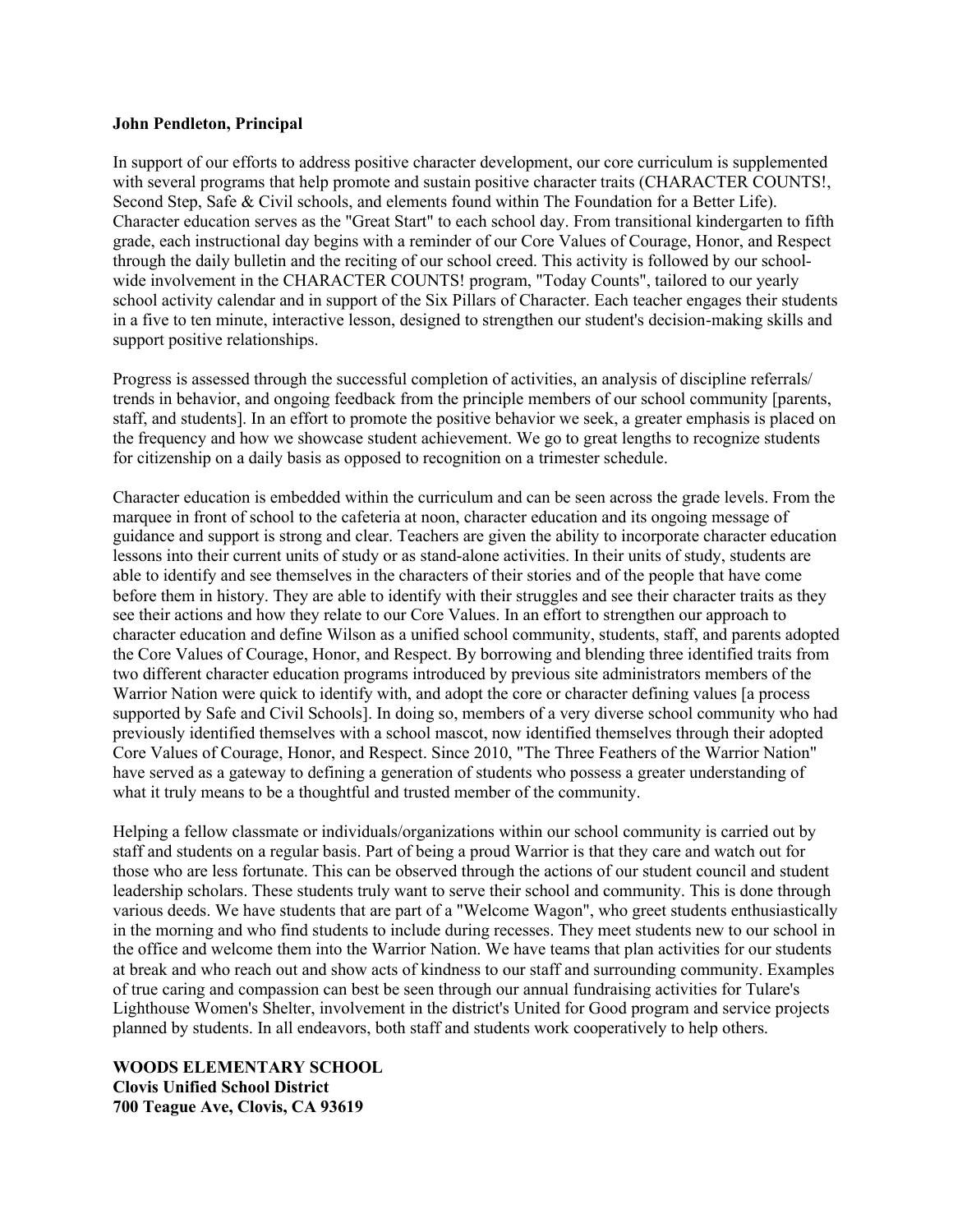**John Pendleton, Principal**

In support of our efforts to address positive character development, our core curriculum is supplemented with several programs that help promote and sustain positive character traits (CHARACTER COUNTS!, Second Step, Safe & Civil schools, and elements found within The Foundation for a Better Life). Character education serves as the "Great Start" to each school day. From transitional kindergarten to fifth grade, each instructional day begins with a reminder of our Core Values of Courage, Honor, and Respect through the daily bulletin and the reciting of our school creed. This activity is followed by our school-wide involvement in the CHARACTER COUNTS! program, "Today Counts", tailored to our yearly school activity calendar and in support of the Six Pillars of Character. Each teacher engages their students in a five to ten minute, interactive lesson, designed to strengthen our student's decision-making skills and support positive relationships.

Progress is assessed through the successful completion of activities, an analysis of discipline referrals/ trends in behavior, and ongoing feedback from the principle members of our school community [parents, staff, and students]. In an effort to promote the positive behavior we seek, a greater emphasis is placed on the frequency and how we showcase student achievement. We go to great lengths to recognize students for citizenship on a daily basis as opposed to recognition on a trimester schedule.

Character education is embedded within the curriculum and can be seen across the grade levels. From the marquee in front of school to the cafeteria at noon, character education and its ongoing message of guidance and support is strong and clear. Teachers are given the ability to incorporate character education lessons into their current units of study or as stand-alone activities. In their units of study, students are able to identify and see themselves in the characters of their stories and of the people that have come before them in history. They are able to identify with their struggles and see their character traits as they see their actions and how they relate to our Core Values. In an effort to strengthen our approach to character education and define Wilson as a unified school community, students, staff, and parents adopted the Core Values of Courage, Honor, and Respect. By borrowing and blending three identified traits from two different character education programs introduced by previous site administrators members of the Warrior Nation were quick to identify with, and adopt the core or character defining values [a process supported by Safe and Civil Schools]. In doing so, members of a very diverse school community who had previously identified themselves with a school mascot, now identified themselves through their adopted Core Values of Courage, Honor, and Respect. Since 2010, "The Three Feathers of the Warrior Nation" have served as a gateway to defining a generation of students who possess a greater understanding of what it truly means to be a thoughtful and trusted member of the community.

Helping a fellow classmate or individuals/organizations within our school community is carried out by staff and students on a regular basis. Part of being a proud Warrior is that they care and watch out for those who are less fortunate. This can be observed through the actions of our student council and student leadership scholars. These students truly want to serve their school and community. This is done through various deeds. We have students that are part of a "Welcome Wagon", who greet students enthusiastically in the morning and who find students to include during recesses. They meet students new to our school in the office and welcome them into the Warrior Nation. We have teams that plan activities for our students at break and who reach out and show acts of kindness to our staff and surrounding community. Examples of true caring and compassion can best be seen through our annual fundraising activities for Tulare's Lighthouse Women's Shelter, involvement in the district's United for Good program and service projects planned by students. In all endeavors, both staff and students work cooperatively to help others.

**WOODS ELEMENTARY SCHOOL**
**Clovis Unified School District**
**700 Teague Ave, Clovis, CA 93619**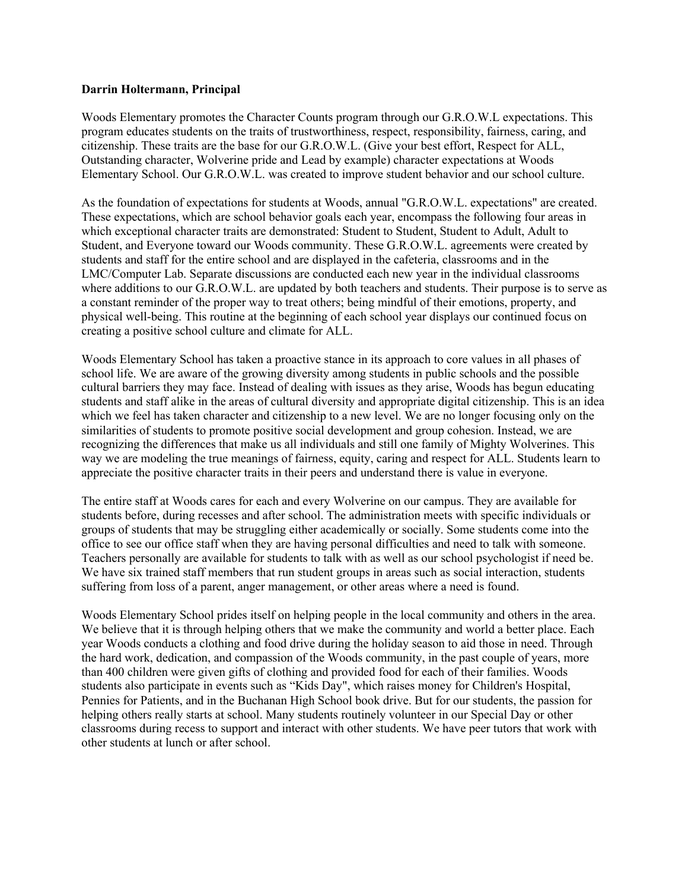**Darrin Holtermann, Principal**

Woods Elementary promotes the Character Counts program through our G.R.O.W.L expectations. This program educates students on the traits of trustworthiness, respect, responsibility, fairness, caring, and citizenship. These traits are the base for our G.R.O.W.L. (Give your best effort, Respect for ALL, Outstanding character, Wolverine pride and Lead by example) character expectations at Woods Elementary School. Our G.R.O.W.L. was created to improve student behavior and our school culture.

As the foundation of expectations for students at Woods, annual "G.R.O.W.L. expectations" are created. These expectations, which are school behavior goals each year, encompass the following four areas in which exceptional character traits are demonstrated: Student to Student, Student to Adult, Adult to Student, and Everyone toward our Woods community. These G.R.O.W.L. agreements were created by students and staff for the entire school and are displayed in the cafeteria, classrooms and in the LMC/Computer Lab. Separate discussions are conducted each new year in the individual classrooms where additions to our G.R.O.W.L. are updated by both teachers and students. Their purpose is to serve as a constant reminder of the proper way to treat others; being mindful of their emotions, property, and physical well-being. This routine at the beginning of each school year displays our continued focus on creating a positive school culture and climate for ALL.

Woods Elementary School has taken a proactive stance in its approach to core values in all phases of school life. We are aware of the growing diversity among students in public schools and the possible cultural barriers they may face. Instead of dealing with issues as they arise, Woods has begun educating students and staff alike in the areas of cultural diversity and appropriate digital citizenship. This is an idea which we feel has taken character and citizenship to a new level. We are no longer focusing only on the similarities of students to promote positive social development and group cohesion. Instead, we are recognizing the differences that make us all individuals and still one family of Mighty Wolverines. This way we are modeling the true meanings of fairness, equity, caring and respect for ALL. Students learn to appreciate the positive character traits in their peers and understand there is value in everyone.

The entire staff at Woods cares for each and every Wolverine on our campus. They are available for students before, during recesses and after school. The administration meets with specific individuals or groups of students that may be struggling either academically or socially. Some students come into the office to see our office staff when they are having personal difficulties and need to talk with someone. Teachers personally are available for students to talk with as well as our school psychologist if need be. We have six trained staff members that run student groups in areas such as social interaction, students suffering from loss of a parent, anger management, or other areas where a need is found.

Woods Elementary School prides itself on helping people in the local community and others in the area. We believe that it is through helping others that we make the community and world a better place. Each year Woods conducts a clothing and food drive during the holiday season to aid those in need. Through the hard work, dedication, and compassion of the Woods community, in the past couple of years, more than 400 children were given gifts of clothing and provided food for each of their families. Woods students also participate in events such as "Kids Day", which raises money for Children's Hospital, Pennies for Patients, and in the Buchanan High School book drive. But for our students, the passion for helping others really starts at school. Many students routinely volunteer in our Special Day or other classrooms during recess to support and interact with other students. We have peer tutors that work with other students at lunch or after school.